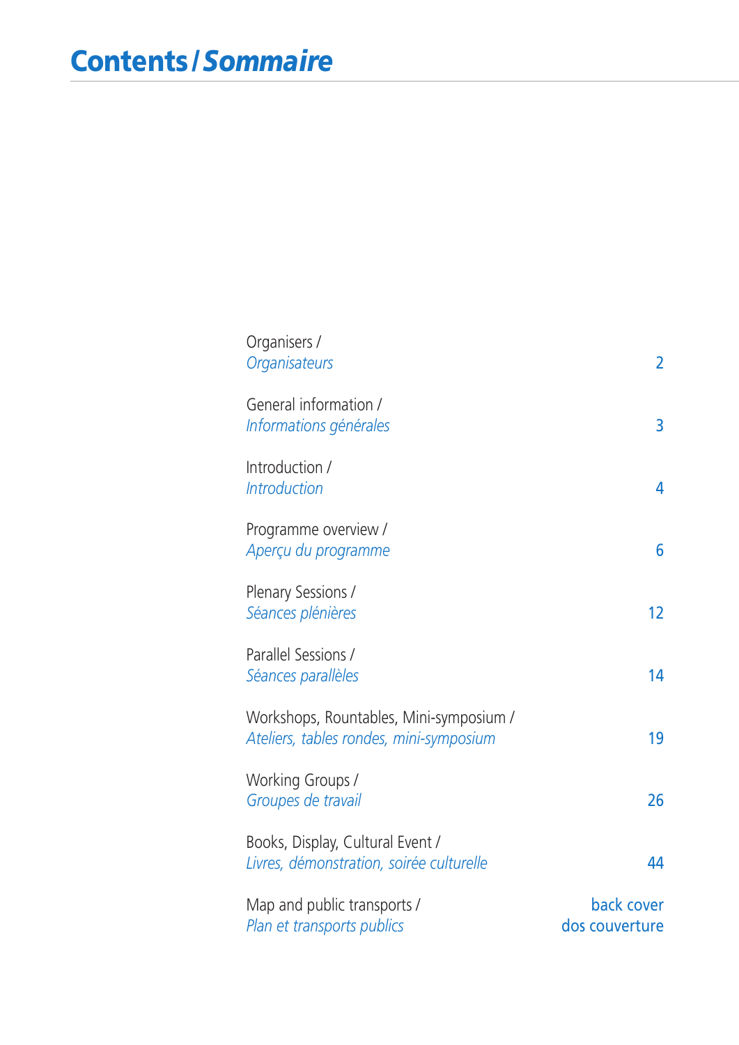# Contents / *Sommaire*

| | |
|---|---|
| Organisers / *Organisateurs* | 2 |
| General information / *Informations générales* | 3 |
| Introduction / *Introduction* | 4 |
| Programme overview / *Aperçu du programme* | 6 |
| Plenary Sessions / *Séances plénières* | 12 |
| Parallel Sessions / *Séances parallèles* | 14 |
| Workshops, Rountables, Mini-symposium / *Ateliers, tables rondes, mini-symposium* | 19 |
| Working Groups / *Groupes de travail* | 26 |
| Books, Display, Cultural Event / *Livres, démonstration, soirée culturelle* | 44 |
| Map and public transports / *Plan et transports publics* | back cover / dos couverture |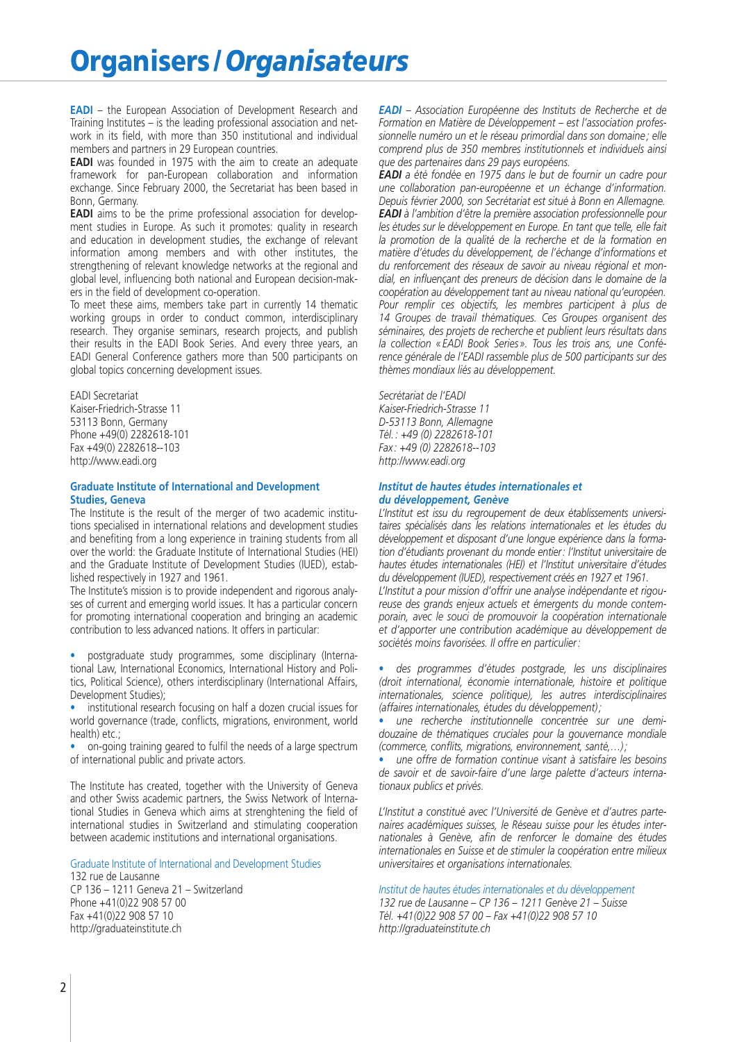# Organisers / *Organisateurs*

**EADI** – the European Association of Development Research and Training Institutes – is the leading professional association and network in its field, with more than 350 institutional and individual members and partners in 29 European countries.

**EADI** was founded in 1975 with the aim to create an adequate framework for pan-European collaboration and information exchange. Since February 2000, the Secretariat has been based in Bonn, Germany.

**EADI** aims to be the prime professional association for development studies in Europe. As such it promotes: quality in research and education in development studies, the exchange of relevant information among members and with other institutes, the strengthening of relevant knowledge networks at the regional and global level, influencing both national and European decision-makers in the field of development co-operation.

To meet these aims, members take part in currently 14 thematic working groups in order to conduct common, interdisciplinary research. They organise seminars, research projects, and publish their results in the EADI Book Series. And every three years, an EADI General Conference gathers more than 500 participants on global topics concerning development issues.

EADI Secretariat
Kaiser-Friedrich-Strasse 11
53113 Bonn, Germany
Phone +49(0) 2282618-101
Fax +49(0) 2282618--103
http://www.eadi.org

### Graduate Institute of International and Development Studies, Geneva

The Institute is the result of the merger of two academic institutions specialised in international relations and development studies and benefiting from a long experience in training students from all over the world: the Graduate Institute of International Studies (HEI) and the Graduate Institute of Development Studies (IUED), established respectively in 1927 and 1961.

The Institute's mission is to provide independent and rigorous analyses of current and emerging world issues. It has a particular concern for promoting international cooperation and bringing an academic contribution to less advanced nations. It offers in particular:

- postgraduate study programmes, some disciplinary (International Law, International Economics, International History and Politics, Political Science), others interdisciplinary (International Affairs, Development Studies);
- institutional research focusing on half a dozen crucial issues for world governance (trade, conflicts, migrations, environment, world health) etc.;
- on-going training geared to fulfil the needs of a large spectrum of international public and private actors.

The Institute has created, together with the University of Geneva and other Swiss academic partners, the Swiss Network of International Studies in Geneva which aims at strenghtening the field of international studies in Switzerland and stimulating cooperation between academic institutions and international organisations.

Graduate Institute of International and Development Studies
132 rue de Lausanne
CP 136 – 1211 Geneva 21 – Switzerland
Phone +41(0)22 908 57 00
Fax +41(0)22 908 57 10
http://graduateinstitute.ch

*__EADI__ – Association Européenne des Instituts de Recherche et de Formation en Matière de Développement – est l'association professionnelle numéro un et le réseau primordial dans son domaine ; elle comprend plus de 350 membres institutionnels et individuels ainsi que des partenaires dans 29 pays européens.*

*__EADI__ a été fondée en 1975 dans le but de fournir un cadre pour une collaboration pan-européenne et un échange d'information. Depuis février 2000, son Secrétariat est situé à Bonn en Allemagne.*

*__EADI__ a l'ambition d'être la première association professionnelle pour les études sur le développement en Europe. En tant que telle, elle fait la promotion de la qualité de la recherche et de la formation en matière d'études du développement, de l'échange d'informations et du renforcement des réseaux de savoir au niveau régional et mondial, en influençant des preneurs de décision dans le domaine de la coopération au développement tant au niveau national qu'européen. Pour remplir ces objectifs, les membres participent à plus de 14 Groupes de travail thématiques. Ces Groupes organisent des séminaires, des projets de recherche et publient leurs résultats dans la collection « EADI Book Series ». Tous les trois ans, une Conférence générale de l'EADI rassemble plus de 500 participants sur des thèmes mondiaux liés au développement.*

*Secrétariat de l'EADI*
*Kaiser-Friedrich-Strasse 11*
*D-53113 Bonn, Allemagne*
*Tél. : +49 (0) 2282618-101*
*Fax : +49 (0) 2282618--103*
*http://www.eadi.org*

### *Institut de hautes études internationales et du développement, Genève*

*L'Institut est issu du regroupement de deux établissements universitaires spécialisés dans les relations internationales et les études du développement et disposant d'une longue expérience dans la formation d'étudiants provenant du monde entier : l'Institut universitaire de hautes études internationales (HEI) et l'Institut universitaire d'études du développement (IUED), respectivement créés en 1927 et 1961.*

*L'Institut a pour mission d'offrir une analyse indépendante et rigoureuse des grands enjeux actuels et émergents du monde contemporain, avec le souci de promouvoir la coopération internationale et d'apporter une contribution académique au développement de sociétés moins favorisées. Il offre en particulier :*

- *des programmes d'études postgrade, les uns disciplinaires (droit international, économie internationale, histoire et politique internationales, science politique), les autres interdisciplinaires (affaires internationales, études du développement) ;*
- *une recherche institutionnelle concentrée sur une demi-douzaine de thématiques cruciales pour la gouvernance mondiale (commerce, conflits, migrations, environnement, santé,…) ;*
- *une offre de formation continue visant à satisfaire les besoins de savoir et de savoir-faire d'une large palette d'acteurs internationaux publics et privés.*

*L'Institut a constitué avec l'Université de Genève et d'autres partenaires académiques suisses, le Réseau suisse pour les études internationales à Genève, afin de renforcer le domaine des études internationales en Suisse et de stimuler la coopération entre milieux universitaires et organisations internationales.*

*Institut de hautes études internationales et du développement*
*132 rue de Lausanne – CP 136 – 1211 Genève 21 – Suisse*
*Tél. +41(0)22 908 57 00 – Fax +41(0)22 908 57 10*
*http://graduateinstitute.ch*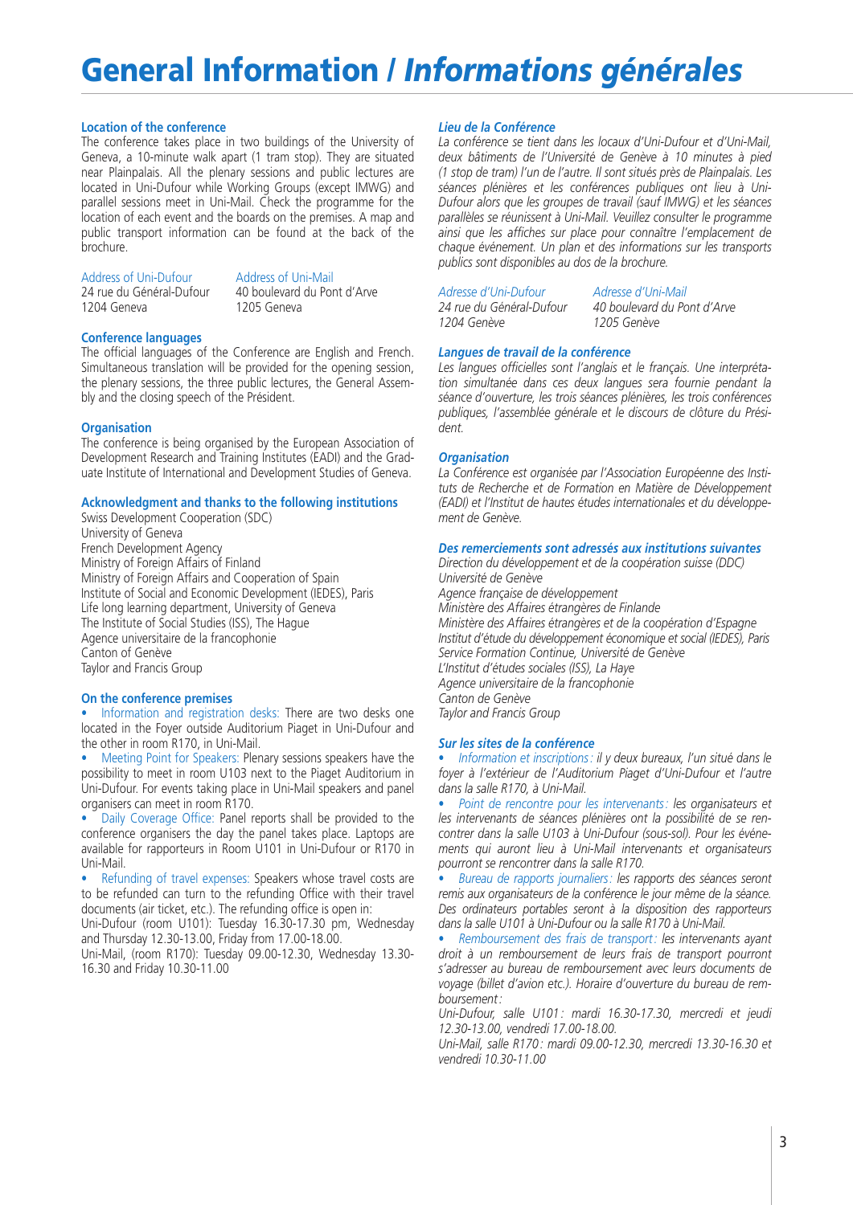# General Information / *Informations générales*

## Location of the conference

The conference takes place in two buildings of the University of Geneva, a 10-minute walk apart (1 tram stop). They are situated near Plainpalais. All the plenary sessions and public lectures are located in Uni-Dufour while Working Groups (except IMWG) and parallel sessions meet in Uni-Mail. Check the programme for the location of each event and the boards on the premises. A map and public transport information can be found at the back of the brochure.

| Address of Uni-Dufour | Address of Uni-Mail |
|---|---|
| 24 rue du Général-Dufour | 40 boulevard du Pont d'Arve |
| 1204 Geneva | 1205 Geneva |

## Conference languages

The official languages of the Conference are English and French. Simultaneous translation will be provided for the opening session, the plenary sessions, the three public lectures, the General Assembly and the closing speech of the Président.

## Organisation

The conference is being organised by the European Association of Development Research and Training Institutes (EADI) and the Graduate Institute of International and Development Studies of Geneva.

## Acknowledgment and thanks to the following institutions

Swiss Development Cooperation (SDC)
University of Geneva
French Development Agency
Ministry of Foreign Affairs of Finland
Ministry of Foreign Affairs and Cooperation of Spain
Institute of Social and Economic Development (IEDES), Paris
Life long learning department, University of Geneva
The Institute of Social Studies (ISS), The Hague
Agence universitaire de la francophonie
Canton of Genève
Taylor and Francis Group

## On the conference premises

- Information and registration desks: There are two desks one located in the Foyer outside Auditorium Piaget in Uni-Dufour and the other in room R170, in Uni-Mail.
- Meeting Point for Speakers: Plenary sessions speakers have the possibility to meet in room U103 next to the Piaget Auditorium in Uni-Dufour. For events taking place in Uni-Mail speakers and panel organisers can meet in room R170.
- Daily Coverage Office: Panel reports shall be provided to the conference organisers the day the panel takes place. Laptops are available for rapporteurs in Room U101 in Uni-Dufour or R170 in Uni-Mail.
- Refunding of travel expenses: Speakers whose travel costs are to be refunded can turn to the refunding Office with their travel documents (air ticket, etc.). The refunding office is open in:

Uni-Dufour (room U101): Tuesday 16.30-17.30 pm, Wednesday and Thursday 12.30-13.00, Friday from 17.00-18.00.

Uni-Mail, (room R170): Tuesday 09.00-12.30, Wednesday 13.30-16.30 and Friday 10.30-11.00

## *Lieu de la Conférence*

*La conférence se tient dans les locaux d'Uni-Dufour et d'Uni-Mail, deux bâtiments de l'Université de Genève à 10 minutes à pied (1 stop de tram) l'un de l'autre. Il sont situés près de Plainpalais. Les séances plénières et les conférences publiques ont lieu à Uni-Dufour alors que les groupes de travail (sauf IMWG) et les séances parallèles se réunissent à Uni-Mail. Veuillez consulter le programme ainsi que les affiches sur place pour connaître l'emplacement de chaque événement. Un plan et des informations sur les transports publics sont disponibles au dos de la brochure.*

| *Adresse d'Uni-Dufour* | *Adresse d'Uni-Mail* |
|---|---|
| *24 rue du Général-Dufour* | *40 boulevard du Pont d'Arve* |
| *1204 Genève* | *1205 Genève* |

## *Langues de travail de la conférence*

*Les langues officielles sont l'anglais et le français. Une interprétation simultanée dans ces deux langues sera fournie pendant la séance d'ouverture, les trois séances plénières, les trois conférences publiques, l'assemblée générale et le discours de clôture du Président.*

## *Organisation*

*La Conférence est organisée par l'Association Européenne des Instituts de Recherche et de Formation en Matière de Développement (EADI) et l'Institut de hautes études internationales et du développement de Genève.*

## *Des remerciements sont adressés aux institutions suivantes*

*Direction du développement et de la coopération suisse (DDC)*
*Université de Genève*
*Agence française de développement*
*Ministère des Affaires étrangères de Finlande*
*Ministère des Affaires étrangères et de la coopération d'Espagne*
*Institut d'étude du développement économique et social (IEDES), Paris*
*Service Formation Continue, Université de Genève*
*L'Institut d'études sociales (ISS), La Haye*
*Agence universitaire de la francophonie*
*Canton de Genève*
*Taylor and Francis Group*

## *Sur les sites de la conférence*

- *Information et inscriptions : il y deux bureaux, l'un situé dans le foyer à l'extérieur de l'Auditorium Piaget d'Uni-Dufour et l'autre dans la salle R170, à Uni-Mail.*
- *Point de rencontre pour les intervenants : les organisateurs et les intervenants de séances plénières ont la possibilité de se rencontrer dans la salle U103 à Uni-Dufour (sous-sol). Pour les événements qui auront lieu à Uni-Mail intervenants et organisateurs pourront se rencontrer dans la salle R170.*
- *Bureau de rapports journaliers : les rapports des séances seront remis aux organisateurs de la conférence le jour même de la séance. Des ordinateurs portables seront à la disposition des rapporteurs dans la salle U101 à Uni-Dufour ou la salle R170 à Uni-Mail.*
- *Remboursement des frais de transport : les intervenants ayant droit à un remboursement de leurs frais de transport pourront s'adresser au bureau de remboursement avec leurs documents de voyage (billet d'avion etc.). Horaire d'ouverture du bureau de remboursement :*

*Uni-Dufour, salle U101 : mardi 16.30-17.30, mercredi et jeudi 12.30-13.00, vendredi 17.00-18.00.*

*Uni-Mail, salle R170 : mardi 09.00-12.30, mercredi 13.30-16.30 et vendredi 10.30-11.00*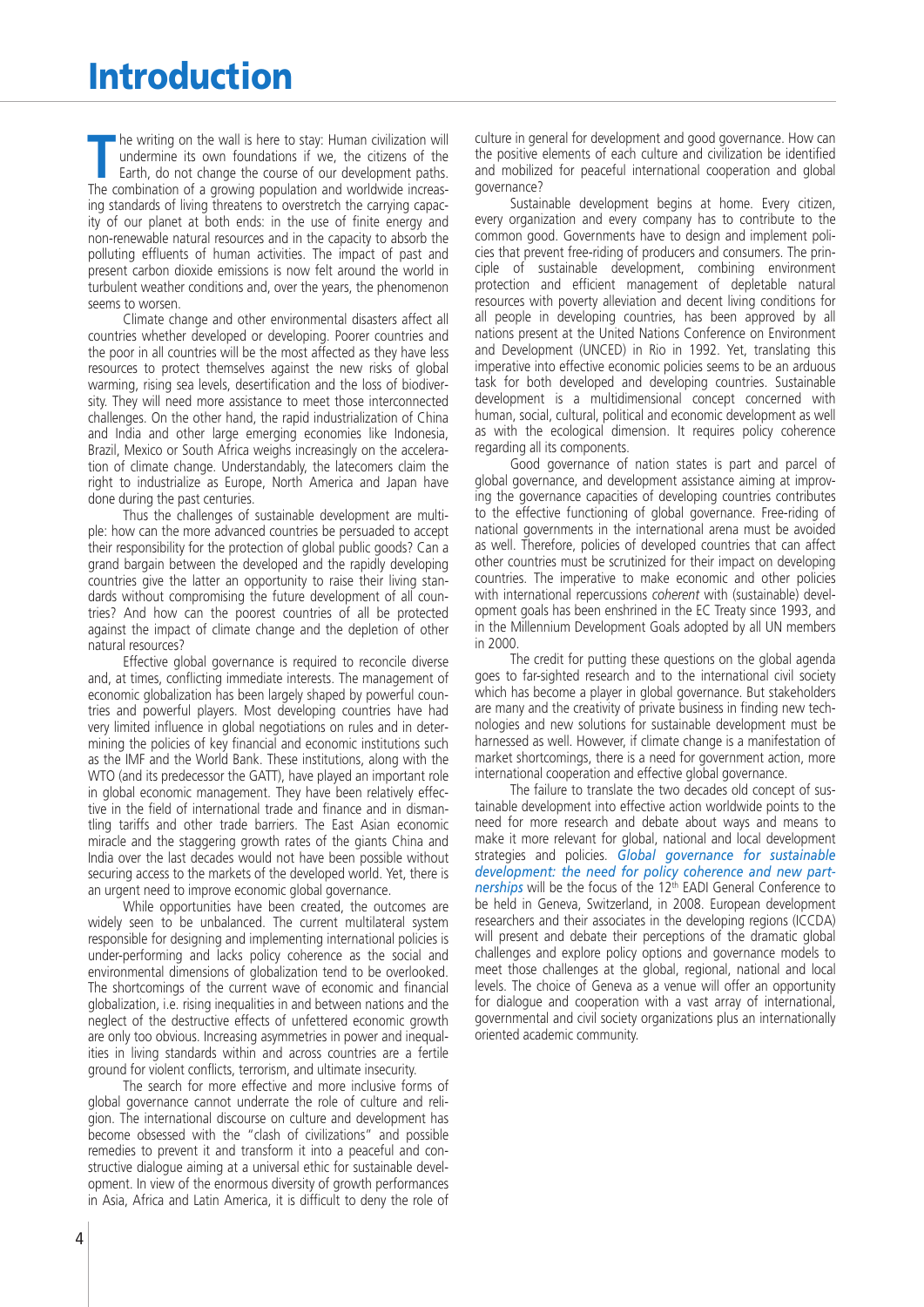# Introduction

The writing on the wall is here to stay: Human civilization will undermine its own foundations if we, the citizens of the Earth, do not change the course of our development paths. The combination of a growing population and worldwide increasing standards of living threatens to overstretch the carrying capacity of our planet at both ends: in the use of finite energy and non-renewable natural resources and in the capacity to absorb the polluting effluents of human activities. The impact of past and present carbon dioxide emissions is now felt around the world in turbulent weather conditions and, over the years, the phenomenon seems to worsen.

Climate change and other environmental disasters affect all countries whether developed or developing. Poorer countries and the poor in all countries will be the most affected as they have less resources to protect themselves against the new risks of global warming, rising sea levels, desertification and the loss of biodiversity. They will need more assistance to meet those interconnected challenges. On the other hand, the rapid industrialization of China and India and other large emerging economies like Indonesia, Brazil, Mexico or South Africa weighs increasingly on the acceleration of climate change. Understandably, the latecomers claim the right to industrialize as Europe, North America and Japan have done during the past centuries.

Thus the challenges of sustainable development are multiple: how can the more advanced countries be persuaded to accept their responsibility for the protection of global public goods? Can a grand bargain between the developed and the rapidly developing countries give the latter an opportunity to raise their living standards without compromising the future development of all countries? And how can the poorest countries of all be protected against the impact of climate change and the depletion of other natural resources?

Effective global governance is required to reconcile diverse and, at times, conflicting immediate interests. The management of economic globalization has been largely shaped by powerful countries and powerful players. Most developing countries have had very limited influence in global negotiations on rules and in determining the policies of key financial and economic institutions such as the IMF and the World Bank. These institutions, along with the WTO (and its predecessor the GATT), have played an important role in global economic management. They have been relatively effective in the field of international trade and finance and in dismantling tariffs and other trade barriers. The East Asian economic miracle and the staggering growth rates of the giants China and India over the last decades would not have been possible without securing access to the markets of the developed world. Yet, there is an urgent need to improve economic global governance.

While opportunities have been created, the outcomes are widely seen to be unbalanced. The current multilateral system responsible for designing and implementing international policies is under-performing and lacks policy coherence as the social and environmental dimensions of globalization tend to be overlooked. The shortcomings of the current wave of economic and financial globalization, i.e. rising inequalities in and between nations and the neglect of the destructive effects of unfettered economic growth are only too obvious. Increasing asymmetries in power and inequalities in living standards within and across countries are a fertile ground for violent conflicts, terrorism, and ultimate insecurity.

The search for more effective and more inclusive forms of global governance cannot underrate the role of culture and religion. The international discourse on culture and development has become obsessed with the "clash of civilizations" and possible remedies to prevent it and transform it into a peaceful and constructive dialogue aiming at a universal ethic for sustainable development. In view of the enormous diversity of growth performances in Asia, Africa and Latin America, it is difficult to deny the role of culture in general for development and good governance. How can the positive elements of each culture and civilization be identified and mobilized for peaceful international cooperation and global governance?

Sustainable development begins at home. Every citizen, every organization and every company has to contribute to the common good. Governments have to design and implement policies that prevent free-riding of producers and consumers. The principle of sustainable development, combining environment protection and efficient management of depletable natural resources with poverty alleviation and decent living conditions for all people in developing countries, has been approved by all nations present at the United Nations Conference on Environment and Development (UNCED) in Rio in 1992. Yet, translating this imperative into effective economic policies seems to be an arduous task for both developed and developing countries. Sustainable development is a multidimensional concept concerned with human, social, cultural, political and economic development as well as with the ecological dimension. It requires policy coherence regarding all its components.

Good governance of nation states is part and parcel of global governance, and development assistance aiming at improving the governance capacities of developing countries contributes to the effective functioning of global governance. Free-riding of national governments in the international arena must be avoided as well. Therefore, policies of developed countries that can affect other countries must be scrutinized for their impact on developing countries. The imperative to make economic and other policies with international repercussions *coherent* with (sustainable) development goals has been enshrined in the EC Treaty since 1993, and in the Millennium Development Goals adopted by all UN members in 2000.

The credit for putting these questions on the global agenda goes to far-sighted research and to the international civil society which has become a player in global governance. But stakeholders are many and the creativity of private business in finding new technologies and new solutions for sustainable development must be harnessed as well. However, if climate change is a manifestation of market shortcomings, there is a need for government action, more international cooperation and effective global governance.

The failure to translate the two decades old concept of sustainable development into effective action worldwide points to the need for more research and debate about ways and means to make it more relevant for global, national and local development strategies and policies. *Global governance for sustainable development: the need for policy coherence and new partnerships* will be the focus of the 12th EADI General Conference to be held in Geneva, Switzerland, in 2008. European development researchers and their associates in the developing regions (ICCDA) will present and debate their perceptions of the dramatic global challenges and explore policy options and governance models to meet those challenges at the global, regional, national and local levels. The choice of Geneva as a venue will offer an opportunity for dialogue and cooperation with a vast array of international, governmental and civil society organizations plus an internationally oriented academic community.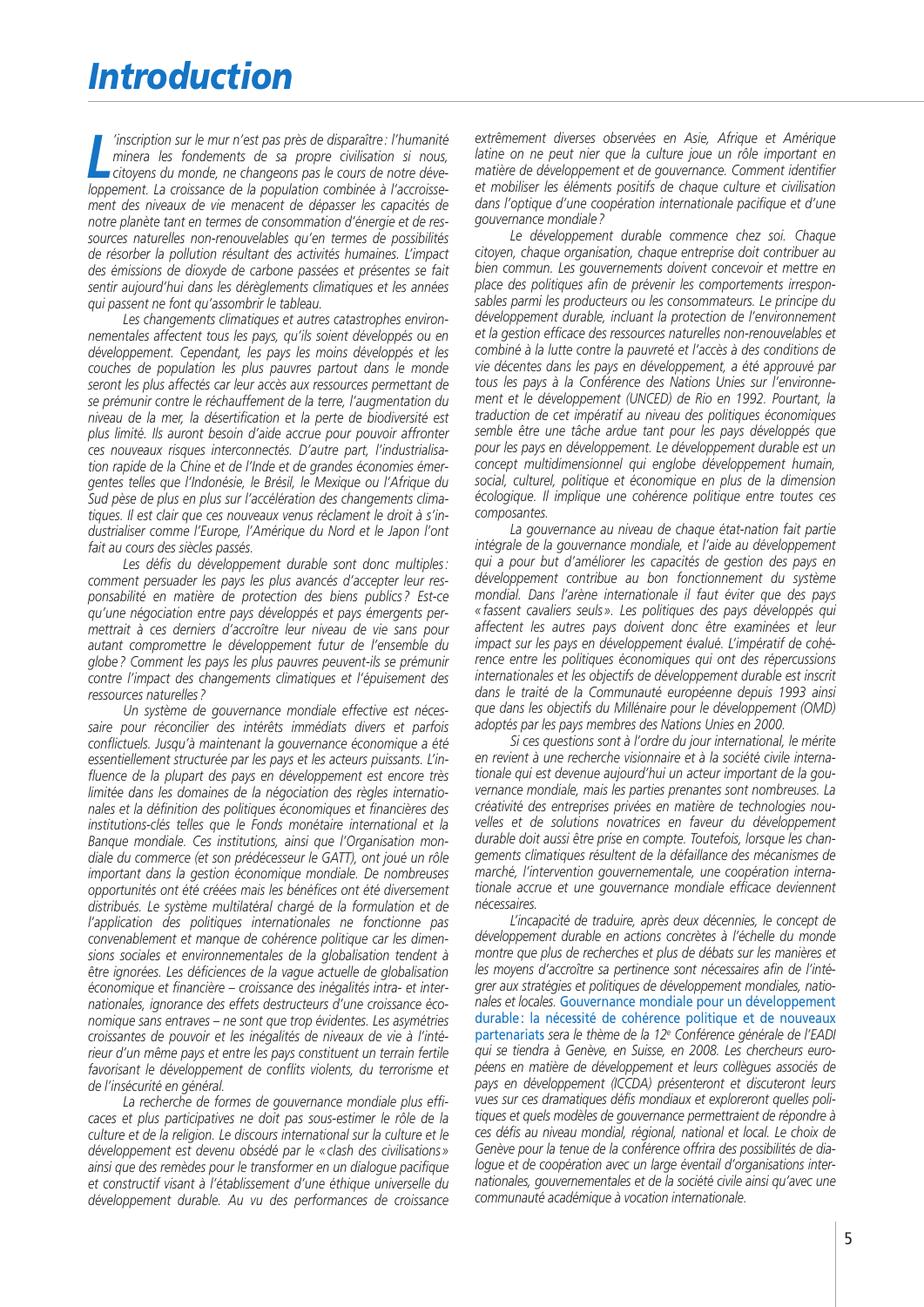# Introduction

*L'inscription sur le mur n'est pas près de disparaître : l'humanité minera les fondements de sa propre civilisation si nous, citoyens du monde, ne changeons pas le cours de notre développement. La croissance de la population combinée à l'accroissement des niveaux de vie menacent de dépasser les capacités de notre planète tant en termes de consommation d'énergie et de ressources naturelles non-renouvelables qu'en termes de possibilités de résorber la pollution résultant des activités humaines. L'impact des émissions de dioxyde de carbone passées et présentes se fait sentir aujourd'hui dans les dérèglements climatiques et les années qui passent ne font qu'assombrir le tableau.*

*Les changements climatiques et autres catastrophes environnementales affectent tous les pays, qu'ils soient développés ou en développement. Cependant, les pays les moins développés et les couches de population les plus pauvres partout dans le monde seront les plus affectés car leur accès aux ressources permettant de se prémunir contre le réchauffement de la terre, l'augmentation du niveau de la mer, la désertification et la perte de biodiversité est plus limité. Ils auront besoin d'aide accrue pour pouvoir affronter ces nouveaux risques interconnectés. D'autre part, l'industrialisation rapide de la Chine et de l'Inde et de grandes économies émergentes telles que l'Indonésie, le Brésil, le Mexique ou l'Afrique du Sud pèse de plus en plus sur l'accélération des changements climatiques. Il est clair que ces nouveaux venus réclament le droit à s'industrialiser comme l'Europe, l'Amérique du Nord et le Japon l'ont fait au cours des siècles passés.*

*Les défis du développement durable sont donc multiples : comment persuader les pays les plus avancés d'accepter leur responsabilité en matière de protection des biens publics ? Est-ce qu'une négociation entre pays développés et pays émergents permettrait à ces derniers d'accroître leur niveau de vie sans pour autant compromettre le développement futur de l'ensemble du globe ? Comment les pays les plus pauvres peuvent-ils se prémunir contre l'impact des changements climatiques et l'épuisement des ressources naturelles ?*

*Un système de gouvernance mondiale effective est nécessaire pour réconcilier des intérêts immédiats divers et parfois conflictuels. Jusqu'à maintenant la gouvernance économique a été essentiellement structurée par les pays et les acteurs puissants. L'influence de la plupart des pays en développement est encore très limitée dans les domaines de la négociation des règles internationales et la définition des politiques économiques et financières des institutions-clés telles que le Fonds monétaire international et la Banque mondiale. Ces institutions, ainsi que l'Organisation mondiale du commerce (et son prédécesseur le GATT), ont joué un rôle important dans la gestion économique mondiale. De nombreuses opportunités ont été créées mais les bénéfices ont été diversement distribués. Le système multilatéral chargé de la formulation et de l'application des politiques internationales ne fonctionne pas convenablement et manque de cohérence politique car les dimensions sociales et environnementales de la globalisation tendent à être ignorées. Les déficiences de la vague actuelle de globalisation économique et financière – croissance des inégalités intra- et internationales, ignorance des effets destructeurs d'une croissance économique sans entraves – ne sont que trop évidentes. Les asymétries croissantes de pouvoir et les inégalités de niveaux de vie à l'intérieur d'un même pays et entre les pays constituent un terrain fertile favorisant le développement de conflits violents, du terrorisme et de l'insécurité en général.*

*La recherche de formes de gouvernance mondiale plus efficaces et plus participatives ne doit pas sous-estimer le rôle de la culture et de la religion. Le discours international sur la culture et le développement est devenu obsédé par le « clash des civilisations » ainsi que des remèdes pour le transformer en un dialogue pacifique et constructif visant à l'établissement d'une éthique universelle du développement durable. Au vu des performances de croissance extrêmement diverses observées en Asie, Afrique et Amérique latine on ne peut nier que la culture joue un rôle important en matière de développement et de gouvernance. Comment identifier et mobiliser les éléments positifs de chaque culture et civilisation dans l'optique d'une coopération internationale pacifique et d'une gouvernance mondiale ?*

*Le développement durable commence chez soi. Chaque citoyen, chaque organisation, chaque entreprise doit contribuer au bien commun. Les gouvernements doivent concevoir et mettre en place des politiques afin de prévenir les comportements irresponsables parmi les producteurs ou les consommateurs. Le principe du développement durable, incluant la protection de l'environnement et la gestion efficace des ressources naturelles non-renouvelables et combiné à la lutte contre la pauvreté et l'accès à des conditions de vie décentes dans les pays en développement, a été approuvé par tous les pays à la Conférence des Nations Unies sur l'environnement et le développement (UNCED) de Rio en 1992. Pourtant, la traduction de cet impératif au niveau des politiques économiques semble être une tâche ardue tant pour les pays développés que pour les pays en développement. Le développement durable est un concept multidimensionnel qui englobe développement humain, social, culturel, politique et économique en plus de la dimension écologique. Il implique une cohérence politique entre toutes ces composantes.*

*La gouvernance au niveau de chaque état-nation fait partie intégrale de la gouvernance mondiale, et l'aide au développement qui a pour but d'améliorer les capacités de gestion des pays en développement contribue au bon fonctionnement du système mondial. Dans l'arène internationale il faut éviter que des pays « fassent cavaliers seuls ». Les politiques des pays développés qui affectent les autres pays doivent donc être examinées et leur impact sur les pays en développement évalué. L'impératif de cohérence entre les politiques économiques qui ont des répercussions internationales et les objectifs de développement durable est inscrit dans le traité de la Communauté européenne depuis 1993 ainsi que dans les objectifs du Millénaire pour le développement (OMD) adoptés par les pays membres des Nations Unies en 2000.*

*Si ces questions sont à l'ordre du jour international, le mérite en revient à une recherche visionnaire et à la société civile internationale qui est devenue aujourd'hui un acteur important de la gouvernance mondiale, mais les parties prenantes sont nombreuses. La créativité des entreprises privées en matière de technologies nouvelles et de solutions novatrices en faveur du développement durable doit aussi être prise en compte. Toutefois, lorsque les changements climatiques résultent de la défaillance des mécanismes de marché, l'intervention gouvernementale, une coopération internationale accrue et une gouvernance mondiale efficace deviennent nécessaires.*

*L'incapacité de traduire, après deux décennies, le concept de développement durable en actions concrètes à l'échelle du monde montre que plus de recherches et plus de débats sur les manières et les moyens d'accroître sa pertinence sont nécessaires afin de l'intégrer aux stratégies et politiques de développement mondiales, nationales et locales.* Gouvernance mondiale pour un développement durable : la nécessité de cohérence politique et de nouveaux partenariats *sera le thème de la 12e Conférence générale de l'EADI qui se tiendra à Genève, en Suisse, en 2008. Les chercheurs européens en matière de développement et leurs collègues associés de pays en développement (ICCDA) présenteront et discuteront leurs vues sur ces dramatiques défis mondiaux et exploreront quelles politiques et quels modèles de gouvernance permettraient de répondre à ces défis au niveau mondial, régional, national et local. Le choix de Genève pour la tenue de la conférence offrira des possibilités de dialogue et de coopération avec un large éventail d'organisations internationales, gouvernementales et de la société civile ainsi qu'avec une communauté académique à vocation internationale.*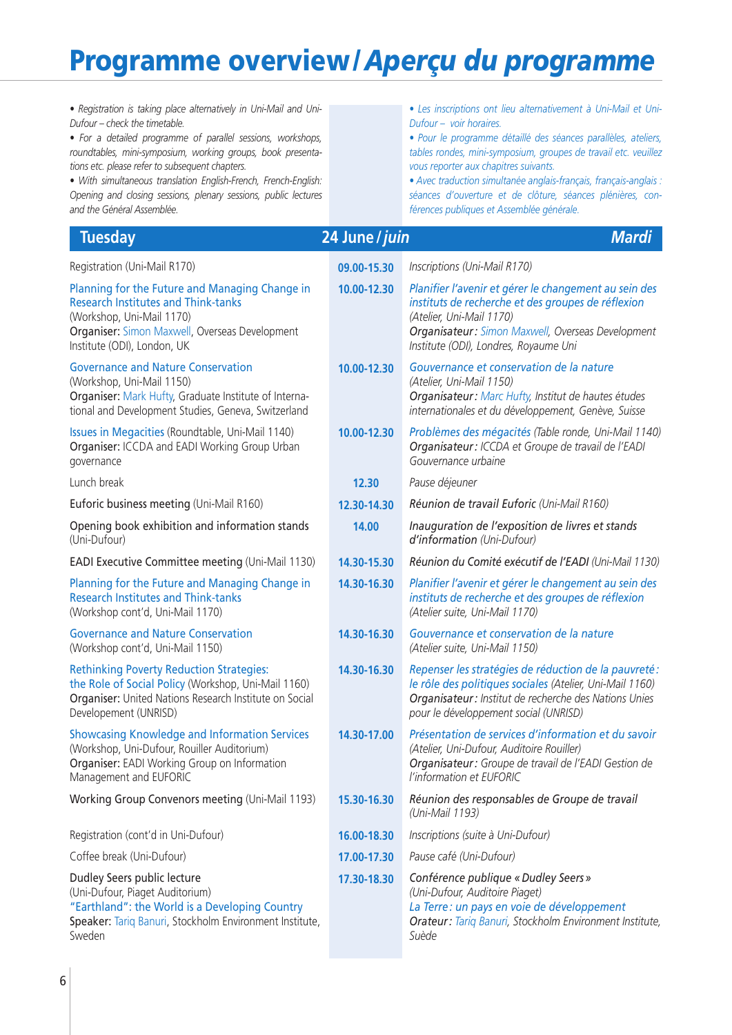# Programme overview / *Aperçu du programme*

- *Registration is taking place alternatively in Uni-Mail and Uni-Dufour – check the timetable.*
- *For a detailed programme of parallel sessions, workshops, roundtables, mini-symposium, working groups, book presentations etc. please refer to subsequent chapters.*
- *With simultaneous translation English-French, French-English: Opening and closing sessions, plenary sessions, public lectures and the Général Assemblée.*

- *Les inscriptions ont lieu alternativement à Uni-Mail et Uni-Dufour – voir horaires.*
- *Pour le programme détaillé des séances parallèles, ateliers, tables rondes, des mini-symposium, groupes de travail etc. veuillez vous reporter aux chapitres suivants.*
- *Avec traduction simultanée anglais-français, français-anglais : séances d'ouverture et de clôture, séances plénières, conférences publiques et Assemblée générale.*

| Tuesday | 24 June / *juin* | *Mardi* |
|---|---|---|
| Registration (Uni-Mail R170) | 09.00-15.30 | *Inscriptions (Uni-Mail R170)* |
| Planning for the Future and Managing Change in Research Institutes and Think-tanks (Workshop, Uni-Mail 1170) **Organiser:** Simon Maxwell, Overseas Development Institute (ODI), London, UK | 10.00-12.30 | *Planifier l'avenir et gérer le changement au sein des instituts de recherche et des groupes de réflexion (Atelier, Uni-Mail 1170) **Organisateur :** Simon Maxwell, Overseas Development Institute (ODI), Londres, Royaume Uni* |
| Governance and Nature Conservation (Workshop, Uni-Mail 1150) **Organiser:** Mark Hufty, Graduate Institute of International and Development Studies, Geneva, Switzerland | 10.00-12.30 | *Gouvernance et conservation de la nature (Atelier, Uni-Mail 1150) **Organisateur :** Marc Hufty, Institut de hautes études internationales et du développement, Genève, Suisse* |
| Issues in Megacities (Roundtable, Uni-Mail 1140) **Organiser:** ICCDA and EADI Working Group Urban governance | 10.00-12.30 | *Problèmes des mégacités (Table ronde, Uni-Mail 1140) **Organisateur :** ICCDA et Groupe de travail de l'EADI Gouvernance urbaine* |
| Lunch break | 12.30 | *Pause déjeuner* |
| Euforic business meeting (Uni-Mail R160) | 12.30-14.30 | *Réunion de travail Euforic (Uni-Mail R160)* |
| Opening book exhibition and information stands (Uni-Dufour) | 14.00 | *Inauguration de l'exposition de livres et stands d'information (Uni-Dufour)* |
| EADI Executive Committee meeting (Uni-Mail 1130) | 14.30-15.30 | *Réunion du Comité exécutif de l'EADI (Uni-Mail 1130)* |
| Planning for the Future and Managing Change in Research Institutes and Think-tanks (Workshop cont'd, Uni-Mail 1170) | 14.30-16.30 | *Planifier l'avenir et gérer le changement au sein des instituts de recherche et des groupes de réflexion (Atelier suite, Uni-Mail 1170)* |
| Governance and Nature Conservation (Workshop cont'd, Uni-Mail 1150) | 14.30-16.30 | *Gouvernance et conservation de la nature (Atelier suite, Uni-Mail 1150)* |
| Rethinking Poverty Reduction Strategies: the Role of Social Policy (Workshop, Uni-Mail 1160) **Organiser:** United Nations Research Institute on Social Developement (UNRISD) | 14.30-16.30 | *Repenser les stratégies de réduction de la pauvreté : le rôle des politiques sociales (Atelier, Uni-Mail 1160) **Organisateur :** Institut de recherche des Nations Unies pour le développement social (UNRISD)* |
| Showcasing Knowledge and Information Services (Workshop, Uni-Dufour, Rouiller Auditorium) **Organiser:** EADI Working Group on Information Management and EUFORIC | 14.30-17.00 | *Présentation de services d'information et du savoir (Atelier, Uni-Dufour, Auditoire Rouiller) **Organisateur :** Groupe de travail de l'EADI Gestion de l'information et EUFORIC* |
| Working Group Convenors meeting (Uni-Mail 1193) | 15.30-16.30 | *Réunion des responsables de Groupe de travail (Uni-Mail 1193)* |
| Registration (cont'd in Uni-Dufour) | 16.00-18.30 | *Inscriptions (suite à Uni-Dufour)* |
| Coffee break (Uni-Dufour) | 17.00-17.30 | *Pause café (Uni-Dufour)* |
| Dudley Seers public lecture (Uni-Dufour, Piaget Auditorium) "Earthland": the World is a Developing Country **Speaker:** Tariq Banuri, Stockholm Environment Institute, Sweden | 17.30-18.30 | *Conférence publique « Dudley Seers » (Uni-Dufour, Auditoire Piaget) La Terre : un pays en voie de développement **Orateur :** Tariq Banuri, Stockholm Environment Institute, Suède* |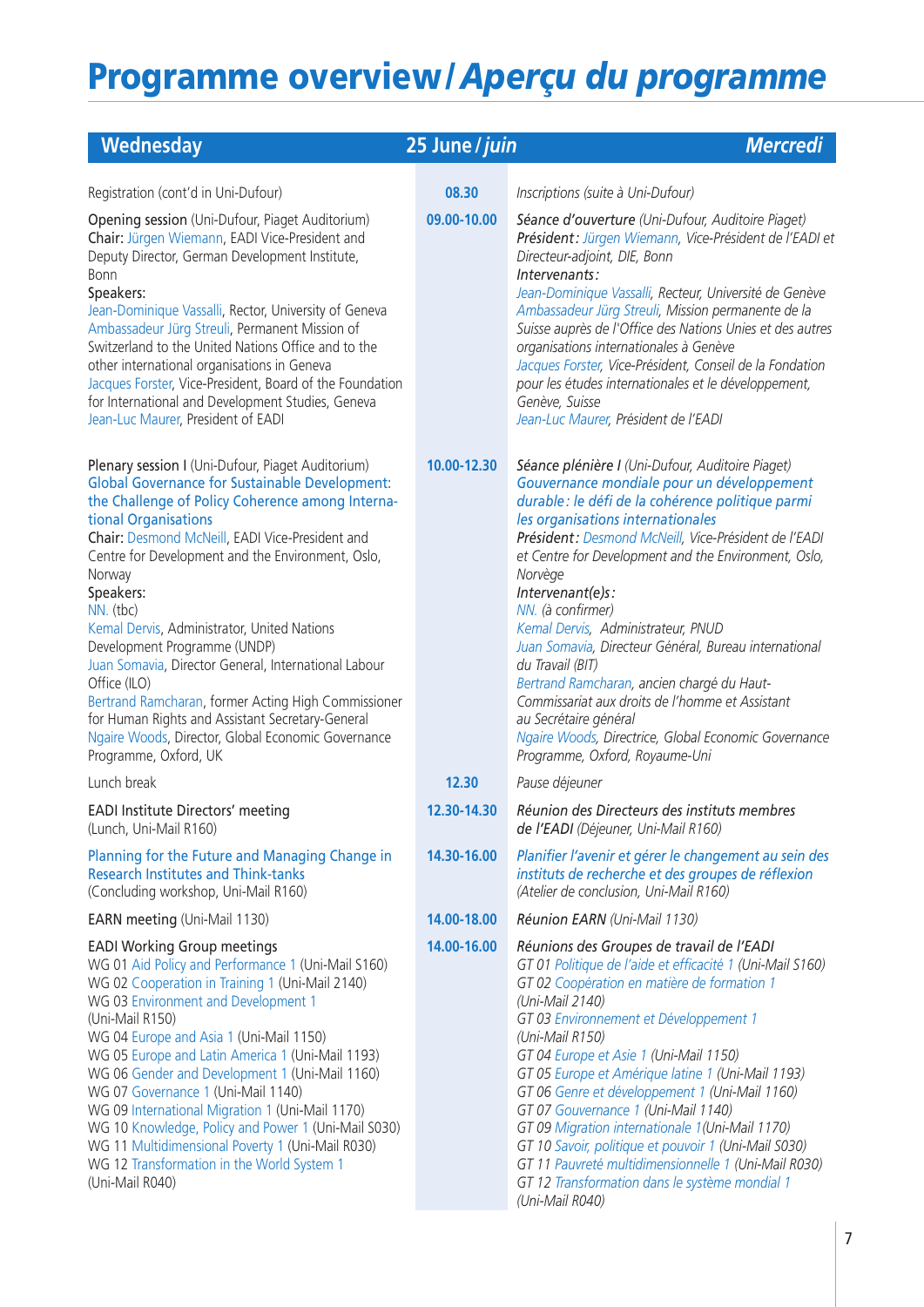# Programme overview / *Aperçu du programme*

| Wednesday | 25 June / *juin* | *Mercredi* |
|---|---|---|
| Registration (cont'd in Uni-Dufour) | 08.30 | *Inscriptions (suite à Uni-Dufour)* |
| Opening session (Uni-Dufour, Piaget Auditorium)<br>Chair: Jürgen Wiemann, EADI Vice-President and Deputy Director, German Development Institute, Bonn<br>Speakers:<br>Jean-Dominique Vassalli, Rector, University of Geneva<br>Ambassadeur Jürg Streuli, Permanent Mission of Switzerland to the United Nations Office and to the other international organisations in Geneva<br>Jacques Forster, Vice-President, Board of the Foundation for International and Development Studies, Geneva<br>Jean-Luc Maurer, President of EADI | 09.00-10.00 | *Séance d'ouverture (Uni-Dufour, Auditoire Piaget)*<br>*Président : Jürgen Wiemann, Vice-Président de l'EADI et Directeur-adjoint, DIE, Bonn*<br>*Intervenants :*<br>*Jean-Dominique Vassalli, Recteur, Université de Genève*<br>*Ambassadeur Jürg Streuli, Mission permanente de la Suisse auprès de l'Office des Nations Unies et des autres organisations internationales à Genève*<br>*Jacques Forster, Vice-Président, Conseil de la Fondation pour les études internationales et le développement, Genève, Suisse*<br>*Jean-Luc Maurer, Président de l'EADI* |
| Plenary session I (Uni-Dufour, Piaget Auditorium)<br>Global Governance for Sustainable Development: the Challenge of Policy Coherence among International Organisations<br>Chair: Desmond McNeill, EADI Vice-President and Centre for Development and the Environment, Oslo, Norway<br>Speakers:<br>NN. (tbc)<br>Kemal Dervis, Administrator, United Nations Development Programme (UNDP)<br>Juan Somavia, Director General, International Labour Office (ILO)<br>Bertrand Ramcharan, former Acting High Commissioner for Human Rights and Assistant Secretary-General<br>Ngaire Woods, Director, Global Economic Governance Programme, Oxford, UK | 10.00-12.30 | *Séance plénière I (Uni-Dufour, Auditoire Piaget)*<br>*Gouvernance mondiale pour un développement durable : le défi de la cohérence politique parmi les organisations internationales*<br>*Président : Desmond McNeill, Vice-Président de l'EADI et Centre for Development and the Environment, Oslo, Norvège*<br>*Intervenant(e)s :*<br>*NN. (à confirmer)*<br>*Kemal Dervis, Administrateur, PNUD*<br>*Juan Somavia, Directeur Général, Bureau international du Travail (BIT)*<br>*Bertrand Ramcharan, ancien chargé du Haut-Commissariat aux droits de l'homme et Assistant au Secrétaire général*<br>*Ngaire Woods, Directrice, Global Economic Governance Programme, Oxford, Royaume-Uni* |
| Lunch break | 12.30 | *Pause déjeuner* |
| EADI Institute Directors' meeting (Lunch, Uni-Mail R160) | 12.30-14.30 | *Réunion des Directeurs des instituts membres de l'EADI (Déjeuner, Uni-Mail R160)* |
| Planning for the Future and Managing Change in Research Institutes and Think-tanks<br>(Concluding workshop, Uni-Mail R160) | 14.30-16.00 | *Planifier l'avenir et gérer le changement au sein des instituts de recherche et des groupes de réflexion*<br>*(Atelier de conclusion, Uni-Mail R160)* |
| EARN meeting (Uni-Mail 1130) | 14.00-18.00 | *Réunion EARN (Uni-Mail 1130)* |
| EADI Working Group meetings<br>WG 01 Aid Policy and Performance 1 (Uni-Mail S160)<br>WG 02 Cooperation in Training 1 (Uni-Mail 2140)<br>WG 03 Environment and Development 1 (Uni-Mail R150)<br>WG 04 Europe and Asia 1 (Uni-Mail 1150)<br>WG 05 Europe and Latin America 1 (Uni-Mail 1193)<br>WG 06 Gender and Development 1 (Uni-Mail 1160)<br>WG 07 Governance 1 (Uni-Mail 1140)<br>WG 09 International Migration 1 (Uni-Mail 1170)<br>WG 10 Knowledge, Policy and Power 1 (Uni-Mail S030)<br>WG 11 Multidimensional Poverty 1 (Uni-Mail R030)<br>WG 12 Transformation in the World System 1 (Uni-Mail R040) | 14.00-16.00 | *Réunions des Groupes de travail de l'EADI*<br>*GT 01 Politique de l'aide et efficacité 1 (Uni-Mail S160)*<br>*GT 02 Coopération en matière de formation 1 (Uni-Mail 2140)*<br>*GT 03 Environnement et Développement 1 (Uni-Mail R150)*<br>*GT 04 Europe et Asie 1 (Uni-Mail 1150)*<br>*GT 05 Europe et Amérique latine 1 (Uni-Mail 1193)*<br>*GT 06 Genre et développement 1 (Uni-Mail 1160)*<br>*GT 07 Gouvernance 1 (Uni-Mail 1140)*<br>*GT 09 Migration internationale 1(Uni-Mail 1170)*<br>*GT 10 Savoir, politique et pouvoir 1 (Uni-Mail S030)*<br>*GT 11 Pauvreté multidimensionnelle 1 (Uni-Mail R030)*<br>*GT 12 Transformation dans le système mondial 1 (Uni-Mail R040)* |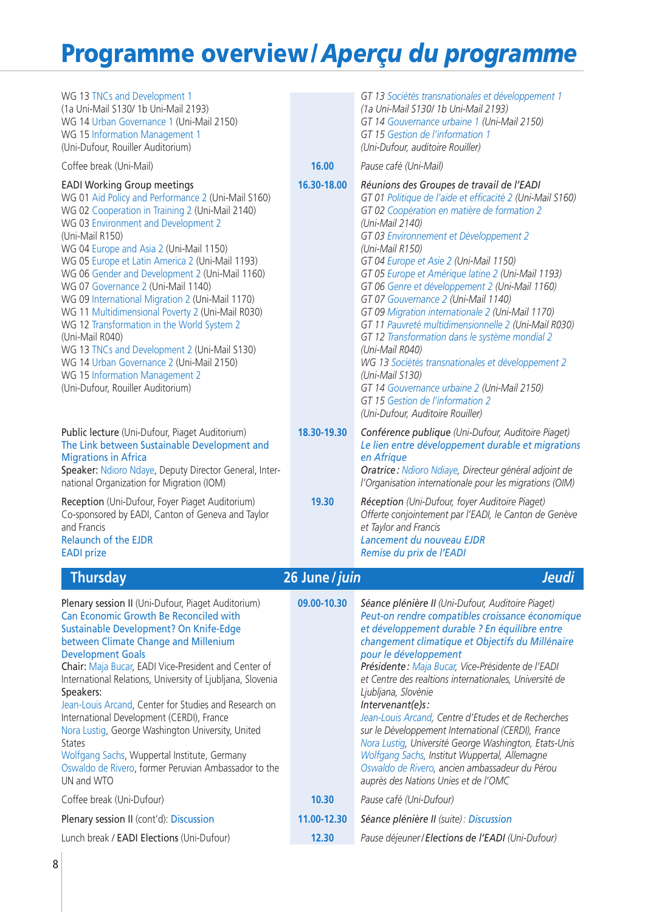# Programme overview / *Aperçu du programme*

| | | |
|---|---|---|
| WG 13 TNCs and Development 1<br>(1a Uni-Mail S130/ 1b Uni-Mail 2193)<br>WG 14 Urban Governance 1 (Uni-Mail 2150)<br>WG 15 Information Management 1<br>(Uni-Dufour, Rouiller Auditorium) | | *GT 13 Sociétés transnationales et développement 1*<br>*(1a Uni-Mail S130/ 1b Uni-Mail 2193)*<br>*GT 14 Gouvernance urbaine 1 (Uni-Mail 2150)*<br>*GT 15 Gestion de l'information 1*<br>*(Uni-Dufour, auditoire Rouiller)* |
| Coffee break (Uni-Mail) | **16.00** | *Pause café (Uni-Mail)* |
| EADI Working Group meetings<br>WG 01 Aid Policy and Performance 2 (Uni-Mail S160)<br>WG 02 Cooperation in Training 2 (Uni-Mail 2140)<br>WG 03 Environment and Development 2<br>(Uni-Mail R150)<br>WG 04 Europe and Asia 2 (Uni-Mail 1150)<br>WG 05 Europe et Latin America 2 (Uni-Mail 1193)<br>WG 06 Gender and Development 2 (Uni-Mail 1160)<br>WG 07 Governance 2 (Uni-Mail 1140)<br>WG 09 International Migration 2 (Uni-Mail 1170)<br>WG 11 Multidimensional Poverty 2 (Uni-Mail R030)<br>WG 12 Transformation in the World System 2<br>(Uni-Mail R040)<br>WG 13 TNCs and Development 2 (Uni-Mail S130)<br>WG 14 Urban Governance 2 (Uni-Mail 2150)<br>WG 15 Information Management 2<br>(Uni-Dufour, Rouiller Auditorium) | **16.30-18.00** | *Réunions des Groupes de travail de l'EADI*<br>*GT 01 Politique de l'aide et efficacité 2 (Uni-Mail S160)*<br>*GT 02 Coopération en matière de formation 2*<br>*(Uni-Mail 2140)*<br>*GT 03 Environnement et Développement 2*<br>*(Uni-Mail R150)*<br>*GT 04 Europe et Asie 2 (Uni-Mail 1150)*<br>*GT 05 Europe et Amérique latine 2 (Uni-Mail 1193)*<br>*GT 06 Genre et développement 2 (Uni-Mail 1160)*<br>*GT 07 Gouvernance 2 (Uni-Mail 1140)*<br>*GT 09 Migration internationale 2 (Uni-Mail 1170)*<br>*GT 11 Pauvreté multidimensionnelle 2 (Uni-Mail R030)*<br>*GT 12 Transformation dans le système mondial 2*<br>*(Uni-Mail R040)*<br>*WG 13 Sociétés transnationales et développement 2*<br>*(Uni-Mail S130)*<br>*GT 14 Gouvernance urbaine 2 (Uni-Mail 2150)*<br>*GT 15 Gestion de l'information 2*<br>*(Uni-Dufour, Auditoire Rouiller)* |
| Public lecture (Uni-Dufour, Piaget Auditorium)<br>The Link between Sustainable Development and Migrations in Africa<br>Speaker: Ndioro Ndaye, Deputy Director General, International Organization for Migration (IOM) | **18.30-19.30** | *Conférence publique (Uni-Dufour, Auditoire Piaget)*<br>*Le lien entre développement durable et migrations en Afrique*<br>*Oratrice : Ndioro Ndiaye, Directeur général adjoint de l'Organisation internationale pour les migrations (OIM)* |
| Reception (Uni-Dufour, Foyer Piaget Auditorium)<br>Co-sponsored by EADI, Canton of Geneva and Taylor and Francis<br>Relaunch of the EJDR<br>EADI prize | **19.30** | *Réception (Uni-Dufour, foyer Auditoire Piaget)*<br>*Offerte conjointement par l'EADI, le Canton de Genève et Taylor and Francis*<br>*Lancement du nouveau EJDR*<br>*Remise du prix de l'EADI* |

## Thursday — 26 June / *juin* — *Jeudi*

| | | |
|---|---|---|
| Plenary session II (Uni-Dufour, Piaget Auditorium)<br>Can Economic Growth Be Reconciled with Sustainable Development? On Knife-Edge between Climate Change and Millenium Development Goals<br>Chair: Maja Bucar, EADI Vice-President and Center of International Relations, University of Ljubljana, Slovenia<br>Speakers:<br>Jean-Louis Arcand, Center for Studies and Research on International Development (CERDI), France<br>Nora Lustig, George Washington University, United States<br>Wolfgang Sachs, Wuppertal Institute, Germany<br>Oswaldo de Rivero, former Peruvian Ambassador to the UN and WTO | **09.00-10.30** | *Séance plénière II (Uni-Dufour, Auditoire Piaget)*<br>*Peut-on rendre compatibles croissance économique et développement durable ? En équilibre entre changement climatique et Objectifs du Millénaire pour le développement*<br>*Présidente : Maja Bucar, Vice-Présidente de l'EADI et Centre des realtions internationales, Université de Ljubljana, Slovénie*<br>*Intervenant(e)s :*<br>*Jean-Louis Arcand, Centre d'Etudes et de Recherches sur le Développement International (CERDI), France*<br>*Nora Lustig, Université George Washington, Etats-Unis*<br>*Wolfgang Sachs, Institut Wuppertal, Allemagne*<br>*Oswaldo de Rivero, ancien ambassadeur du Pérou auprès des Nations Unies et de l'OMC* |
| Coffee break (Uni-Dufour) | **10.30** | *Pause café (Uni-Dufour)* |
| Plenary session II (cont'd): Discussion | **11.00-12.30** | *Séance plénière II (suite) : Discussion* |
| Lunch break / **EADI Elections** (Uni-Dufour) | **12.30** | *Pause déjeuner / **Elections de l'EADI** (Uni-Dufour)* |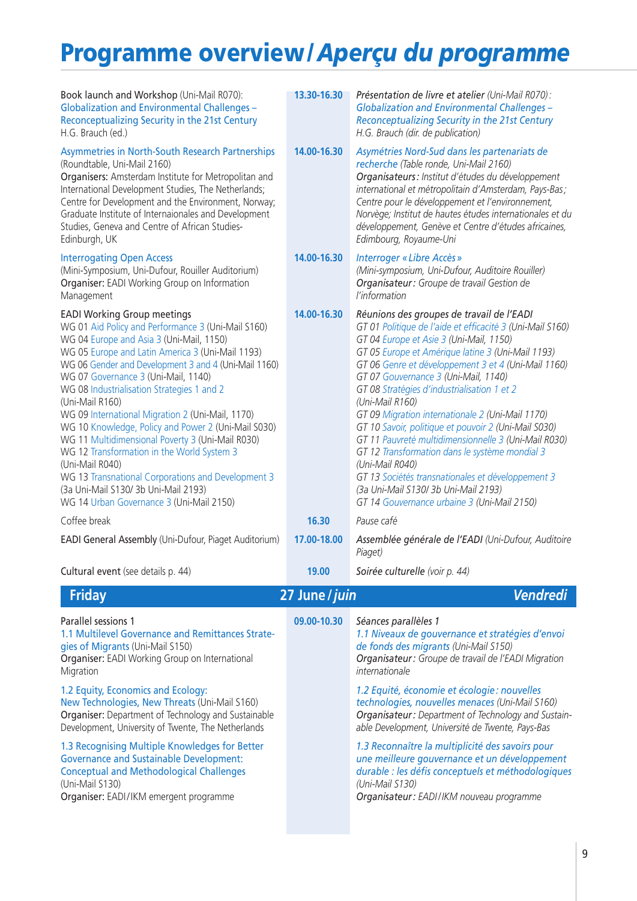# Programme overview / *Aperçu du programme*

| English | Time | Français |
|---|---|---|
| Book launch and Workshop (Uni-Mail R070): Globalization and Environmental Challenges – Reconceptualizing Security in the 21st Century H.G. Brauch (ed.) | **13.30-16.30** | *Présentation de livre et atelier (Uni-Mail R070) : Globalization and Environmental Challenges – Reconceptualizing Security in the 21st Century H.G. Brauch (dir. de publication)* |
| Asymmetries in North-South Research Partnerships (Roundtable, Uni-Mail 2160) **Organisers:** Amsterdam Institute for Metropolitan and International Development Studies, The Netherlands; Centre for Development and the Environment, Norway; Graduate Institute of Internaionales and Development Studies, Geneva and Centre of African Studies-Edinburgh, UK | **14.00-16.30** | *Asymétries Nord-Sud dans les partenariats de recherche (Table ronde, Uni-Mail 2160)* ***Organisateurs :*** *Institut d'études du développement international et métropolitain d'Amsterdam, Pays-Bas ; Centre pour le développement et l'environnement, Norvège; Institut de hautes études internationales et du développement, Genève et Centre d'études africaines, Edimbourg, Royaume-Uni* |
| Interrogating Open Access (Mini-Symposium, Uni-Dufour, Rouiller Auditorium) **Organiser:** EADI Working Group on Information Management | **14.00-16.30** | *Interroger « Libre Accès » (Mini-symposium, Uni-Dufour, Auditoire Rouiller)* ***Organisateur :*** *Groupe de travail Gestion de l'information* |
| EADI Working Group meetings<br>WG 01 Aid Policy and Performance 3 (Uni-Mail S160)<br>WG 04 Europe and Asia 3 (Uni-Mail, 1150)<br>WG 05 Europe and Latin America 3 (Uni-Mail 1193)<br>WG 06 Gender and Development 3 and 4 (Uni-Mail 1160)<br>WG 07 Governance 3 (Uni-Mail, 1140)<br>WG 08 Industrialisation Strategies 1 and 2 (Uni-Mail R160)<br>WG 09 International Migration 2 (Uni-Mail, 1170)<br>WG 10 Knowledge, Policy and Power 2 (Uni-Mail S030)<br>WG 11 Multidimensional Poverty 3 (Uni-Mail R030)<br>WG 12 Transformation in the World System 3 (Uni-Mail R040)<br>WG 13 Transnational Corporations and Development 3 (3a Uni-Mail S130/ 3b Uni-Mail 2193)<br>WG 14 Urban Governance 3 (Uni-Mail 2150) | **14.00-16.30** | *Réunions des groupes de travail de l'EADI*<br>*GT 01 Politique de l'aide et efficacité 3 (Uni-Mail S160)*<br>*GT 04 Europe et Asie 3 (Uni-Mail, 1150)*<br>*GT 05 Europe et Amérique latine 3 (Uni-Mail 1193)*<br>*GT 06 Genre et développement 3 et 4 (Uni-Mail 1160)*<br>*GT 07 Gouvernance 3 (Uni-Mail, 1140)*<br>*GT 08 Stratégies d'industrialisation 1 et 2 (Uni-Mail R160)*<br>*GT 09 Migration internationale 2 (Uni-Mail 1170)*<br>*GT 10 Savoir, politique et pouvoir 2 (Uni-Mail S030)*<br>*GT 11 Pauvreté multidimensionnelle 3 (Uni-Mail R030)*<br>*GT 12 Transformation dans le système mondial 3 (Uni-Mail R040)*<br>*GT 13 Sociétés transnationales et développement 3 (3a Uni-Mail S130/ 3b Uni-Mail 2193)*<br>*GT 14 Gouvernance urbaine 3 (Uni-Mail 2150)* |
| Coffee break | **16.30** | *Pause café* |
| EADI General Assembly (Uni-Dufour, Piaget Auditorium) | **17.00-18.00** | *Assemblée générale de l'EADI (Uni-Dufour, Auditoire Piaget)* |
| Cultural event (see details p. 44) | **19.00** | *Soirée culturelle (voir p. 44)* |

## Friday — 27 June / *juin* — *Vendredi*

| English | Time | Français |
|---|---|---|
| Parallel sessions 1<br>1.1 Multilevel Governance and Remittances Strategies of Migrants (Uni-Mail S150)<br>Organiser: EADI Working Group on International Migration | **09.00-10.30** | *Séances parallèles 1*<br>*1.1 Niveaux de gouvernance et stratégies d'envoi de fonds des migrants (Uni-Mail S150)*<br>***Organisateur :*** *Groupe de travail de l'EADI Migration internationale* |
| 1.2 Equity, Economics and Ecology: New Technologies, New Threats (Uni-Mail S160)<br>**Organiser:** Department of Technology and Sustainable Development, University of Twente, The Netherlands | | *1.2 Equité, économie et écologie : nouvelles technologies, nouvelles menaces (Uni-Mail S160)*<br>***Organisateur :*** *Department of Technology and Sustainable Development, Université de Twente, Pays-Bas* |
| 1.3 Recognising Multiple Knowledges for Better Governance and Sustainable Development: Conceptual and Methodological Challenges (Uni-Mail S130)<br>**Organiser:** EADI/IKM emergent programme | | *1.3 Reconnaître la multiplicité des savoirs pour une meilleure gouvernance et un développement durable : les défis conceptuels et méthodologiques (Uni-Mail S130)*<br>***Organisateur :*** *EADI/IKM nouveau programme* |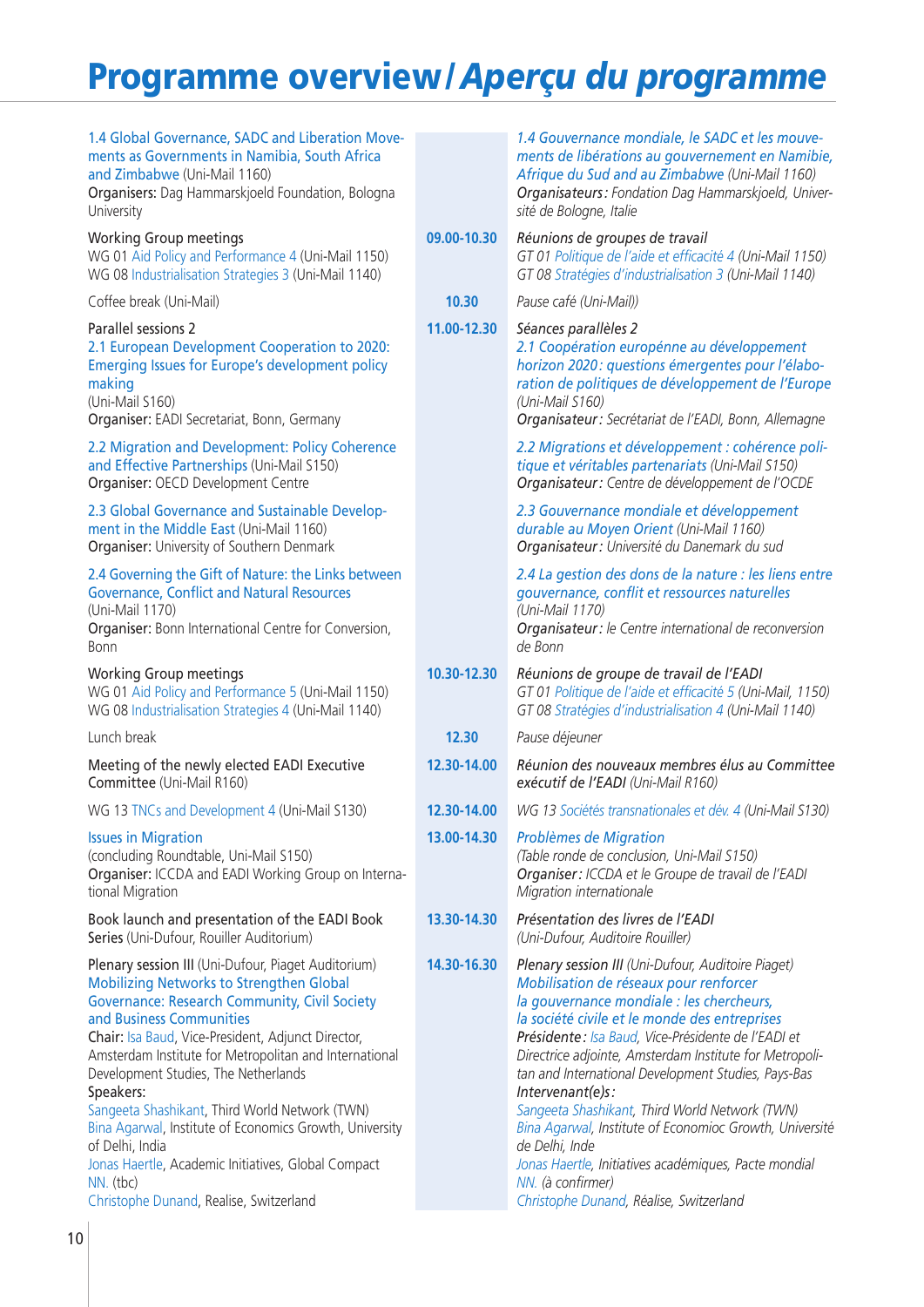# Programme overview / *Aperçu du programme*

| English | Time | Français |
|---|---|---|
| 1.4 Global Governance, SADC and Liberation Movements as Governments in Namibia, South Africa and Zimbabwe (Uni-Mail 1160)<br>Organisers: Dag Hammarskjoeld Foundation, Bologna University | | *1.4 Gouvernance mondiale, le SADC et les mouvements de libérations au gouvernement en Namibie, Afrique du Sud and au Zimbabwe (Uni-Mail 1160)*<br>***Organisateurs:*** *Fondation Dag Hammarskjoeld, Université de Bologne, Italie* |
| Working Group meetings<br>WG 01 Aid Policy and Performance 4 (Uni-Mail 1150)<br>WG 08 Industrialisation Strategies 3 (Uni-Mail 1140) | **09.00-10.30** | *Réunions de groupes de travail*<br>*GT 01 Politique de l'aide et efficacité 4 (Uni-Mail 1150)*<br>*GT 08 Stratégies d'industrialisation 3 (Uni-Mail 1140)* |
| Coffee break (Uni-Mail) | **10.30** | *Pause café (Uni-Mail))* |
| Parallel sessions 2<br>2.1 European Development Cooperation to 2020: Emerging Issues for Europe's development policy making<br>(Uni-Mail S160)<br>**Organiser:** EADI Secretariat, Bonn, Germany | **11.00-12.30** | *Séances parallèles 2*<br>*2.1 Coopération europénne au développement horizon 2020 : questions émergentes pour l'élaboration de politiques de développement de l'Europe*<br>*(Uni-Mail S160)*<br>***Organisateur:*** *Secrétariat de l'EADI, Bonn, Allemagne* |
| 2.2 Migration and Development: Policy Coherence and Effective Partnerships (Uni-Mail S150)<br>**Organiser:** OECD Development Centre | | *2.2 Migrations et développement : cohérence politique et véritables partenariats (Uni-Mail S150)*<br>***Organisateur:*** *Centre de développement de l'OCDE* |
| 2.3 Global Governance and Sustainable Development in the Middle East (Uni-Mail 1160)<br>**Organiser:** University of Southern Denmark | | *2.3 Gouvernance mondiale et développement durable au Moyen Orient (Uni-Mail 1160)*<br>***Organisateur:*** *Université du Danemark du sud* |
| 2.4 Governing the Gift of Nature: the Links between Governance, Conflict and Natural Resources<br>(Uni-Mail 1170)<br>**Organiser:** Bonn International Centre for Conversion, Bonn | | *2.4 La gestion des dons de la nature : les liens entre gouvernance, conflit et ressources naturelles*<br>*(Uni-Mail 1170)*<br>***Organisateur:*** *le Centre international de reconversion de Bonn* |
| Working Group meetings<br>WG 01 Aid Policy and Performance 5 (Uni-Mail 1150)<br>WG 08 Industrialisation Strategies 4 (Uni-Mail 1140) | **10.30-12.30** | *Réunions de groupe de travail de l'EADI*<br>*GT 01 Politique de l'aide et efficacité 5 (Uni-Mail, 1150)*<br>*GT 08 Stratégies d'industrialisation 4 (Uni-Mail 1140)* |
| Lunch break | **12.30** | *Pause déjeuner* |
| Meeting of the newly elected EADI Executive Committee (Uni-Mail R160) | **12.30-14.00** | *Réunion des nouveaux membres élus au Committee exécutif de l'EADI (Uni-Mail R160)* |
| WG 13 TNCs and Development 4 (Uni-Mail S130) | **12.30-14.00** | *WG 13 Sociétés transnationales et dév. 4 (Uni-Mail S130)* |
| Issues in Migration<br>(concluding Roundtable, Uni-Mail S150)<br>**Organiser:** ICCDA and EADI Working Group on International Migration | **13.00-14.30** | *Problèmes de Migration*<br>*(Table ronde de conclusion, Uni-Mail S150)*<br>***Organiser:*** *ICCDA et le Groupe de travail de l'EADI Migration internationale* |
| Book launch and presentation of the EADI Book Series (Uni-Dufour, Rouiller Auditorium) | **13.30-14.30** | *Présentation des livres de l'EADI*<br>*(Uni-Dufour, Auditoire Rouiller)* |
| Plenary session III (Uni-Dufour, Piaget Auditorium)<br>Mobilizing Networks to Strengthen Global Governance: Research Community, Civil Society and Business Communities<br>**Chair:** Isa Baud, Vice-President, Adjunct Director, Amsterdam Institute for Metropolitan and International Development Studies, The Netherlands<br>**Speakers:**<br>Sangeeta Shashikant, Third World Network (TWN)<br>Bina Agarwal, Institute of Economics Growth, University of Delhi, India<br>Jonas Haertle, Academic Initiatives, Global Compact<br>NN. (tbc)<br>Christophe Dunand, Realise, Switzerland | **14.30-16.30** | *Plenary session III (Uni-Dufour, Auditoire Piaget)*<br>*Mobilisation de réseaux pour renforcer la gouvernance mondiale : les chercheurs, la société civile et le monde des entreprises*<br>***Présidente:*** *Isa Baud, Vice-Présidente de l'EADI et Directrice adjointe, Amsterdam Institute for Metropolitan and International Development Studies, Pays-Bas*<br>***Intervenant(e)s:***<br>*Sangeeta Shashikant, Third World Network (TWN)*<br>*Bina Agarwal, Institute of Economioc Growth, Université de Delhi, Inde*<br>*Jonas Haertle, Initiatives académiques, Pacte mondial*<br>*NN. (à confirmer)*<br>*Christophe Dunand, Réalise, Switzerland* |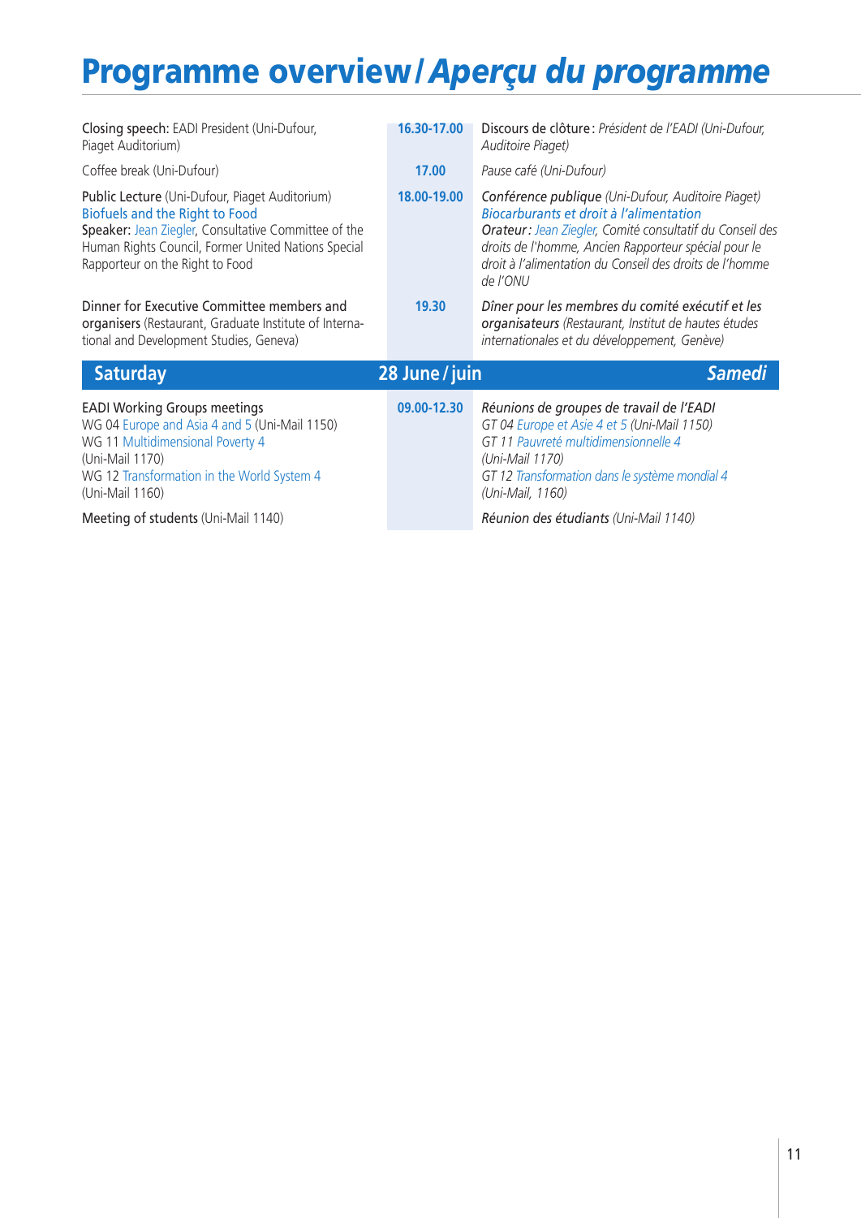# Programme overview / *Aperçu du programme*

| | | |
|---|---|---|
| Closing speech: EADI President (Uni-Dufour, Piaget Auditorium) | **16.30-17.00** | Discours de clôture : *Président de l'EADI (Uni-Dufour, Auditoire Piaget)* |
| Coffee break (Uni-Dufour) | **17.00** | *Pause café (Uni-Dufour)* |
| Public Lecture (Uni-Dufour, Piaget Auditorium)<br>Biofuels and the Right to Food<br>Speaker: Jean Ziegler, Consultative Committee of the Human Rights Council, Former United Nations Special Rapporteur on the Right to Food | **18.00-19.00** | *Conférence publique (Uni-Dufour, Auditoire Piaget)*<br>*Biocarburants et droit à l'alimentation*<br>*Orateur : Jean Ziegler, Comité consultatif du Conseil des droits de l'homme, Ancien Rapporteur spécial pour le droit à l'alimentation du Conseil des droits de l'homme de l'ONU* |
| Dinner for Executive Committee members and organisers (Restaurant, Graduate Institute of International and Development Studies, Geneva) | **19.30** | *Dîner pour les membres du comité exécutif et les organisateurs (Restaurant, Institut de hautes études internationales et du développement, Genève)* |
| **Saturday** | **28 June / juin** | ***Samedi*** |
| EADI Working Groups meetings<br>WG 04 Europe and Asia 4 and 5 (Uni-Mail 1150)<br>WG 11 Multidimensional Poverty 4 (Uni-Mail 1170)<br>WG 12 Transformation in the World System 4 (Uni-Mail 1160) | **09.00-12.30** | *Réunions de groupes de travail de l'EADI*<br>*GT 04 Europe et Asie 4 et 5 (Uni-Mail 1150)*<br>*GT 11 Pauvreté multidimensionnelle 4 (Uni-Mail 1170)*<br>*GT 12 Transformation dans le système mondial 4 (Uni-Mail, 1160)* |
| Meeting of students (Uni-Mail 1140) | | *Réunion des étudiants (Uni-Mail 1140)* |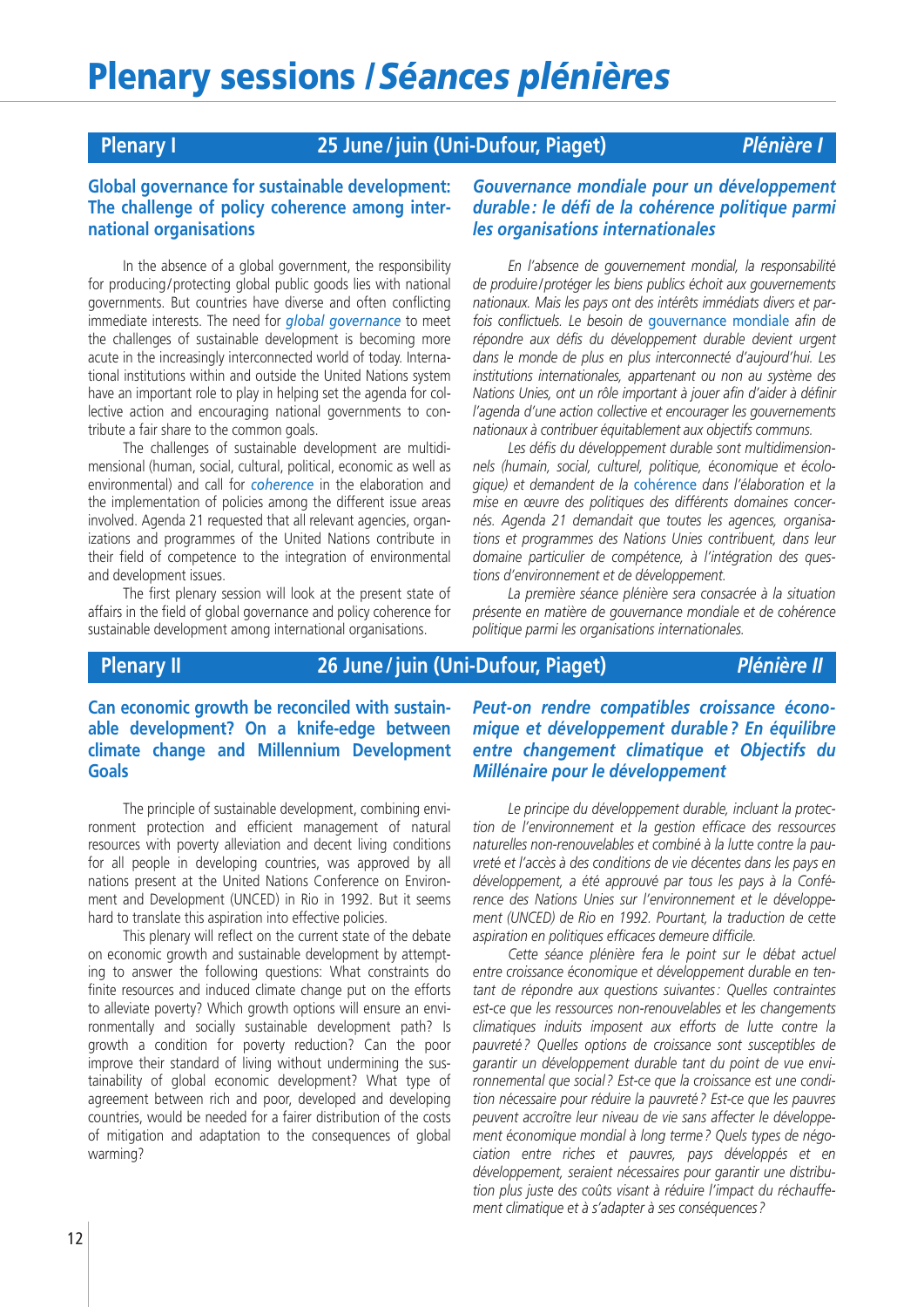# Plenary sessions / *Séances plénières*

## Plenary I — 25 June / juin (Uni-Dufour, Piaget) — *Plénière I*

### Global governance for sustainable development: The challenge of policy coherence among international organisations

In the absence of a global government, the responsibility for producing / protecting global public goods lies with national governments. But countries have diverse and often conflicting immediate interests. The need for *global governance* to meet the challenges of sustainable development is becoming more acute in the increasingly interconnected world of today. International institutions within and outside the United Nations system have an important role to play in helping set the agenda for collective action and encouraging national governments to contribute a fair share to the common goals.

The challenges of sustainable development are multidimensional (human, social, cultural, political, economic as well as environmental) and call for *coherence* in the elaboration and the implementation of policies among the different issue areas involved. Agenda 21 requested that all relevant agencies, organizations and programmes of the United Nations contribute in their field of competence to the integration of environmental and development issues.

The first plenary session will look at the present state of affairs in the field of global governance and policy coherence for sustainable development among international organisations.

### *Gouvernance mondiale pour un développement durable : le défi de la cohérence politique parmi les organisations internationales*

*En l'absence de gouvernement mondial, la responsabilité de produire / protéger les biens publics échoit aux gouvernements nationaux. Mais les pays ont des intérêts immédiats divers et parfois conflictuels. Le besoin de* gouvernance mondiale *afin de répondre aux défis du développement durable devient urgent dans le monde de plus en plus interconnecté d'aujourd'hui. Les institutions internationales, appartenant ou non au système des Nations Unies, ont un rôle important à jouer afin d'aider à définir l'agenda d'une action collective et encourager les gouvernements nationaux à contribuer équitablement aux objectifs communs.*

*Les défis du développement durable sont multidimensionnels (humain, social, culturel, politique, économique et écologique) et demandent de la* cohérence *dans l'élaboration et la mise en œuvre des politiques des différents domaines concernés. Agenda 21 demandait que toutes les agences, organisations et programmes des Nations Unies contribuent, dans leur domaine particulier de compétence, à l'intégration des questions d'environnement et de développement.*

*La première séance plénière sera consacrée à la situation présente en matière de gouvernance mondiale et de cohérence politique parmi les organisations internationales.*

## Plenary II — 26 June / juin (Uni-Dufour, Piaget) — *Plénière II*

### Can economic growth be reconciled with sustainable development? On a knife-edge between climate change and Millennium Development Goals

The principle of sustainable development, combining environment protection and efficient management of natural resources with poverty alleviation and decent living conditions for all people in developing countries, was approved by all nations present at the United Nations Conference on Environment and Development (UNCED) in Rio in 1992. But it seems hard to translate this aspiration into effective policies.

This plenary will reflect on the current state of the debate on economic growth and sustainable development by attempting to answer the following questions: What constraints do finite resources and induced climate change put on the efforts to alleviate poverty? Which growth options will ensure an environmentally and socially sustainable development path? Is growth a condition for poverty reduction? Can the poor improve their standard of living without undermining the sustainability of global economic development? What type of agreement between rich and poor, developed and developing countries, would be needed for a fairer distribution of the costs of mitigation and adaptation to the consequences of global warming?

### *Peut-on rendre compatibles croissance économique et développement durable ? En équilibre entre changement climatique et Objectifs du Millénaire pour le développement*

*Le principe du développement durable, incluant la protection de l'environnement et la gestion efficace des ressources naturelles non-renouvelables et combiné à la lutte contre la pauvreté et l'accès à des conditions de vie décentes dans les pays en développement, a été approuvé par tous les pays à la Conférence des Nations Unies sur l'environnement et le développement (UNCED) de Rio en 1992. Pourtant, la traduction de cette aspiration en politiques efficaces demeure difficile.*

*Cette séance plénière fera le point sur le débat actuel entre croissance économique et développement durable en tentant de répondre aux questions suivantes : Quelles contraintes est-ce que les ressources non-renouvelables et les changements climatiques induits imposent aux efforts de lutte contre la pauvreté ? Quelles options de croissance sont susceptibles de garantir un développement durable tant du point de vue environnemental que social ? Est-ce que la croissance est une condition nécessaire pour réduire la pauvreté ? Est-ce que les pauvres peuvent accroître leur niveau de vie sans affecter le développement économique mondial à long terme ? Quels types de négociation entre riches et pauvres, pays développés et en développement, seraient nécessaires pour garantir une distribution plus juste des coûts visant à réduire l'impact du réchauffement climatique et à s'adapter à ses conséquences ?*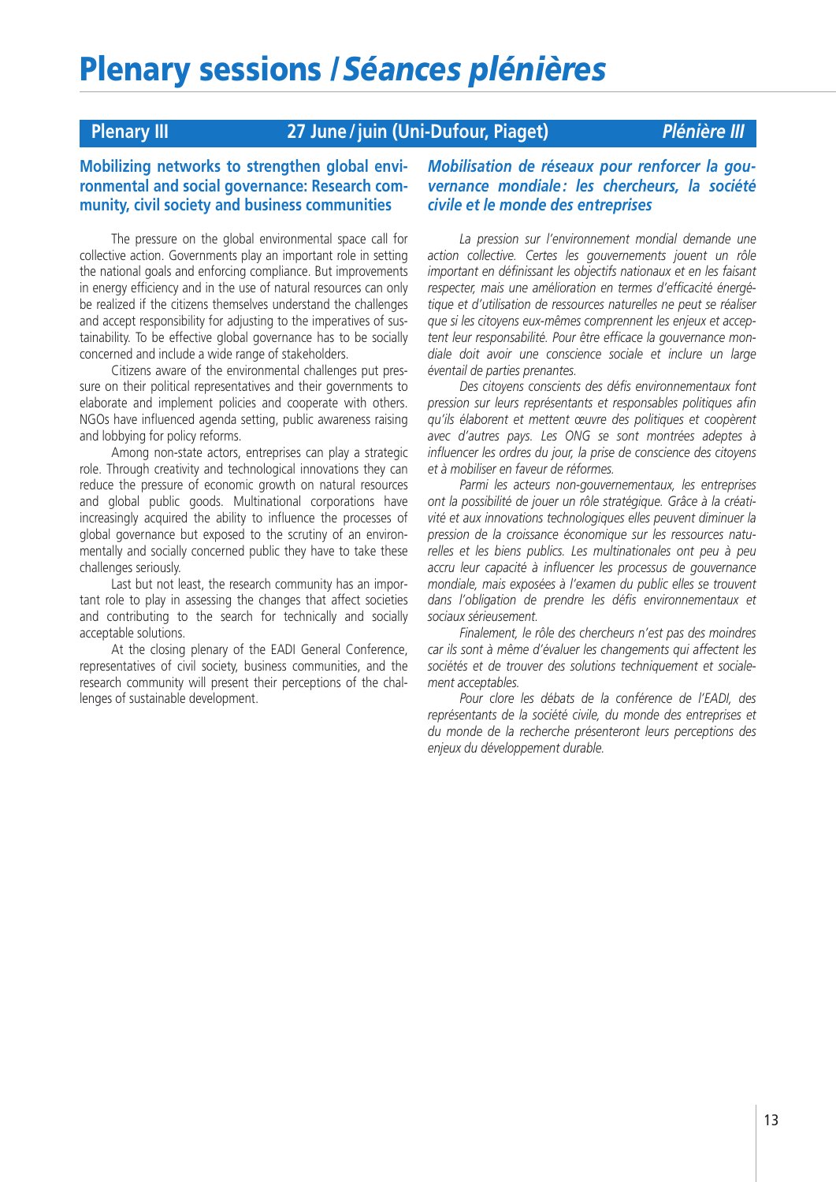# Plenary sessions / *Séances plénières*

## Plenary III — 27 June / juin (Uni-Dufour, Piaget) — *Plénière III*

### Mobilizing networks to strengthen global environmental and social governance: Research community, civil society and business communities

The pressure on the global environmental space call for collective action. Governments play an important role in setting the national goals and enforcing compliance. But improvements in energy efficiency and in the use of natural resources can only be realized if the citizens themselves understand the challenges and accept responsibility for adjusting to the imperatives of sustainability. To be effective global governance has to be socially concerned and include a wide range of stakeholders.

Citizens aware of the environmental challenges put pressure on their political representatives and their governments to elaborate and implement policies and cooperate with others. NGOs have influenced agenda setting, public awareness raising and lobbying for policy reforms.

Among non-state actors, entreprises can play a strategic role. Through creativity and technological innovations they can reduce the pressure of economic growth on natural resources and global public goods. Multinational corporations have increasingly acquired the ability to influence the processes of global governance but exposed to the scrutiny of an environmentally and socially concerned public they have to take these challenges seriously.

Last but not least, the research community has an important role to play in assessing the changes that affect societies and contributing to the search for technically and socially acceptable solutions.

At the closing plenary of the EADI General Conference, representatives of civil society, business communities, and the research community will present their perceptions of the challenges of sustainable development.

### *Mobilisation de réseaux pour renforcer la gouvernance mondiale : les chercheurs, la société civile et le monde des entreprises*

*La pression sur l'environnement mondial demande une action collective. Certes les gouvernements jouent un rôle important en définissant les objectifs nationaux et en les faisant respecter, mais une amélioration en termes d'efficacité énergétique et d'utilisation de ressources naturelles ne peut se réaliser que si les citoyens eux-mêmes comprennent les enjeux et acceptent leur responsabilité. Pour être efficace la gouvernance mondiale doit avoir une conscience sociale et inclure un large éventail de parties prenantes.*

*Des citoyens conscients des défis environnementaux font pression sur leurs représentants et responsables politiques afin qu'ils élaborent et mettent œuvre des politiques et coopèrent avec d'autres pays. Les ONG se sont montrées adeptes à influencer les ordres du jour, la prise de conscience des citoyens et à mobiliser en faveur de réformes.*

*Parmi les acteurs non-gouvernementaux, les entreprises ont la possibilité de jouer un rôle stratégique. Grâce à la créativité et aux innovations technologiques elles peuvent diminuer la pression de la croissance économique sur les ressources naturelles et les biens publics. Les multinationales ont peu à peu accru leur capacité à influencer les processus de gouvernance mondiale, mais exposées à l'examen du public elles se trouvent dans l'obligation de prendre les défis environnementaux et sociaux sérieusement.*

*Finalement, le rôle des chercheurs n'est pas des moindres car ils sont à même d'évaluer les changements qui affectent les sociétés et de trouver des solutions techniquement et socialement acceptables.*

*Pour clore les débats de la conférence de l'EADI, des représentants de la société civile, du monde des entreprises et du monde de la recherche présenteront leurs perceptions des enjeux du développement durable.*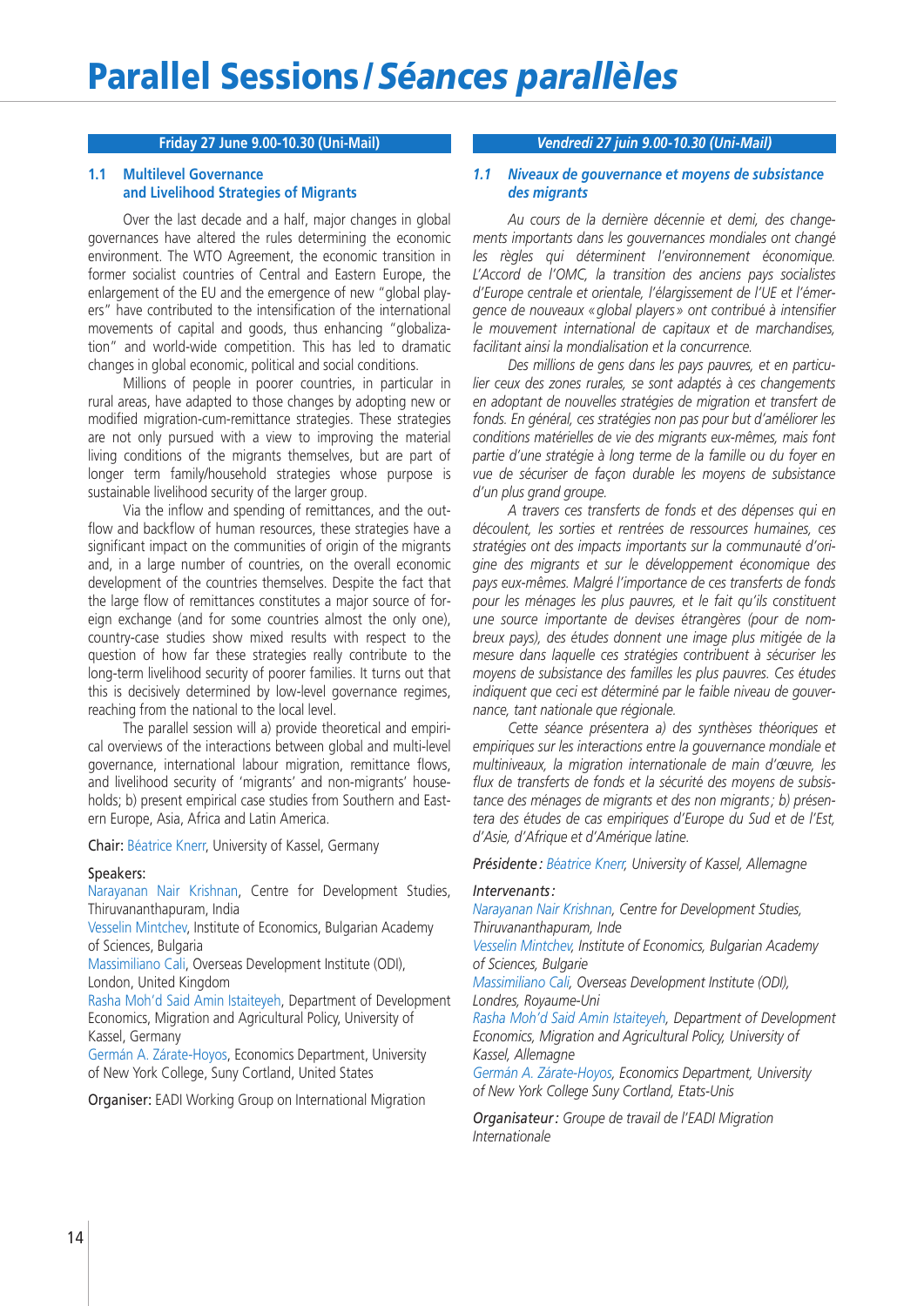# Parallel Sessions / *Séances parallèles*

**Friday 27 June 9.00-10.30 (Uni-Mail)**

### 1.1 Multilevel Governance and Livelihood Strategies of Migrants

Over the last decade and a half, major changes in global governances have altered the rules determining the economic environment. The WTO Agreement, the economic transition in former socialist countries of Central and Eastern Europe, the enlargement of the EU and the emergence of new "global players" have contributed to the intensification of the international movements of capital and goods, thus enhancing "globalization" and world-wide competition. This has led to dramatic changes in global economic, political and social conditions.

Millions of people in poorer countries, in particular in rural areas, have adapted to those changes by adopting new or modified migration-cum-remittance strategies. These strategies are not only pursued with a view to improving the material living conditions of the migrants themselves, but are part of longer term family/household strategies whose purpose is sustainable livelihood security of the larger group.

Via the inflow and spending of remittances, and the outflow and backflow of human resources, these strategies have a significant impact on the communities of origin of the migrants and, in a large number of countries, on the overall economic development of the countries themselves. Despite the fact that the large flow of remittances constitutes a major source of foreign exchange (and for some countries almost the only one), country-case studies show mixed results with respect to the question of how far these strategies really contribute to the long-term livelihood security of poorer families. It turns out that this is decisively determined by low-level governance regimes, reaching from the national to the local level.

The parallel session will a) provide theoretical and empirical overviews of the interactions between global and multi-level governance, international labour migration, remittance flows, and livelihood security of 'migrants' and non-migrants' households; b) present empirical case studies from Southern and Eastern Europe, Asia, Africa and Latin America.

Chair: Béatrice Knerr, University of Kassel, Germany

Speakers:
Narayanan Nair Krishnan, Centre for Development Studies, Thiruvananthapuram, India
Vesselin Mintchev, Institute of Economics, Bulgarian Academy of Sciences, Bulgaria
Massimiliano Cali, Overseas Development Institute (ODI), London, United Kingdom
Rasha Moh'd Said Amin Istaiteyeh, Department of Development Economics, Migration and Agricultural Policy, University of Kassel, Germany
Germán A. Zárate-Hoyos, Economics Department, University of New York College, Suny Cortland, United States

Organiser: EADI Working Group on International Migration

***Vendredi 27 juin 9.00-10.30 (Uni-Mail)***

### *1.1 Niveaux de gouvernance et moyens de subsistance des migrants*

*Au cours de la dernière décennie et demi, des changements importants dans les gouvernances mondiales ont changé les règles qui déterminent l'environnement économique. L'Accord de l'OMC, la transition des anciens pays socialistes d'Europe centrale et orientale, l'élargissement de l'UE et l'émergence de nouveaux «global players» ont contribué à intensifier le mouvement international de capitaux et de marchandises, facilitant ainsi la mondialisation et la concurrence.*

*Des millions de gens dans les pays pauvres, et en particulier ceux des zones rurales, se sont adaptés à ces changements en adoptant de nouvelles stratégies de migration et transfert de fonds. En général, ces stratégies non pas pour but d'améliorer les conditions matérielles de vie des migrants eux-mêmes, mais font partie d'une stratégie à long terme de la famille ou du foyer en vue de sécuriser de façon durable les moyens de subsistance d'un plus grand groupe.*

*A travers ces transferts de fonds et des dépenses qui en découlent, les sorties et rentrées de ressources humaines, ces stratégies ont des impacts importants sur la communauté d'origine des migrants et sur le développement économique des pays eux-mêmes. Malgré l'importance de ces transferts de fonds pour les ménages les plus pauvres, et le fait qu'ils constituent une source importante de devises étrangères (pour de nombreux pays), des études donnent une image plus mitigée de la mesure dans laquelle ces stratégies contribuent à sécuriser les moyens de subsistance des familles les plus pauvres. Ces études indiquent que ceci est déterminé par le faible niveau de gouvernance, tant nationale que régionale.*

*Cette séance présentera a) des synthèses théoriques et empiriques sur les interactions entre la gouvernance mondiale et multiniveaux, la migration internationale de main d'œuvre, les flux de transferts de fonds et la sécurité des moyens de subsistance des ménages de migrants et des non migrants; b) présentera des études de cas empiriques d'Europe du Sud et de l'Est, d'Asie, d'Afrique et d'Amérique latine.*

*Présidente: Béatrice Knerr, University of Kassel, Allemagne*

*Intervenants:*
*Narayanan Nair Krishnan, Centre for Development Studies, Thiruvananthapuram, Inde*
*Vesselin Mintchev, Institute of Economics, Bulgarian Academy of Sciences, Bulgarie*
*Massimiliano Cali, Overseas Development Institute (ODI), Londres, Royaume-Uni*
*Rasha Moh'd Said Amin Istaiteyeh, Department of Development Economics, Migration and Agricultural Policy, University of Kassel, Allemagne*
*Germán A. Zárate-Hoyos, Economics Department, University of New York College Suny Cortland, Etats-Unis*

*Organisateur: Groupe de travail de l'EADI Migration Internationale*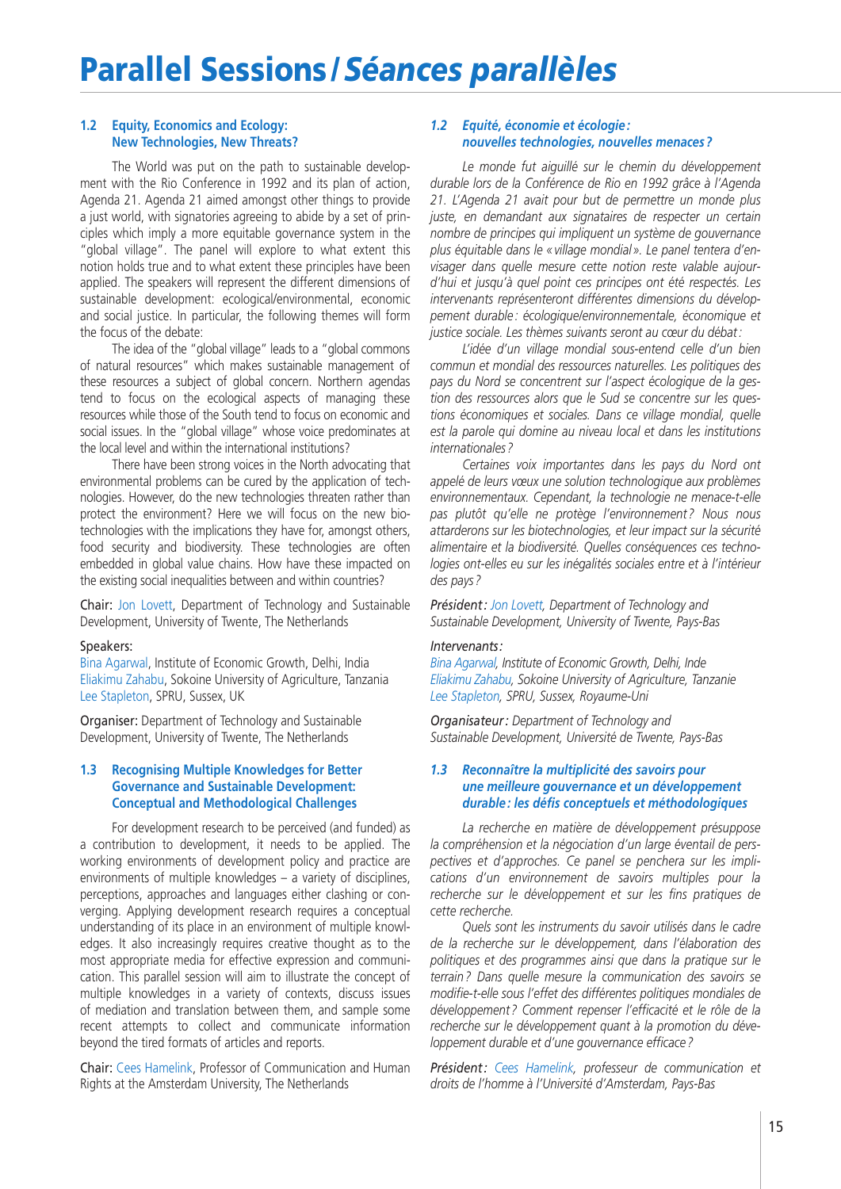# Parallel Sessions / *Séances parallèles*

### 1.2 Equity, Economics and Ecology: New Technologies, New Threats?

The World was put on the path to sustainable development with the Rio Conference in 1992 and its plan of action, Agenda 21. Agenda 21 aimed amongst other things to provide a just world, with signatories agreeing to abide by a set of principles which imply a more equitable governance system in the "global village". The panel will explore to what extent this notion holds true and to what extent these principles have been applied. The speakers will represent the different dimensions of sustainable development: ecological/environmental, economic and social justice. In particular, the following themes will form the focus of the debate:

The idea of the "global village" leads to a "global commons of natural resources" which makes sustainable management of these resources a subject of global concern. Northern agendas tend to focus on the ecological aspects of managing these resources while those of the South tend to focus on economic and social issues. In the "global village" whose voice predominates at the local level and within the international institutions?

There have been strong voices in the North advocating that environmental problems can be cured by the application of technologies. However, do the new technologies threaten rather than protect the environment? Here we will focus on the new biotechnologies with the implications they have for, amongst others, food security and biodiversity. These technologies are often embedded in global value chains. How have these impacted on the existing social inequalities between and within countries?

Chair: Jon Lovett, Department of Technology and Sustainable Development, University of Twente, The Netherlands

Speakers:
Bina Agarwal, Institute of Economic Growth, Delhi, India
Eliakimu Zahabu, Sokoine University of Agriculture, Tanzania
Lee Stapleton, SPRU, Sussex, UK

Organiser: Department of Technology and Sustainable Development, University of Twente, The Netherlands

### 1.3 Recognising Multiple Knowledges for Better Governance and Sustainable Development: Conceptual and Methodological Challenges

For development research to be perceived (and funded) as a contribution to development, it needs to be applied. The working environments of development policy and practice are environments of multiple knowledges – a variety of disciplines, perceptions, approaches and languages either clashing or converging. Applying development research requires a conceptual understanding of its place in an environment of multiple knowledges. It also increasingly requires creative thought as to the most appropriate media for effective expression and communication. This parallel session will aim to illustrate the concept of multiple knowledges in a variety of contexts, discuss issues of mediation and translation between them, and sample some recent attempts to collect and communicate information beyond the tired formats of articles and reports.

Chair: Cees Hamelink, Professor of Communication and Human Rights at the Amsterdam University, The Netherlands

### *1.2 Equité, économie et écologie : nouvelles technologies, nouvelles menaces ?*

*Le monde fut aiguillé sur le chemin du développement durable lors de la Conférence de Rio en 1992 grâce à l'Agenda 21. L'Agenda 21 avait pour but de permettre un monde plus juste, en demandant aux signataires de respecter un certain nombre de principes qui impliquent un système de gouvernance plus équitable dans le « village mondial ». Le panel tentera d'envisager dans quelle mesure cette notion reste valable aujourd'hui et jusqu'à quel point ces principes ont été respectés. Les intervenants représenteront différentes dimensions du développement durable : écologique/environnementale, économique et justice sociale. Les thèmes suivants seront au cœur du débat :*

*L'idée d'un village mondial sous-entend celle d'un bien commun et mondial des ressources naturelles. Les politiques des pays du Nord se concentrent sur l'aspect écologique de la gestion des ressources alors que le Sud se concentre sur les questions économiques et sociales. Dans ce village mondial, quelle est la parole qui domine au niveau local et dans les institutions internationales ?*

*Certaines voix importantes dans les pays du Nord ont appelé de leurs vœux une solution technologique aux problèmes environnementaux. Cependant, la technologie ne menace-t-elle pas plutôt qu'elle ne protège l'environnement ? Nous nous attarderons sur les biotechnologies, et leur impact sur la sécurité alimentaire et la biodiversité. Quelles conséquences ces technologies ont-elles eu sur les inégalités sociales entre et à l'intérieur des pays ?*

*Président : Jon Lovett, Department of Technology and Sustainable Development, University of Twente, Pays-Bas*

*Intervenants :*
*Bina Agarwal, Institute of Economic Growth, Delhi, Inde*
*Eliakimu Zahabu, Sokoine University of Agriculture, Tanzanie*
*Lee Stapleton, SPRU, Sussex, Royaume-Uni*

*Organisateur : Department of Technology and Sustainable Development, Université de Twente, Pays-Bas*

### *1.3 Reconnaître la multiplicité des savoirs pour une meilleure gouvernance et un développement durable : les défis conceptuels et méthodologiques*

*La recherche en matière de développement présuppose la compréhension et la négociation d'un large éventail de perspectives et d'approches. Ce panel se penchera sur les implications d'un environnement de savoirs multiples pour la recherche sur le développement et sur les fins pratiques de cette recherche.*

*Quels sont les instruments du savoir utilisés dans le cadre de la recherche sur le développement, dans l'élaboration des politiques et des programmes ainsi que dans la pratique sur le terrain ? Dans quelle mesure la communication des savoirs se modifie-t-elle sous l'effet des différentes politiques mondiales de développement ? Comment repenser l'efficacité et le rôle de la recherche sur le développement quant à la promotion du développement durable et d'une gouvernance efficace ?*

*Président : Cees Hamelink, professeur de communication et droits de l'homme à l'Université d'Amsterdam, Pays-Bas*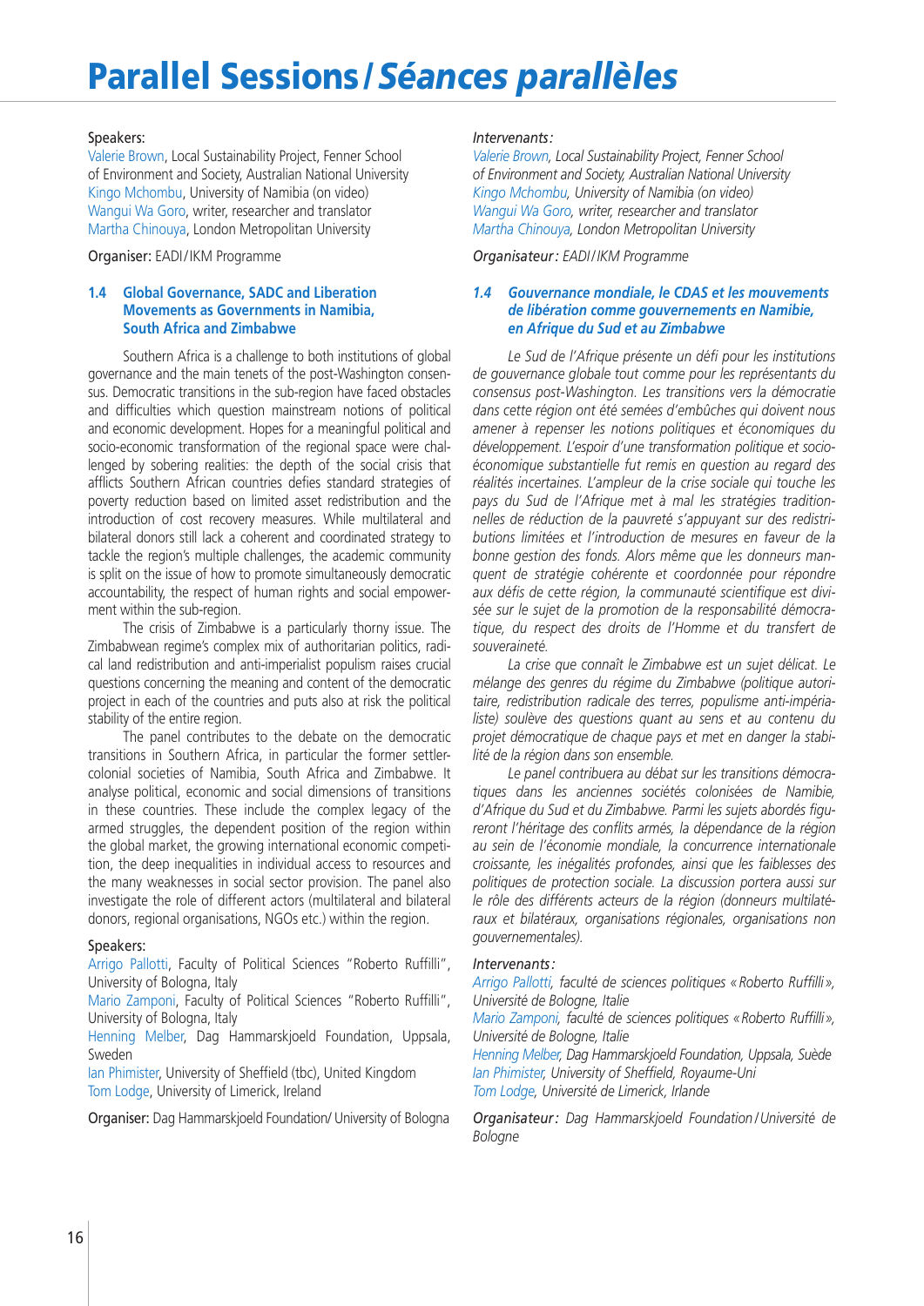# Parallel Sessions / *Séances parallèles*

Speakers:
Valerie Brown, Local Sustainability Project, Fenner School of Environment and Society, Australian National University
Kingo Mchombu, University of Namibia (on video)
Wangui Wa Goro, writer, researcher and translator
Martha Chinouya, London Metropolitan University

Organiser: EADI/IKM Programme

### 1.4 Global Governance, SADC and Liberation Movements as Governments in Namibia, South Africa and Zimbabwe

Southern Africa is a challenge to both institutions of global governance and the main tenets of the post-Washington consensus. Democratic transitions in the sub-region have faced obstacles and difficulties which question mainstream notions of political and economic development. Hopes for a meaningful political and socio-economic transformation of the regional space were challenged by sobering realities: the depth of the social crisis that afflicts Southern African countries defies standard strategies of poverty reduction based on limited asset redistribution and the introduction of cost recovery measures. While multilateral and bilateral donors still lack a coherent and coordinated strategy to tackle the region's multiple challenges, the academic community is split on the issue of how to promote simultaneously democratic accountability, the respect of human rights and social empowerment within the sub-region.

The crisis of Zimbabwe is a particularly thorny issue. The Zimbabwean regime's complex mix of authoritarian politics, radical land redistribution and anti-imperialist populism raises crucial questions concerning the meaning and content of the democratic project in each of the countries and puts also at risk the political stability of the entire region.

The panel contributes to the debate on the democratic transitions in Southern Africa, in particular the former settler-colonial societies of Namibia, South Africa and Zimbabwe. It analyse political, economic and social dimensions of transitions in these countries. These include the complex legacy of the armed struggles, the dependent position of the region within the global market, the growing international economic competition, the deep inequalities in individual access to resources and the many weaknesses in social sector provision. The panel also investigate the role of different actors (multilateral and bilateral donors, regional organisations, NGOs etc.) within the region.

Speakers:
Arrigo Pallotti, Faculty of Political Sciences "Roberto Ruffilli", University of Bologna, Italy
Mario Zamponi, Faculty of Political Sciences "Roberto Ruffilli", University of Bologna, Italy
Henning Melber, Dag Hammarskjoeld Foundation, Uppsala, Sweden
Ian Phimister, University of Sheffield (tbc), United Kingdom
Tom Lodge, University of Limerick, Ireland

Organiser: Dag Hammarskjoeld Foundation/ University of Bologna

*Intervenants :*
*Valerie Brown, Local Sustainability Project, Fenner School of Environment and Society, Australian National University*
*Kingo Mchombu, University of Namibia (on video)*
*Wangui Wa Goro, writer, researcher and translator*
*Martha Chinouya, London Metropolitan University*

*Organisateur : EADI/IKM Programme*

### *1.4 Gouvernance mondiale, le CDAS et les mouvements de libération comme gouvernements en Namibie, en Afrique du Sud et au Zimbabwe*

*Le Sud de l'Afrique présente un défi pour les institutions de gouvernance globale tout comme pour les représentants du consensus post-Washington. Les transitions vers la démocratie dans cette région ont été semées d'embûches qui doivent nous amener à repenser les notions politiques et économiques du développement. L'espoir d'une transformation politique et socio-économique substantielle fut remis en question au regard des réalités incertaines. L'ampleur de la crise sociale qui touche les pays du Sud de l'Afrique met à mal les stratégies traditionnelles de réduction de la pauvreté s'appuyant sur des redistributions limitées et l'introduction de mesures en faveur de la bonne gestion des fonds. Alors même que les donneurs manquent de stratégie cohérente et coordonnée pour répondre aux défis de cette région, la communauté scientifique est divisée sur le sujet de la promotion de la responsabilité démocratique, du respect des droits de l'Homme et du transfert de souveraineté.*

*La crise que connaît le Zimbabwe est un sujet délicat. Le mélange des genres du régime du Zimbabwe (politique autoritaire, redistribution radicale des terres, populisme anti-impérialiste) soulève des questions quant au sens et au contenu du projet démocratique de chaque pays et met en danger la stabilité de la région dans son ensemble.*

*Le panel contribuera au débat sur les transitions démocratiques dans les anciennes sociétés colonisées de Namibie, d'Afrique du Sud et du Zimbabwe. Parmi les sujets abordés figureront l'héritage des conflits armés, la dépendance de la région au sein de l'économie mondiale, la concurrence internationale croissante, les inégalités profondes, ainsi que les faiblesses des politiques de protection sociale. La discussion portera aussi sur le rôle des différents acteurs de la région (donneurs multilatéraux et bilatéraux, organisations régionales, organisations non gouvernementales).*

*Intervenants :*
*Arrigo Pallotti, faculté de sciences politiques « Roberto Ruffilli », Université de Bologne, Italie*
*Mario Zamponi, faculté de sciences politiques « Roberto Ruffilli », Université de Bologne, Italie*
*Henning Melber, Dag Hammarskjoeld Foundation, Uppsala, Suède*
*Ian Phimister, University of Sheffield, Royaume-Uni*
*Tom Lodge, Université de Limerick, Irlande*

*Organisateur : Dag Hammarskjoeld Foundation / Université de Bologne*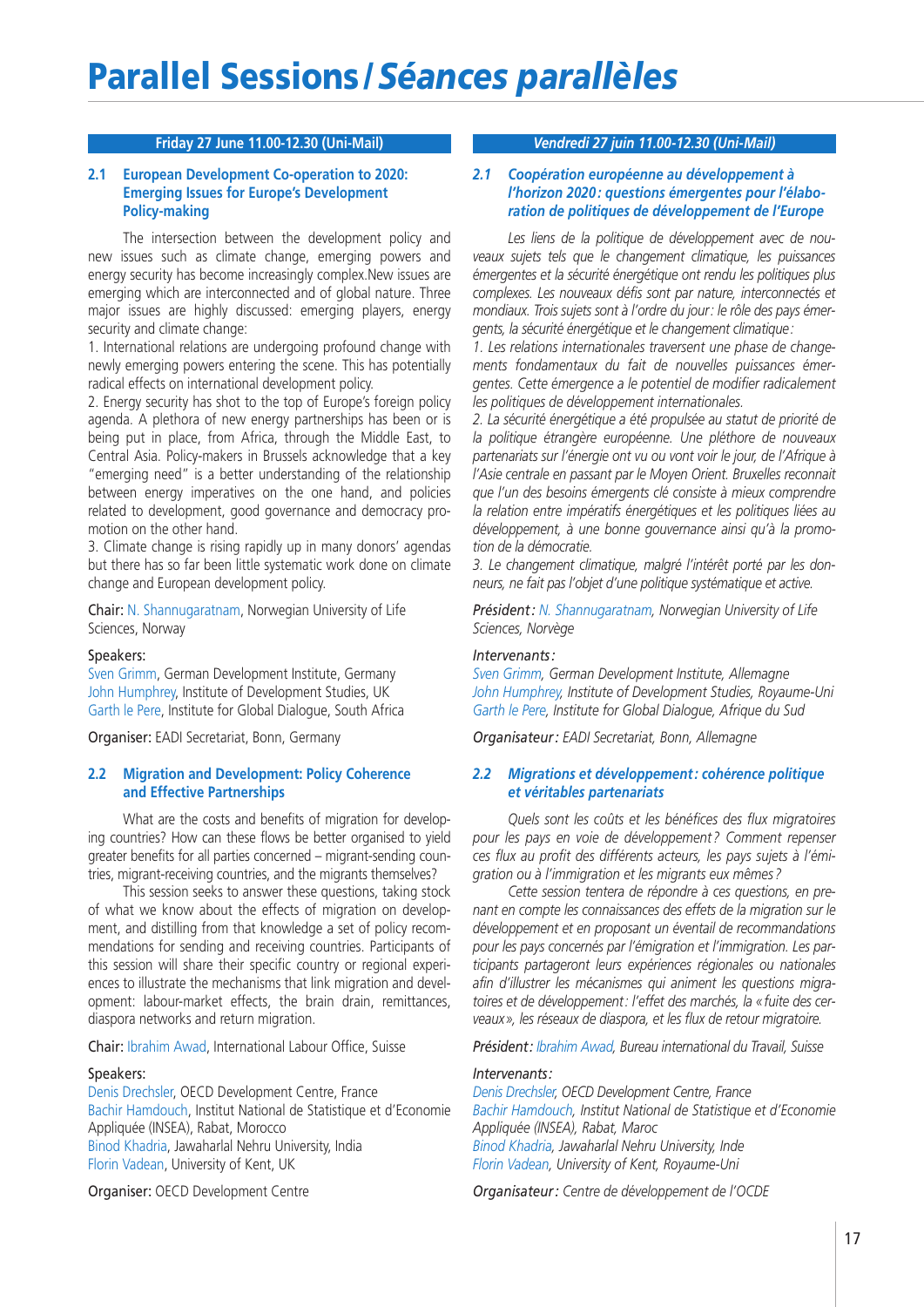# Parallel Sessions / *Séances parallèles*

## Friday 27 June 11.00-12.30 (Uni-Mail)

### 2.1 European Development Co-operation to 2020: Emerging Issues for Europe's Development Policy-making

The intersection between the development policy and new issues such as climate change, emerging powers and energy security has become increasingly complex.New issues are emerging which are interconnected and of global nature. Three major issues are highly discussed: emerging players, energy security and climate change:

1. International relations are undergoing profound change with newly emerging powers entering the scene. This has potentially radical effects on international development policy.
2. Energy security has shot to the top of Europe's foreign policy agenda. A plethora of new energy partnerships has been or is being put in place, from Africa, through the Middle East, to Central Asia. Policy-makers in Brussels acknowledge that a key "emerging need" is a better understanding of the relationship between energy imperatives on the one hand, and policies related to development, good governance and democracy promotion on the other hand.
3. Climate change is rising rapidly up in many donors' agendas but there has so far been little systematic work done on climate change and European development policy.

Chair: N. Shannugaratnam, Norwegian University of Life Sciences, Norway

Speakers:
Sven Grimm, German Development Institute, Germany
John Humphrey, Institute of Development Studies, UK
Garth le Pere, Institute for Global Dialogue, South Africa

Organiser: EADI Secretariat, Bonn, Germany

### 2.2 Migration and Development: Policy Coherence and Effective Partnerships

What are the costs and benefits of migration for developing countries? How can these flows be better organised to yield greater benefits for all parties concerned – migrant-sending countries, migrant-receiving countries, and the migrants themselves?

This session seeks to answer these questions, taking stock of what we know about the effects of migration on development, and distilling from that knowledge a set of policy recommendations for sending and receiving countries. Participants of this session will share their specific country or regional experiences to illustrate the mechanisms that link migration and development: labour-market effects, the brain drain, remittances, diaspora networks and return migration.

Chair: Ibrahim Awad, International Labour Office, Suisse

Speakers:
Denis Drechsler, OECD Development Centre, France
Bachir Hamdouch, Institut National de Statistique et d'Economie Appliquée (INSEA), Rabat, Morocco
Binod Khadria, Jawaharlal Nehru University, India
Florin Vadean, University of Kent, UK

Organiser: OECD Development Centre

## *Vendredi 27 juin 11.00-12.30 (Uni-Mail)*

### *2.1 Coopération européenne au développement à l'horizon 2020 : questions émergentes pour l'élaboration de politiques de développement de l'Europe*

*Les liens de la politique de développement avec de nouveaux sujets tels que le changement climatique, les puissances émergentes et la sécurité énergétique ont rendu les politiques plus complexes. Les nouveaux défis sont par nature, interconnectés et mondiaux. Trois sujets sont à l'ordre du jour : le rôle des pays émergents, la sécurité énergétique et le changement climatique :*

*1. Les relations internationales traversent une phase de changements fondamentaux du fait de nouvelles puissances émergentes. Cette émergence a le potentiel de modifier radicalement les politiques de développement internationales.*
*2. La sécurité énergétique a été propulsée au statut de priorité de la politique étrangère européenne. Une pléthore de nouveaux partenariats sur l'énergie ont vu ou vont voir le jour, de l'Afrique à l'Asie centrale en passant par le Moyen Orient. Bruxelles reconnait que l'un des besoins émergents clé consiste à mieux comprendre la relation entre impératifs énergétiques et les politiques liées au développement, à une bonne gouvernance ainsi qu'à la promotion de la démocratie.*
*3. Le changement climatique, malgré l'intérêt porté par les donneurs, ne fait pas l'objet d'une politique systématique et active.*

*Président : N. Shannugaratnam, Norwegian University of Life Sciences, Norvège*

*Intervenants :*
*Sven Grimm, German Development Institute, Allemagne*
*John Humphrey, Institute of Development Studies, Royaume-Uni*
*Garth le Pere, Institute for Global Dialogue, Afrique du Sud*

*Organisateur : EADI Secretariat, Bonn, Allemagne*

### *2.2 Migrations et développement : cohérence politique et véritables partenariats*

*Quels sont les coûts et les bénéfices des flux migratoires pour les pays en voie de développement ? Comment repenser ces flux au profit des différents acteurs, les pays sujets à l'émigration ou à l'immigration et les migrants eux mêmes ?*

*Cette session tentera de répondre à ces questions, en prenant en compte les connaissances des effets de la migration sur le développement et en proposant un éventail de recommandations pour les pays concernés par l'émigration et l'immigration. Les participants partageront leurs expériences régionales ou nationales afin d'illustrer les mécanismes qui animent les questions migratoires et de développement : l'effet des marchés, la « fuite des cerveaux », les réseaux de diaspora, et les flux de retour migratoire.*

*Président : Ibrahim Awad, Bureau international du Travail, Suisse*

*Intervenants :*
*Denis Drechsler, OECD Development Centre, France*
*Bachir Hamdouch, Institut National de Statistique et d'Economie Appliquée (INSEA), Rabat, Maroc*
*Binod Khadria, Jawaharlal Nehru University, Inde*
*Florin Vadean, University of Kent, Royaume-Uni*

*Organisateur : Centre de développement de l'OCDE*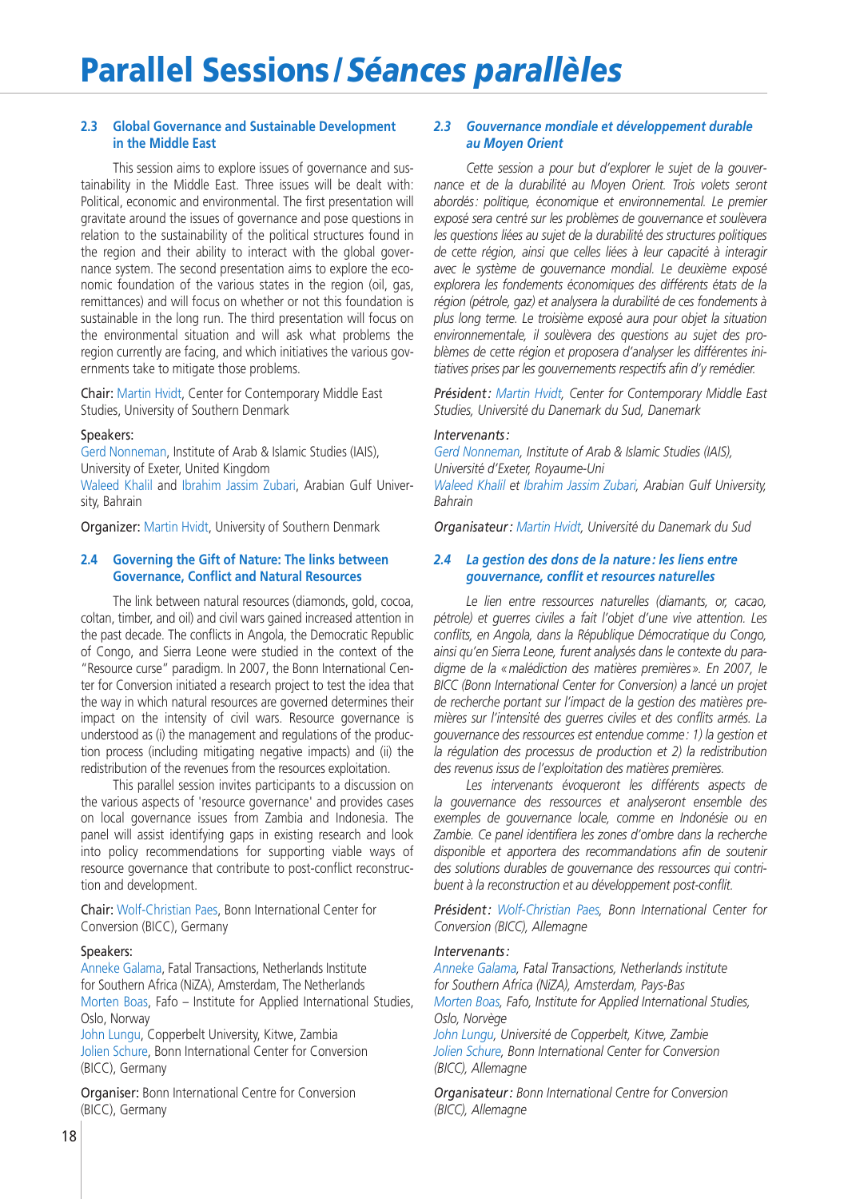# Parallel Sessions / *Séances parallèles*

## 2.3 Global Governance and Sustainable Development in the Middle East

This session aims to explore issues of governance and sustainability in the Middle East. Three issues will be dealt with: Political, economic and environmental. The first presentation will gravitate around the issues of governance and pose questions in relation to the sustainability of the political structures found in the region and their ability to interact with the global governance system. The second presentation aims to explore the economic foundation of the various states in the region (oil, gas, remittances) and will focus on whether or not this foundation is sustainable in the long run. The third presentation will focus on the environmental situation and will ask what problems the region currently are facing, and which initiatives the various governments take to mitigate those problems.

Chair: Martin Hvidt, Center for Contemporary Middle East Studies, University of Southern Denmark

Speakers:
Gerd Nonneman, Institute of Arab & Islamic Studies (IAIS), University of Exeter, United Kingdom
Waleed Khalil and Ibrahim Jassim Zubari, Arabian Gulf University, Bahrain

Organizer: Martin Hvidt, University of Southern Denmark

## 2.4 Governing the Gift of Nature: The links between Governance, Conflict and Natural Resources

The link between natural resources (diamonds, gold, cocoa, coltan, timber, and oil) and civil wars gained increased attention in the past decade. The conflicts in Angola, the Democratic Republic of Congo, and Sierra Leone were studied in the context of the "Resource curse" paradigm. In 2007, the Bonn International Center for Conversion initiated a research project to test the idea that the way in which natural resources are governed determines their impact on the intensity of civil wars. Resource governance is understood as (i) the management and regulations of the production process (including mitigating negative impacts) and (ii) the redistribution of the revenues from the resources exploitation.

This parallel session invites participants to a discussion on the various aspects of 'resource governance' and provides cases on local governance issues from Zambia and Indonesia. The panel will assist identifying gaps in existing research and look into policy recommendations for supporting viable ways of resource governance that contribute to post-conflict reconstruction and development.

Chair: Wolf-Christian Paes, Bonn International Center for Conversion (BICC), Germany

Speakers:
Anneke Galama, Fatal Transactions, Netherlands Institute for Southern Africa (NiZA), Amsterdam, The Netherlands
Morten Boas, Fafo – Institute for Applied International Studies, Oslo, Norway
John Lungu, Copperbelt University, Kitwe, Zambia
Jolien Schure, Bonn International Center for Conversion (BICC), Germany

Organiser: Bonn International Centre for Conversion (BICC), Germany

## *2.3 Gouvernance mondiale et développement durable au Moyen Orient*

*Cette session a pour but d'explorer le sujet de la gouvernance et de la durabilité au Moyen Orient. Trois volets seront abordés : politique, économique et environnemental. Le premier exposé sera centré sur les problèmes de gouvernance et soulèvera les questions liées au sujet de la durabilité des structures politiques de cette région, ainsi que celles liées à leur capacité à interagir avec le système de gouvernance mondial. Le deuxième exposé explorera les fondements économiques des différents états de la région (pétrole, gaz) et analysera la durabilité de ces fondements à plus long terme. Le troisième exposé aura pour objet la situation environnementale, il soulèvera des questions au sujet des problèmes de cette région et proposera d'analyser les différentes initiatives prises par les gouvernements respectifs afin d'y remédier.*

***Président :*** *Martin Hvidt, Center for Contemporary Middle East Studies, Université du Danemark du Sud, Danemark*

*Intervenants :*
*Gerd Nonneman, Institute of Arab & Islamic Studies (IAIS), Université d'Exeter, Royaume-Uni*
*Waleed Khalil et Ibrahim Jassim Zubari, Arabian Gulf University, Bahrain*

***Organisateur :*** *Martin Hvidt, Université du Danemark du Sud*

## *2.4 La gestion des dons de la nature : les liens entre gouvernance, conflit et resources naturelles*

*Le lien entre ressources naturelles (diamants, or, cacao, pétrole) et guerres civiles a fait l'objet d'une vive attention. Les conflits, en Angola, dans la République Démocratique du Congo, ainsi qu'en Sierra Leone, furent analysés dans le contexte du paradigme de la « malédiction des matières premières ». En 2007, le BICC (Bonn International Center for Conversion) a lancé un projet de recherche portant sur l'impact de la gestion des matières premières sur l'intensité des guerres civiles et des conflits armés. La gouvernance des ressources est entendue comme : 1) la gestion et la régulation des processus de production et 2) la redistribution des revenus issus de l'exploitation des matières premières.*

*Les intervenants évoqueront les différents aspects de la gouvernance des ressources et analyseront ensemble des exemples de gouvernance locale, comme en Indonésie ou en Zambie. Ce panel identifiera les zones d'ombre dans la recherche disponible et apportera des recommandations afin de soutenir des solutions durables de gouvernance des ressources qui contribuent à la reconstruction et au développement post-conflit.*

***Président :*** *Wolf-Christian Paes, Bonn International Center for Conversion (BICC), Allemagne*

*Intervenants :*
*Anneke Galama, Fatal Transactions, Netherlands institute for Southern Africa (NiZA), Amsterdam, Pays-Bas*
*Morten Boas, Fafo, Institute for Applied International Studies, Oslo, Norvège*
*John Lungu, Université de Copperbelt, Kitwe, Zambie*
*Jolien Schure, Bonn International Center for Conversion (BICC), Allemagne*

***Organisateur :*** *Bonn International Centre for Conversion (BICC), Allemagne*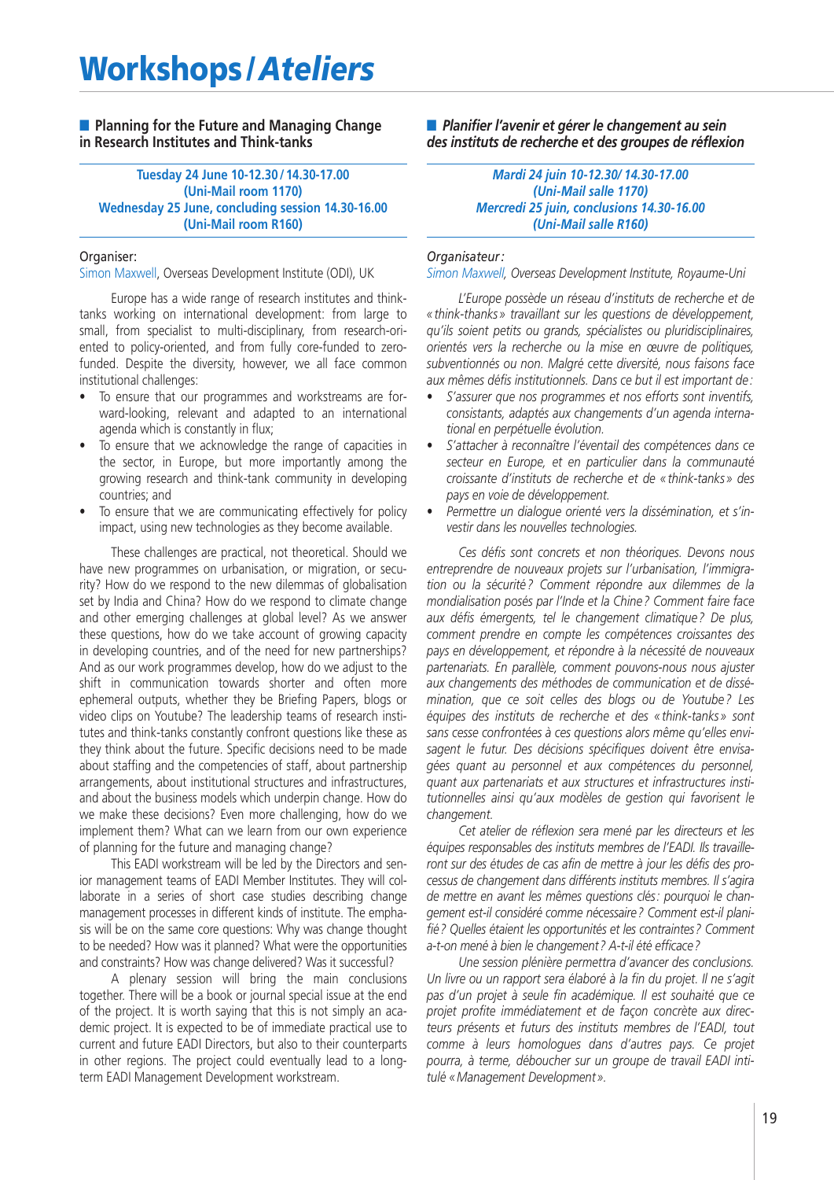# Workshops / *Ateliers*

## Planning for the Future and Managing Change in Research Institutes and Think-tanks

**Tuesday 24 June 10-12.30 / 14.30-17.00**
**(Uni-Mail room 1170)**
**Wednesday 25 June, concluding session 14.30-16.00**
**(Uni-Mail room R160)**

Organiser:
Simon Maxwell, Overseas Development Institute (ODI), UK

Europe has a wide range of research institutes and think-tanks working on international development: from large to small, from specialist to multi-disciplinary, from research-oriented to policy-oriented, and from fully core-funded to zero-funded. Despite the diversity, however, we all face common institutional challenges:

- To ensure that our programmes and workstreams are forward-looking, relevant and adapted to an international agenda which is constantly in flux;
- To ensure that we acknowledge the range of capacities in the sector, in Europe, but more importantly among the growing research and think-tank community in developing countries; and
- To ensure that we are communicating effectively for policy impact, using new technologies as they become available.

These challenges are practical, not theoretical. Should we have new programmes on urbanisation, or migration, or security? How do we respond to the new dilemmas of globalisation set by India and China? How do we respond to climate change and other emerging challenges at global level? As we answer these questions, how do we take account of growing capacity in developing countries, and of the need for new partnerships? And as our work programmes develop, how do we adjust to the shift in communication towards shorter and often more ephemeral outputs, whether they be Briefing Papers, blogs or video clips on Youtube? The leadership teams of research institutes and think-tanks constantly confront questions like these as they think about the future. Specific decisions need to be made about staffing and the competencies of staff, about partnership arrangements, about institutional structures and infrastructures, and about the business models which underpin change. How do we make these decisions? Even more challenging, how do we implement them? What can we learn from our own experience of planning for the future and managing change?

This EADI workstream will be led by the Directors and senior management teams of EADI Member Institutes. They will collaborate in a series of short case studies describing change management processes in different kinds of institute. The emphasis will be on the same core questions: Why was change thought to be needed? How was it planned? What were the opportunities and constraints? How was change delivered? Was it successful?

A plenary session will bring the main conclusions together. There will be a book or journal special issue at the end of the project. It is worth saying that this is not simply an academic project. It is expected to be of immediate practical use to current and future EADI Directors, but also to their counterparts in other regions. The project could eventually lead to a long-term EADI Management Development workstream.

## *Planifier l'avenir et gérer le changement au sein des instituts de recherche et des groupes de réflexion*

***Mardi 24 juin 10-12.30/ 14.30-17.00***
***(Uni-Mail salle 1170)***
***Mercredi 25 juin, conclusions 14.30-16.00***
***(Uni-Mail salle R160)***

*Organisateur :*
*Simon Maxwell, Overseas Development Institute, Royaume-Uni*

*L'Europe possède un réseau d'instituts de recherche et de « think-thanks » travaillant sur les questions de développement, qu'ils soient petits ou grands, spécialistes ou pluridisciplinaires, orientés vers la recherche ou la mise en œuvre de politiques, subventionnés ou non. Malgré cette diversité, nous faisons face aux mêmes défis institutionnels. Dans ce but il est important de :*

- *S'assurer que nos programmes et nos efforts sont inventifs, consistants, adaptés aux changements d'un agenda international en perpétuelle évolution.*
- *S'attacher à reconnaître l'éventail des compétences dans ce secteur en Europe, et en particulier dans la communauté croissante d'instituts de recherche et de « think-tanks » des pays en voie de développement.*
- *Permettre un dialogue orienté vers la dissémination, et s'investir dans les nouvelles technologies.*

*Ces défis sont concrets et non théoriques. Devons nous entreprendre de nouveaux projets sur l'urbanisation, l'immigration ou la sécurité ? Comment répondre aux dilemmes de la mondialisation posés par l'Inde et la Chine ? Comment faire face aux défis émergents, tel le changement climatique ? De plus, comment prendre en compte les compétences croissantes des pays en développement, et répondre à la nécessité de nouveaux partenariats. En parallèle, comment pouvons-nous nous ajuster aux changements des méthodes de communication et de dissémination, que ce soit celles des blogs ou de Youtube ? Les équipes des instituts de recherche et des « think-tanks » sont sans cesse confrontées à ces questions alors même qu'elles envisagent le futur. Des décisions spécifiques doivent être envisagées quant au personnel et aux compétences du personnel, quant aux partenariats et aux structures et infrastructures institutionnelles ainsi qu'aux modèles de gestion qui favorisent le changement.*

*Cet atelier de réflexion sera mené par les directeurs et les équipes responsables des instituts membres de l'EADI. Ils travailleront sur des études de cas afin de mettre à jour les défis du processus de changement dans différents instituts membres. Il s'agira de mettre en avant les mêmes questions clés : pourquoi le changement est-il considéré comme nécessaire ? Comment est-il planifié ? Quelles étaient les opportunités et les contraintes ? Comment a-t-on mené à bien le changement ? A-t-il été efficace ?*

*Une session plénière permettra d'avancer des conclusions. Un livre ou un rapport sera élaboré à la fin du projet. Il ne s'agit pas d'un projet à seule fin académique. Il est souhaité que ce projet profite immédiatement et de façon concrète aux directeurs présents et futurs des instituts membres de l'EADI, tout comme à leurs homologues dans d'autres pays. Ce projet pourra, à terme, déboucher sur un groupe de travail EADI intitulé « Management Development ».*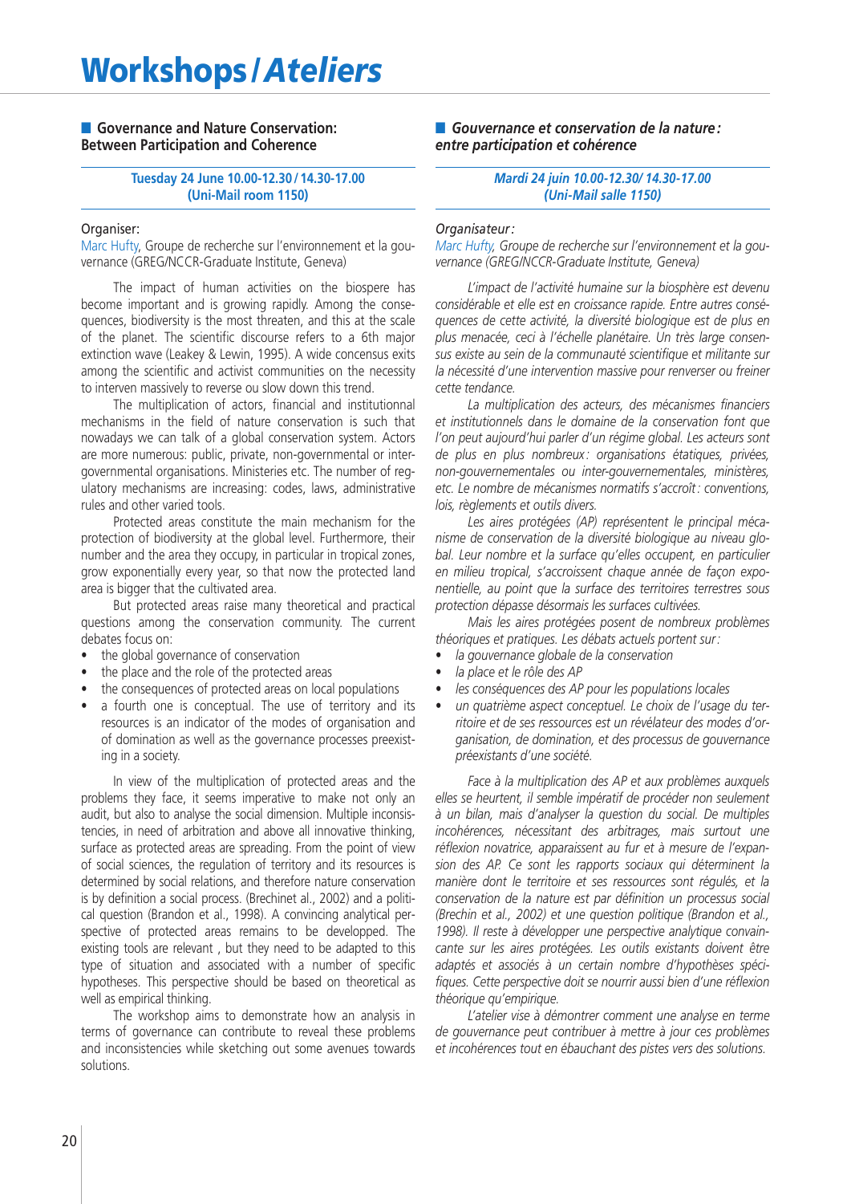# Workshops / *Ateliers*

## Governance and Nature Conservation: Between Participation and Coherence

**Tuesday 24 June 10.00-12.30 / 14.30-17.00**
**(Uni-Mail room 1150)**

Organiser:
Marc Hufty, Groupe de recherche sur l'environnement et la gouvernance (GREG/NCCR-Graduate Institute, Geneva)

The impact of human activities on the biospere has become important and is growing rapidly. Among the consequences, biodiversity is the most threaten, and this at the scale of the planet. The scientific discourse refers to a 6th major extinction wave (Leakey & Lewin, 1995). A wide concensus exits among the scientific and activist communities on the necessity to interven massively to reverse ou slow down this trend.

The multiplication of actors, financial and institutionnal mechanisms in the field of nature conservation is such that nowadays we can talk of a global conservation system. Actors are more numerous: public, private, non-governmental or inter-governmental organisations. Ministeries etc. The number of regulatory mechanisms are increasing: codes, laws, administrative rules and other varied tools.

Protected areas constitute the main mechanism for the protection of biodiversity at the global level. Furthermore, their number and the area they occupy, in particular in tropical zones, grow exponentially every year, so that now the protected land area is bigger that the cultivated area.

But protected areas raise many theoretical and practical questions among the conservation community. The current debates focus on:

- the global governance of conservation
- the place and the role of the protected areas
- the consequences of protected areas on local populations
- a fourth one is conceptual. The use of territory and its resources is an indicator of the modes of organisation and of domination as well as the governance processes preexisting in a society.

In view of the multiplication of protected areas and the problems they face, it seems imperative to make not only an audit, but also to analyse the social dimension. Multiple inconsistencies, in need of arbitration and above all innovative thinking, surface as protected areas are spreading. From the point of view of social sciences, the regulation of territory and its resources is determined by social relations, and therefore nature conservation is by definition a social process. (Brechinet al., 2002) and a political question (Brandon et al., 1998). A convincing analytical perspective of protected areas remains to be developped. The existing tools are relevant , but they need to be adapted to this type of situation and associated with a number of specific hypotheses. This perspective should be based on theoretical as well as empirical thinking.

The workshop aims to demonstrate how an analysis in terms of governance can contribute to reveal these problems and inconsistencies while sketching out some avenues towards solutions.

## *Gouvernance et conservation de la nature : entre participation et cohérence*

***Mardi 24 juin 10.00-12.30/ 14.30-17.00***
***(Uni-Mail salle 1150)***

*Organisateur :*
*Marc Hufty, Groupe de recherche sur l'environnement et la gouvernance (GREG/NCCR-Graduate Institute, Geneva)*

*L'impact de l'activité humaine sur la biosphère est devenu considérable et elle est en croissance rapide. Entre autres conséquences de cette activité, la diversité biologique est de plus en plus menacée, ceci à l'échelle planétaire. Un très large consensus existe au sein de la communauté scientifique et militante sur la nécessité d'une intervention massive pour renverser ou freiner cette tendance.*

*La multiplication des acteurs, des mécanismes financiers et institutionnels dans le domaine de la conservation font que l'on peut aujourd'hui parler d'un régime global. Les acteurs sont de plus en plus nombreux : organisations étatiques, privées, non-gouvernementales ou inter-gouvernementales, ministères, etc. Le nombre de mécanismes normatifs s'accroît : conventions, lois, règlements et outils divers.*

*Les aires protégées (AP) représentent le principal mécanisme de conservation de la diversité biologique au niveau global. Leur nombre et la surface qu'elles occupent, en particulier en milieu tropical, s'accroissent chaque année de façon exponentielle, au point que la surface des territoires terrestres sous protection dépasse désormais les surfaces cultivées.*

*Mais les aires protégées posent de nombreux problèmes théoriques et pratiques. Les débats actuels portent sur :*

- *la gouvernance globale de la conservation*
- *la place et le rôle des AP*
- *les conséquences des AP pour les populations locales*
- *un quatrième aspect conceptuel. Le choix de l'usage du territoire et de ses ressources est un révélateur des modes d'organisation, de domination, et des processus de gouvernance préexistants d'une société.*

*Face à la multiplication des AP et aux problèmes auxquels elles se heurtent, il semble impératif de procéder non seulement à un bilan, mais d'analyser la question du social. De multiples incohérences, nécessitant des arbitrages, mais surtout une réflexion novatrice, apparaissent au fur et à mesure de l'expansion des AP. Ce sont les rapports sociaux qui déterminent la manière dont le territoire et ses ressources sont régulés, et la conservation de la nature est par définition un processus social (Brechin et al., 2002) et une question politique (Brandon et al., 1998). Il reste à développer une perspective analytique convaincante sur les aires protégées. Les outils existants doivent être adaptés et associés à un certain nombre d'hypothèses spécifiques. Cette perspective doit se nourrir aussi bien d'une réflexion théorique qu'empirique.*

*L'atelier vise à démontrer comment une analyse en terme de gouvernance peut contribuer à mettre à jour ces problèmes et incohérences tout en ébauchant des pistes vers des solutions.*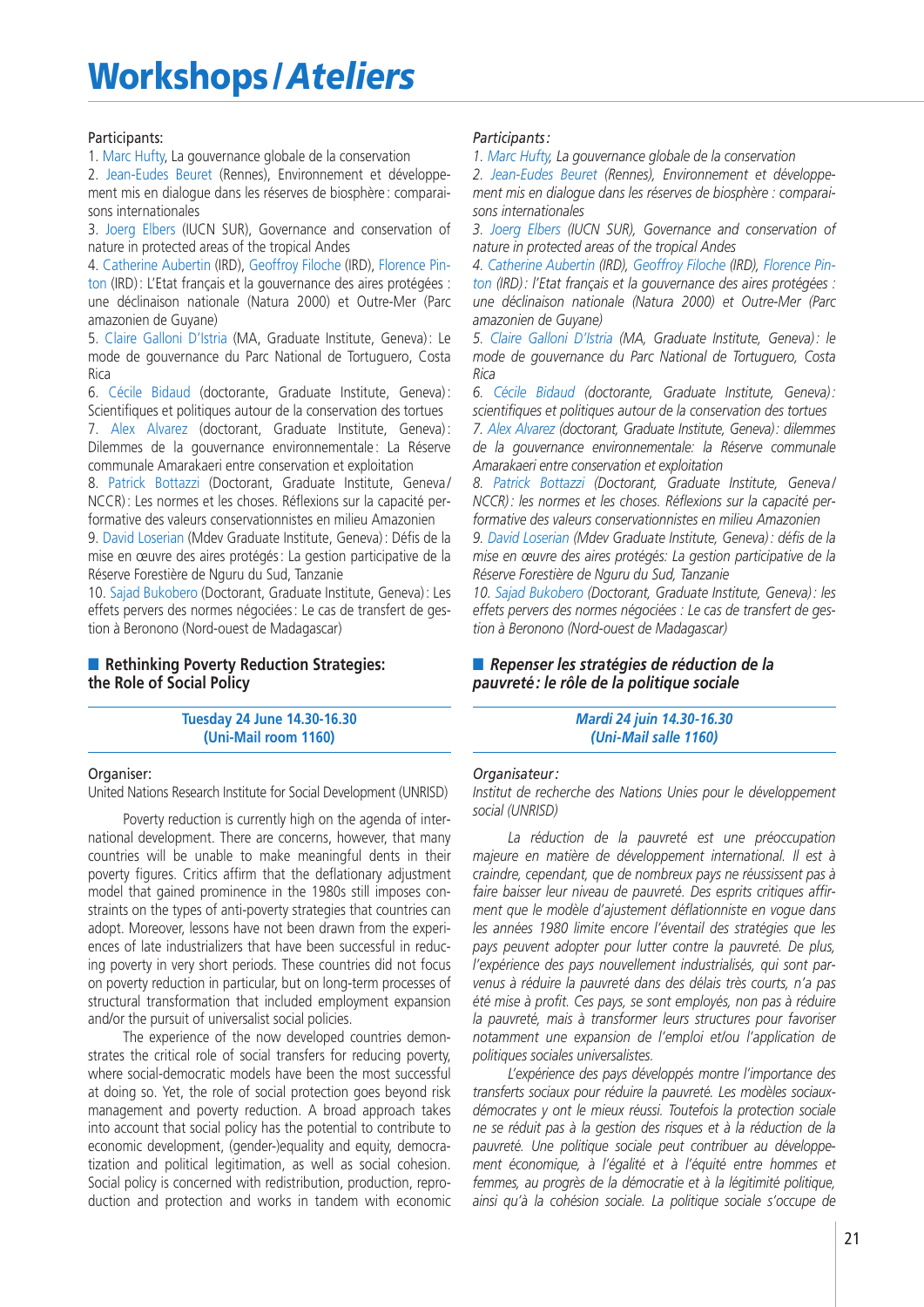# Workshops / *Ateliers*

Participants:

1. Marc Hufty, La gouvernance globale de la conservation
2. Jean-Eudes Beuret (Rennes), Environnement et développement mis en dialogue dans les réserves de biosphère : comparaisons internationales
3. Joerg Elbers (IUCN SUR), Governance and conservation of nature in protected areas of the tropical Andes
4. Catherine Aubertin (IRD), Geoffroy Filoche (IRD), Florence Pinton (IRD): L'Etat français et la gouvernance des aires protégées : une déclinaison nationale (Natura 2000) et Outre-Mer (Parc amazonien de Guyane)
5. Claire Galloni D'Istria (MA, Graduate Institute, Geneva): Le mode de gouvernance du Parc National de Tortuguero, Costa Rica
6. Cécile Bidaud (doctorante, Graduate Institute, Geneva): Scientifiques et politiques autour de la conservation des tortues
7. Alex Alvarez (doctorant, Graduate Institute, Geneva): Dilemmes de la gouvernance environnementale: La Réserve communale Amarakaeri entre conservation et exploitation
8. Patrick Bottazzi (Doctorant, Graduate Institute, Geneva/NCCR): Les normes et les choses. Réflexions sur la capacité performative des valeurs conservationnistes en milieu Amazonien
9. David Loserian (Mdev Graduate Institute, Geneva): Défis de la mise en œuvre des aires protégés: La gestion participative de la Réserve Forestière de Nguru du Sud, Tanzanie
10. Sajad Bukobero (Doctorant, Graduate Institute, Geneva): Les effets pervers des normes négociées : Le cas de transfert de gestion à Beronono (Nord-ouest de Madagascar)

## Rethinking Poverty Reduction Strategies: the Role of Social Policy

**Tuesday 24 June 14.30-16.30**
**(Uni-Mail room 1160)**

Organiser:
United Nations Research Institute for Social Development (UNRISD)

Poverty reduction is currently high on the agenda of international development. There are concerns, however, that many countries will be unable to make meaningful dents in their poverty figures. Critics affirm that the deflationary adjustment model that gained prominence in the 1980s still imposes constraints on the types of anti-poverty strategies that countries can adopt. Moreover, lessons have not been drawn from the experiences of late industrializers that have been successful in reducing poverty in very short periods. These countries did not focus on poverty reduction in particular, but on long-term processes of structural transformation that included employment expansion and/or the pursuit of universalist social policies.

The experience of the now developed countries demonstrates the critical role of social transfers for reducing poverty, where social-democratic models have been the most successful at doing so. Yet, the role of social protection goes beyond risk management and poverty reduction. A broad approach takes into account that social policy has the potential to contribute to economic development, (gender-)equality and equity, democratization and political legitimation, as well as social cohesion. Social policy is concerned with redistribution, production, reproduction and protection and works in tandem with economic

*Participants :*

1. *Marc Hufty, La gouvernance globale de la conservation*
2. *Jean-Eudes Beuret (Rennes), Environnement et développement mis en dialogue dans les réserves de biosphère : comparaisons internationales*
3. *Joerg Elbers (IUCN SUR), Governance and conservation of nature in protected areas of the tropical Andes*
4. *Catherine Aubertin (IRD), Geoffroy Filoche (IRD), Florence Pinton (IRD) : l'Etat français et la gouvernance des aires protégées : une déclinaison nationale (Natura 2000) et Outre-Mer (Parc amazonien de Guyane)*
5. *Claire Galloni D'Istria (MA, Graduate Institute, Geneva) : le mode de gouvernance du Parc National de Tortuguero, Costa Rica*
6. *Cécile Bidaud (doctorante, Graduate Institute, Geneva) : scientifiques et politiques autour de la conservation des tortues*
7. *Alex Alvarez (doctorant, Graduate Institute, Geneva) : dilemmes de la gouvernance environnementale: la Réserve communale Amarakaeri entre conservation et exploitation*
8. *Patrick Bottazzi (Doctorant, Graduate Institute, Geneva/NCCR) : les normes et les choses. Réflexions sur la capacité performative des valeurs conservationnistes en milieu Amazonien*
9. *David Loserian (Mdev Graduate Institute, Geneva) : défis de la mise en œuvre des aires protégés: La gestion participative de la Réserve Forestière de Nguru du Sud, Tanzanie*
10. *Sajad Bukobero (Doctorant, Graduate Institute, Geneva) : les effets pervers des normes négociées : Le cas de transfert de gestion à Beronono (Nord-ouest de Madagascar)*

## *Repenser les stratégies de réduction de la pauvreté : le rôle de la politique sociale*

***Mardi 24 juin 14.30-16.30***
***(Uni-Mail salle 1160)***

*Organisateur :*
*Institut de recherche des Nations Unies pour le développement social (UNRISD)*

*La réduction de la pauvreté est une préoccupation majeure en matière de développement international. Il est à craindre, cependant, que de nombreux pays ne réussissent pas à faire baisser leur niveau de pauvreté. Des esprits critiques affirment que le modèle d'ajustement déflationniste en vogue dans les années 1980 limite encore l'éventail des stratégies que les pays peuvent adopter pour lutter contre la pauvreté. De plus, l'expérience des pays nouvellement industrialisés, qui sont parvenus à réduire la pauvreté dans des délais très courts, n'a pas été mise à profit. Ces pays, se sont employés, non pas à réduire la pauvreté, mais à transformer leurs structures pour favoriser notamment une expansion de l'emploi et/ou l'application de politiques sociales universalistes.*

*L'expérience des pays développés montre l'importance des transferts sociaux pour réduire la pauvreté. Les modèles sociaux-démocrates y ont le mieux réussi. Toutefois la protection sociale ne se réduit pas à la gestion des risques et à la réduction de la pauvreté. Une politique sociale peut contribuer au développement économique, à l'égalité et à l'équité entre hommes et femmes, au progrès de la démocratie et à la légitimité politique, ainsi qu'à la cohésion sociale. La politique sociale s'occupe de*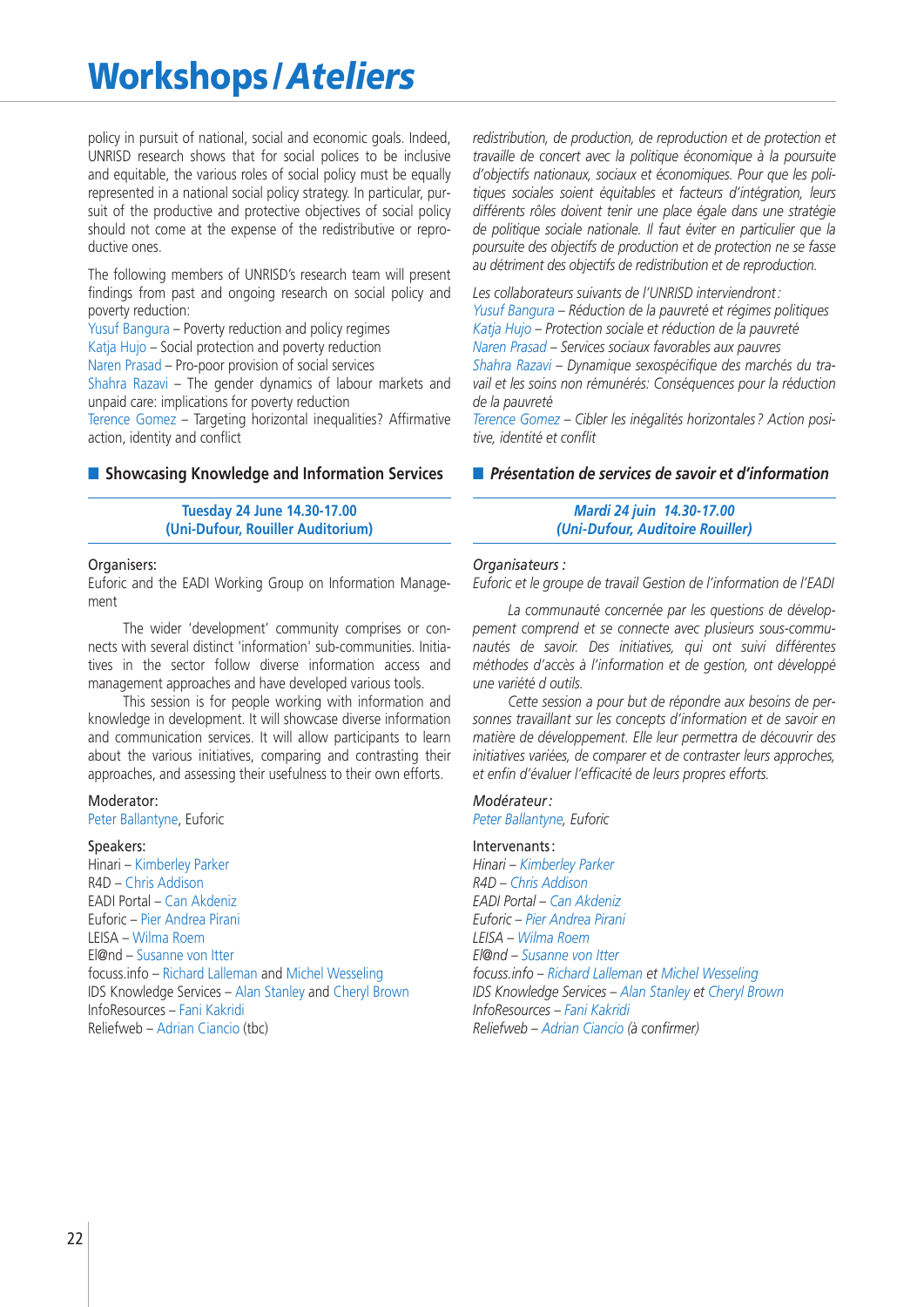# Workshops / *Ateliers*

policy in pursuit of national, social and economic goals. Indeed, UNRISD research shows that for social polices to be inclusive and equitable, the various roles of social policy must be equally represented in a national social policy strategy. In particular, pursuit of the productive and protective objectives of social policy should not come at the expense of the redistributive or reproductive ones.

The following members of UNRISD's research team will present findings from past and ongoing research on social policy and poverty reduction:

Yusuf Bangura – Poverty reduction and policy regimes
Katja Hujo – Social protection and poverty reduction
Naren Prasad – Pro-poor provision of social services
Shahra Razavi – The gender dynamics of labour markets and unpaid care: implications for poverty reduction
Terence Gomez – Targeting horizontal inequalities? Affirmative action, identity and conflict

*redistribution, de production, de reproduction et de protection et travaille de concert avec la politique économique à la poursuite d'objectifs nationaux, sociaux et économiques. Pour que les politiques sociales soient équitables et facteurs d'intégration, leurs différents rôles doivent tenir une place égale dans une stratégie de politique sociale nationale. Il faut éviter en particulier que la poursuite des objectifs de production et de protection ne se fasse au détriment des objectifs de redistribution et de reproduction.*

*Les collaborateurs suivants de l'UNRISD interviendront :*

*Yusuf Bangura – Réduction de la pauvreté et régimes politiques*
*Katja Hujo – Protection sociale et réduction de la pauvreté*
*Naren Prasad – Services sociaux favorables aux pauvres*
*Shahra Razavi – Dynamique sexospécifique des marchés du travail et les soins non rémunérés: Conséquences pour la réduction de la pauvreté*
*Terence Gomez – Cibler les inégalités horizontales ? Action positive, identité et conflit*

## Showcasing Knowledge and Information Services

**Tuesday 24 June 14.30-17.00**
**(Uni-Dufour, Rouiller Auditorium)**

Organisers:
Euforic and the EADI Working Group on Information Management

The wider 'development' community comprises or connects with several distinct 'information' sub-communities. Initiatives in the sector follow diverse information access and management approaches and have developed various tools.

This session is for people working with information and knowledge in development. It will showcase diverse information and communication services. It will allow participants to learn about the various initiatives, comparing and contrasting their approaches, and assessing their usefulness to their own efforts.

Moderator:
Peter Ballantyne, Euforic

Speakers:
Hinari – Kimberley Parker
R4D – Chris Addison
EADI Portal – Can Akdeniz
Euforic – Pier Andrea Pirani
LEISA – Wilma Roem
El@nd – Susanne von Itter
focuss.info – Richard Lalleman and Michel Wesseling
IDS Knowledge Services – Alan Stanley and Cheryl Brown
InfoResources – Fani Kakridi
Reliefweb – Adrian Ciancio (tbc)

## *Présentation de services de savoir et d'information*

***Mardi 24 juin 14.30-17.00***
***(Uni-Dufour, Auditoire Rouiller)***

*Organisateurs :*
*Euforic et le groupe de travail Gestion de l'information de l'EADI*

*La communauté concernée par les questions de développement comprend et se connecte avec plusieurs sous-communautés de savoir. Des initiatives, qui ont suivi différentes méthodes d'accès à l'information et de gestion, ont développé une variété d outils.*

*Cette session a pour but de répondre aux besoins de personnes travaillant sur les concepts d'information et de savoir en matière de développement. Elle leur permettra de découvrir des initiatives variées, de comparer et de contraster leurs approches, et enfin d'évaluer l'efficacité de leurs propres efforts.*

*Modérateur :*
*Peter Ballantyne, Euforic*

Intervenants :
*Hinari – Kimberley Parker*
*R4D – Chris Addison*
*EADI Portal – Can Akdeniz*
*Euforic – Pier Andrea Pirani*
*LEISA – Wilma Roem*
*El@nd – Susanne von Itter*
*focuss.info – Richard Lalleman et Michel Wesseling*
*IDS Knowledge Services – Alan Stanley et Cheryl Brown*
*InfoResources – Fani Kakridi*
*Reliefweb – Adrian Ciancio (à confirmer)*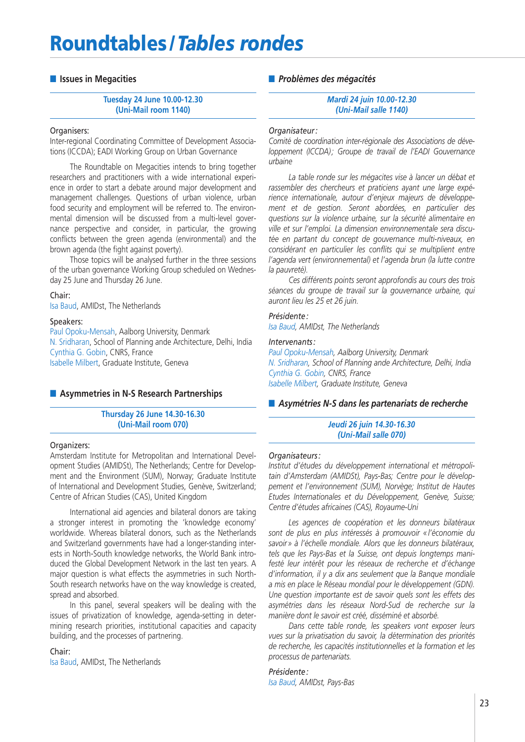# Roundtables / *Tables rondes*

## Issues in Megacities

**Tuesday 24 June 10.00-12.30**
**(Uni-Mail room 1140)**

Organisers:
Inter-regional Coordinating Committee of Development Associations (ICCDA); EADI Working Group on Urban Governance

The Roundtable on Megacities intends to bring together researchers and practitioners with a wide international experience in order to start a debate around major development and management challenges. Questions of urban violence, urban food security and employment will be referred to. The environmental dimension will be discussed from a multi-level governance perspective and consider, in particular, the growing conflicts between the green agenda (environmental) and the brown agenda (the fight against poverty).

Those topics will be analysed further in the three sessions of the urban governance Working Group scheduled on Wednesday 25 June and Thursday 26 June.

Chair:
Isa Baud, AMIDst, The Netherlands

Speakers:
Paul Opoku-Mensah, Aalborg University, Denmark
N. Sridharan, School of Planning ande Architecture, Delhi, India
Cynthia G. Gobin, CNRS, France
Isabelle Milbert, Graduate Institute, Geneva

## Asymmetries in N-S Research Partnerships

**Thursday 26 June 14.30-16.30**
**(Uni-Mail room 070)**

Organizers:
Amsterdam Institute for Metropolitan and International Development Studies (AMIDSt), The Netherlands; Centre for Development and the Environment (SUM), Norway; Graduate Institute of International and Development Studies, Genève, Switzerland; Centre of African Studies (CAS), United Kingdom

International aid agencies and bilateral donors are taking a stronger interest in promoting the 'knowledge economy' worldwide. Whereas bilateral donors, such as the Netherlands and Switzerland governments have had a longer-standing interests in North-South knowledge networks, the World Bank introduced the Global Development Network in the last ten years. A major question is what effects the asymmetries in such North-South research networks have on the way knowledge is created, spread and absorbed.

In this panel, several speakers will be dealing with the issues of privatization of knowledge, agenda-setting in determining research priorities, institutional capacities and capacity building, and the processes of partnering.

Chair:
Isa Baud, AMIDst, The Netherlands

## *Problèmes des mégacités*

***Mardi 24 juin 10.00-12.30***
***(Uni-Mail salle 1140)***

*Organisateur :*
*Comité de coordination inter-régionale des Associations de développement (ICCDA); Groupe de travail de l'EADI Gouvernance urbaine*

*La table ronde sur les mégacites vise à lancer un débat et rassembler des chercheurs et praticiens ayant une large expérience internationale, autour d'enjeux majeurs de développement et de gestion. Seront abordées, en particulier des questions sur la violence urbaine, sur la sécurité alimentaire en ville et sur l'emploi. La dimension environnementale sera discutée en partant du concept de gouvernance multi-niveaux, en considérant en particulier les conflits qui se multiplient entre l'agenda vert (environnemental) et l'agenda brun (la lutte contre la pauvreté).*

*Ces différents points seront approfondis au cours des trois séances du groupe de travail sur la gouvernance urbaine, qui auront lieu les 25 et 26 juin.*

*Présidente :*
*Isa Baud, AMIDst, The Netherlands*

*Intervenants :*
*Paul Opoku-Mensah, Aalborg University, Denmark*
*N. Sridharan, School of Planning ande Architecture, Delhi, India*
*Cynthia G. Gobin, CNRS, France*
*Isabelle Milbert, Graduate Institute, Geneva*

## *Asymétries N-S dans les partenariats de recherche*

***Jeudi 26 juin 14.30-16.30***
***(Uni-Mail salle 070)***

*Organisateurs :*
*Institut d'études du développement international et métropolitain d'Amsterdam (AMIDSt), Pays-Bas; Centre pour le développement et l'environnement (SUM), Norvège; Institut de Hautes Etudes Internationales et du Développement, Genève, Suisse; Centre d'études africaines (CAS), Royaume-Uni*

*Les agences de coopération et les donneurs bilatéraux sont de plus en plus intéressés à promouvoir « l'économie du savoir » à l'échelle mondiale. Alors que les donneurs bilatéraux, tels que les Pays-Bas et la Suisse, ont depuis longtemps manifesté leur intérêt pour les réseaux de recherche et d'échange d'information, il y a dix ans seulement que la Banque mondiale a mis en place le Réseau mondial pour le développement (GDN). Une question importante est de savoir quels sont les effets des asymétries dans les réseaux Nord-Sud de recherche sur la manière dont le savoir est créé, disséminé et absorbé.*

*Dans cette table ronde, les speakers vont exposer leurs vues sur la privatisation du savoir, la détermination des priorités de recherche, les capacités institutionnelles et la formation et les processus de partenariats.*

*Présidente :*
*Isa Baud, AMIDst, Pays-Bas*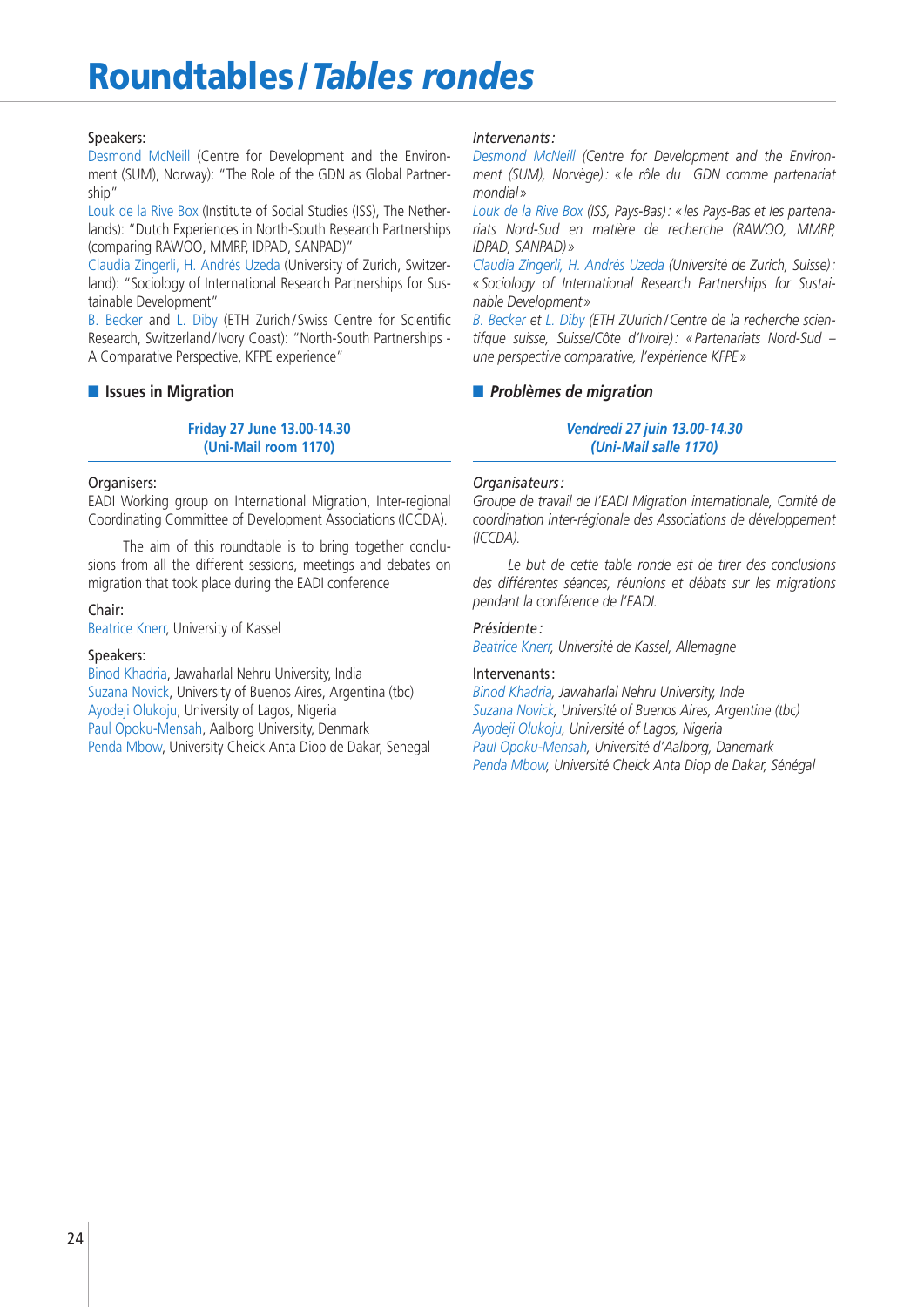# Roundtables / *Tables rondes*

Speakers:
Desmond McNeill (Centre for Development and the Environment (SUM), Norway): "The Role of the GDN as Global Partnership"
Louk de la Rive Box (Institute of Social Studies (ISS), The Netherlands): "Dutch Experiences in North-South Research Partnerships (comparing RAWOO, MMRP, IDPAD, SANPAD)"
Claudia Zingerli, H. Andrés Uzeda (University of Zurich, Switzerland): "Sociology of International Research Partnerships for Sustainable Development"
B. Becker and L. Diby (ETH Zurich/Swiss Centre for Scientific Research, Switzerland/Ivory Coast): "North-South Partnerships - A Comparative Perspective, KFPE experience"

## Issues in Migration

**Friday 27 June 13.00-14.30**
**(Uni-Mail room 1170)**

Organisers:
EADI Working group on International Migration, Inter-regional Coordinating Committee of Development Associations (ICCDA).

The aim of this roundtable is to bring together conclusions from all the different sessions, meetings and debates on migration that took place during the EADI conference

Chair:
Beatrice Knerr, University of Kassel

Speakers:
Binod Khadria, Jawaharlal Nehru University, India
Suzana Novick, University of Buenos Aires, Argentina (tbc)
Ayodeji Olukoju, University of Lagos, Nigeria
Paul Opoku-Mensah, Aalborg University, Denmark
Penda Mbow, University Cheick Anta Diop de Dakar, Senegal

*Intervenants :*
*Desmond McNeill (Centre for Development and the Environment (SUM), Norvège) : « le rôle du GDN comme partenariat mondial »*
*Louk de la Rive Box (ISS, Pays-Bas) : « les Pays-Bas et les partenariats Nord-Sud en matière de recherche (RAWOO, MMRP, IDPAD, SANPAD) »*
*Claudia Zingerli, H. Andrés Uzeda (Université de Zurich, Suisse) : « Sociology of International Research Partnerships for Sustainable Development »*
*B. Becker et L. Diby (ETH ZUurich / Centre de la recherche scientifque suisse, Suisse/Côte d'Ivoire) : « Partenariats Nord-Sud – une perspective comparative, l'expérience KFPE »*

## *Problèmes de migration*

***Vendredi 27 juin 13.00-14.30***
***(Uni-Mail salle 1170)***

*Organisateurs :*
*Groupe de travail de l'EADI Migration internationale, Comité de coordination inter-régionale des Associations de développement (ICCDA).*

*Le but de cette table ronde est de tirer des conclusions des différentes séances, réunions et débats sur les migrations pendant la conférence de l'EADI.*

*Présidente :*
*Beatrice Knerr, Université de Kassel, Allemagne*

Intervenants :
*Binod Khadria, Jawaharlal Nehru University, Inde*
*Suzana Novick, Université of Buenos Aires, Argentine (tbc)*
*Ayodeji Olukoju, Université of Lagos, Nigeria*
*Paul Opoku-Mensah, Université d'Aalborg, Danemark*
*Penda Mbow, Université Cheick Anta Diop de Dakar, Sénégal*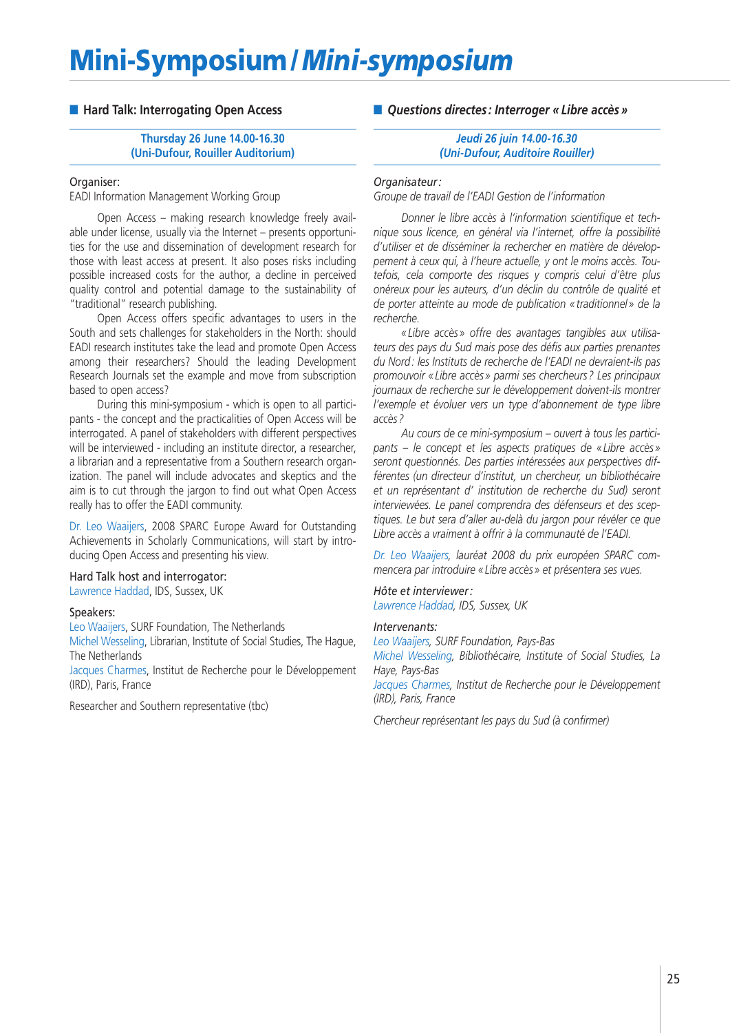# Mini-Symposium / *Mini-symposium*

## Hard Talk: Interrogating Open Access

**Thursday 26 June 14.00-16.30**
**(Uni-Dufour, Rouiller Auditorium)**

Organiser:
EADI Information Management Working Group

Open Access – making research knowledge freely available under license, usually via the Internet – presents opportunities for the use and dissemination of development research for those with least access at present. It also poses risks including possible increased costs for the author, a decline in perceived quality control and potential damage to the sustainability of "traditional" research publishing.

Open Access offers specific advantages to users in the South and sets challenges for stakeholders in the North: should EADI research institutes take the lead and promote Open Access among their researchers? Should the leading Development Research Journals set the example and move from subscription based to open access?

During this mini-symposium - which is open to all participants - the concept and the practicalities of Open Access will be interrogated. A panel of stakeholders with different perspectives will be interviewed - including an institute director, a researcher, a librarian and a representative from a Southern research organization. The panel will include advocates and skeptics and the aim is to cut through the jargon to find out what Open Access really has to offer the EADI community.

Dr. Leo Waaijers, 2008 SPARC Europe Award for Outstanding Achievements in Scholarly Communications, will start by introducing Open Access and presenting his view.

Hard Talk host and interrogator:
Lawrence Haddad, IDS, Sussex, UK

Speakers:
Leo Waaijers, SURF Foundation, The Netherlands
Michel Wesseling, Librarian, Institute of Social Studies, The Hague, The Netherlands
Jacques Charmes, Institut de Recherche pour le Développement (IRD), Paris, France

Researcher and Southern representative (tbc)

## *Questions directes : Interroger « Libre accès »*

***Jeudi 26 juin 14.00-16.30***
***(Uni-Dufour, Auditoire Rouiller)***

*Organisateur :*
*Groupe de travail de l'EADI Gestion de l'information*

*Donner le libre accès à l'information scientifique et technique sous licence, en général via l'internet, offre la possibilité d'utiliser et de disséminer la rechercher en matière de développement à ceux qui, à l'heure actuelle, y ont le moins accès. Toutefois, cela comporte des risques y compris celui d'être plus onéreux pour les auteurs, d'un déclin du contrôle de qualité et de porter atteinte au mode de publication « traditionnel » de la recherche.*

*« Libre accès » offre des avantages tangibles aux utilisateurs des pays du Sud mais pose des défis aux parties prenantes du Nord : les Instituts de recherche de l'EADI ne devraient-ils pas promouvoir « Libre accès » parmi ses chercheurs ? Les principaux journaux de recherche sur le développement doivent-ils montrer l'exemple et évoluer vers un type d'abonnement de type libre accès ?*

*Au cours de ce mini-symposium – ouvert à tous les participants – le concept et les aspects pratiques de « Libre accès » seront questionnés. Des parties intéressées aux perspectives différentes (un directeur d'institut, un chercheur, un bibliothécaire et un représentant d' institution de recherche du Sud) seront interviewées. Le panel comprendra des défenseurs et des sceptiques. Le but sera d'aller au-delà du jargon pour révéler ce que Libre accès a vraiment à offrir à la communauté de l'EADI.*

*Dr. Leo Waaijers, lauréat 2008 du prix européen SPARC commencera par introduire « Libre accès » et présentera ses vues.*

*Hôte et interviewer :*
*Lawrence Haddad, IDS, Sussex, UK*

*Intervenants:*
*Leo Waaijers, SURF Foundation, Pays-Bas*
*Michel Wesseling, Bibliothécaire, Institute of Social Studies, La Haye, Pays-Bas*
*Jacques Charmes, Institut de Recherche pour le Développement (IRD), Paris, France*

*Chercheur représentant les pays du Sud (à confirmer)*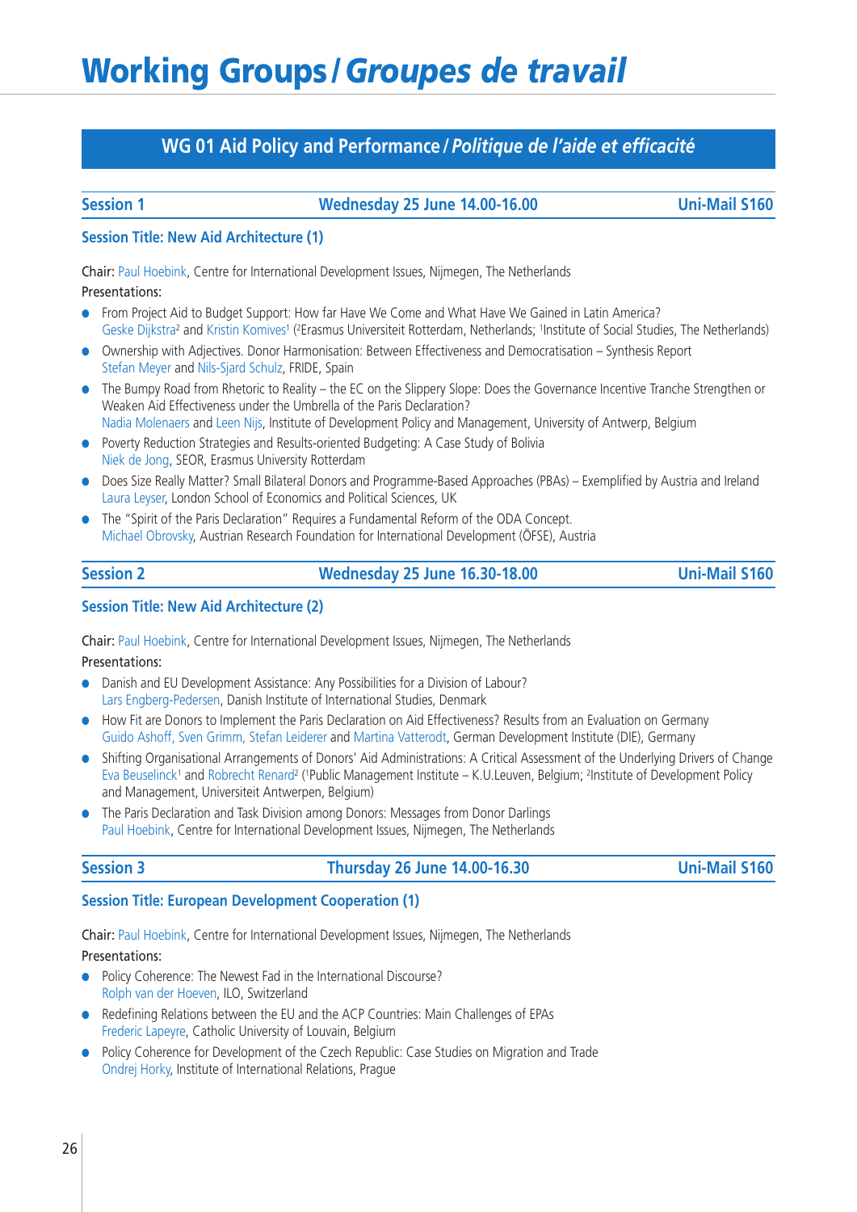# Working Groups / *Groupes de travail*

## WG 01 Aid Policy and Performance / *Politique de l'aide et efficacité*

### Session 1 — Wednesday 25 June 14.00-16.00 — Uni-Mail S160

**Session Title: New Aid Architecture (1)**

Chair: Paul Hoebink, Centre for International Development Issues, Nijmegen, The Netherlands

Presentations:

- From Project Aid to Budget Support: How far Have We Come and What Have We Gained in Latin America?
  Geske Dijkstra[2] and Kristin Komives[1] ([2]Erasmus Universiteit Rotterdam, Netherlands; [1]Institute of Social Studies, The Netherlands)
- Ownership with Adjectives. Donor Harmonisation: Between Effectiveness and Democratisation – Synthesis Report
  Stefan Meyer and Nils-Sjard Schulz, FRIDE, Spain
- The Bumpy Road from Rhetoric to Reality – the EC on the Slippery Slope: Does the Governance Incentive Tranche Strengthen or Weaken Aid Effectiveness under the Umbrella of the Paris Declaration?
  Nadia Molenaers and Leen Nijs, Institute of Development Policy and Management, University of Antwerp, Belgium
- Poverty Reduction Strategies and Results-oriented Budgeting: A Case Study of Bolivia
  Niek de Jong, SEOR, Erasmus University Rotterdam
- Does Size Really Matter? Small Bilateral Donors and Programme-Based Approaches (PBAs) – Exemplified by Austria and Ireland
  Laura Leyser, London School of Economics and Political Sciences, UK
- The "Spirit of the Paris Declaration" Requires a Fundamental Reform of the ODA Concept.
  Michael Obrovsky, Austrian Research Foundation for International Development (ÖFSE), Austria

### Session 2 — Wednesday 25 June 16.30-18.00 — Uni-Mail S160

**Session Title: New Aid Architecture (2)**

Chair: Paul Hoebink, Centre for International Development Issues, Nijmegen, The Netherlands

Presentations:

- Danish and EU Development Assistance: Any Possibilities for a Division of Labour?
  Lars Engberg-Pedersen, Danish Institute of International Studies, Denmark
- How Fit are Donors to Implement the Paris Declaration on Aid Effectiveness? Results from an Evaluation on Germany
  Guido Ashoff, Sven Grimm, Stefan Leiderer and Martina Vatterodt, German Development Institute (DIE), Germany
- Shifting Organisational Arrangements of Donors' Aid Administrations: A Critical Assessment of the Underlying Drivers of Change
  Eva Beuselinck[1] and Robrecht Renard[2] ([1]Public Management Institute – K.U.Leuven, Belgium; [2]Institute of Development Policy and Management, Universiteit Antwerpen, Belgium)
- The Paris Declaration and Task Division among Donors: Messages from Donor Darlings
  Paul Hoebink, Centre for International Development Issues, Nijmegen, The Netherlands

### Session 3 — Thursday 26 June 14.00-16.30 — Uni-Mail S160

**Session Title: European Development Cooperation (1)**

Chair: Paul Hoebink, Centre for International Development Issues, Nijmegen, The Netherlands

Presentations:

- Policy Coherence: The Newest Fad in the International Discourse?
  Rolph van der Hoeven, ILO, Switzerland
- Redefining Relations between the EU and the ACP Countries: Main Challenges of EPAs
  Frederic Lapeyre, Catholic University of Louvain, Belgium
- Policy Coherence for Development of the Czech Republic: Case Studies on Migration and Trade
  Ondrej Horky, Institute of International Relations, Prague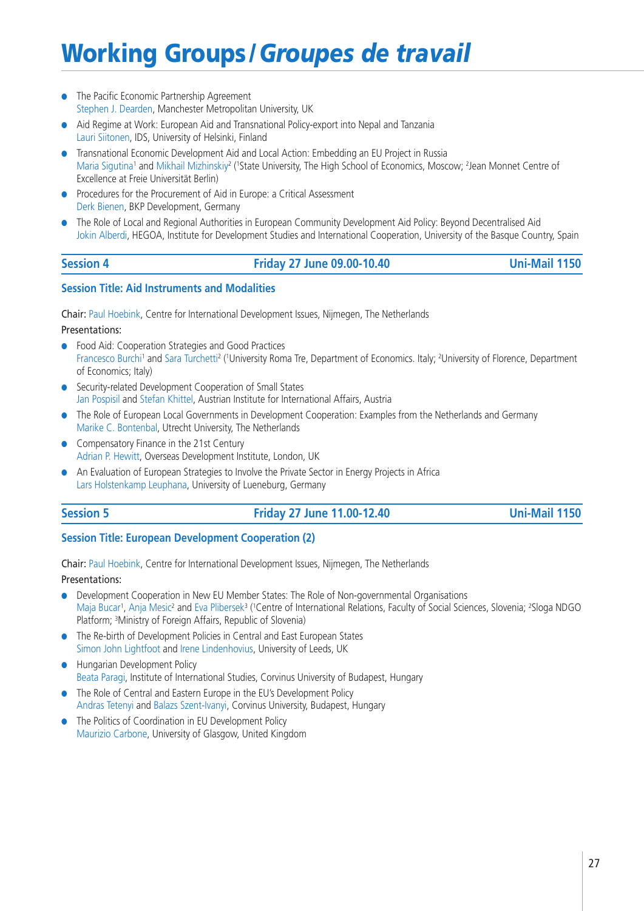# Working Groups / *Groupes de travail*

- The Pacific Economic Partnership Agreement
  Stephen J. Dearden, Manchester Metropolitan University, UK
- Aid Regime at Work: European Aid and Transnational Policy-export into Nepal and Tanzania
  Lauri Siitonen, IDS, University of Helsinki, Finland
- Transnational Economic Development Aid and Local Action: Embedding an EU Project in Russia
  Maria Sigutina[1] and Mikhail Mizhinskiy[2] ([1]State University, The High School of Economics, Moscow; [2]Jean Monnet Centre of Excellence at Freie Universität Berlin)
- Procedures for the Procurement of Aid in Europe: a Critical Assessment
  Derk Bienen, BKP Development, Germany
- The Role of Local and Regional Authorities in European Community Development Aid Policy: Beyond Decentralised Aid
  Jokin Alberdi, HEGOA, Institute for Development Studies and International Cooperation, University of the Basque Country, Spain

| Session 4 | Friday 27 June 09.00-10.40 | Uni-Mail 1150 |
|---|---|---|

**Session Title: Aid Instruments and Modalities**

Chair: Paul Hoebink, Centre for International Development Issues, Nijmegen, The Netherlands

Presentations:

- Food Aid: Cooperation Strategies and Good Practices
  Francesco Burchi[1] and Sara Turchetti[2] ([1]University Roma Tre, Department of Economics. Italy; [2]University of Florence, Department of Economics; Italy)
- Security-related Development Cooperation of Small States
  Jan Pospisil and Stefan Khittel, Austrian Institute for International Affairs, Austria
- The Role of European Local Governments in Development Cooperation: Examples from the Netherlands and Germany
  Marike C. Bontenbal, Utrecht University, The Netherlands
- Compensatory Finance in the 21st Century
  Adrian P. Hewitt, Overseas Development Institute, London, UK
- An Evaluation of European Strategies to Involve the Private Sector in Energy Projects in Africa
  Lars Holstenkamp Leuphana, University of Lueneburg, Germany

| Session 5 | Friday 27 June 11.00-12.40 | Uni-Mail 1150 |
|---|---|---|

**Session Title: European Development Cooperation (2)**

Chair: Paul Hoebink, Centre for International Development Issues, Nijmegen, The Netherlands

Presentations:

- Development Cooperation in New EU Member States: The Role of Non-governmental Organisations
  Maja Bucar[1], Anja Mesic[2] and Eva Plibersek[3] ([1]Centre of International Relations, Faculty of Social Sciences, Slovenia; [2]Sloga NDGO Platform; [3]Ministry of Foreign Affairs, Republic of Slovenia)
- The Re-birth of Development Policies in Central and East European States
  Simon John Lightfoot and Irene Lindenhovius, University of Leeds, UK
- Hungarian Development Policy
  Beata Paragi, Institute of International Studies, Corvinus University of Budapest, Hungary
- The Role of Central and Eastern Europe in the EU's Development Policy
  Andras Tetenyi and Balazs Szent-Ivanyi, Corvinus University, Budapest, Hungary
- The Politics of Coordination in EU Development Policy
  Maurizio Carbone, University of Glasgow, United Kingdom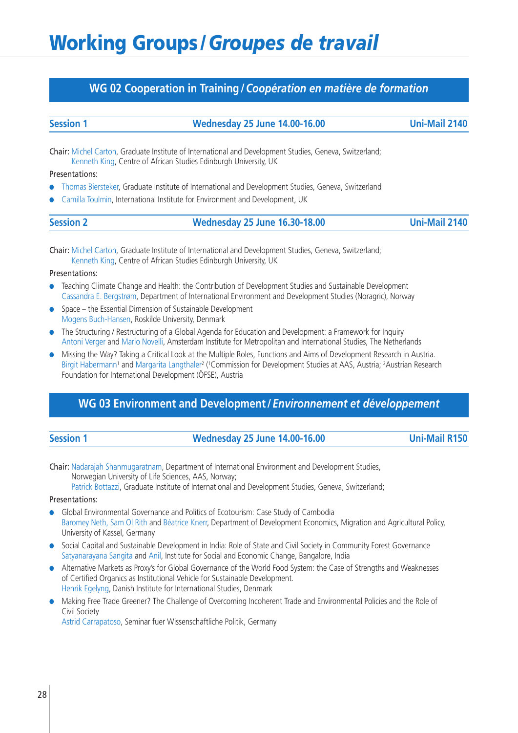# Working Groups / *Groupes de travail*

## WG 02 Cooperation in Training / *Coopération en matière de formation*

### Session 1 — Wednesday 25 June 14.00-16.00 — Uni-Mail 2140

Chair: Michel Carton, Graduate Institute of International and Development Studies, Geneva, Switzerland;
Kenneth King, Centre of African Studies Edinburgh University, UK

Presentations:

- Thomas Biersteker, Graduate Institute of International and Development Studies, Geneva, Switzerland
- Camilla Toulmin, International Institute for Environment and Development, UK

### Session 2 — Wednesday 25 June 16.30-18.00 — Uni-Mail 2140

Chair: Michel Carton, Graduate Institute of International and Development Studies, Geneva, Switzerland;
Kenneth King, Centre of African Studies Edinburgh University, UK

Presentations:

- Teaching Climate Change and Health: the Contribution of Development Studies and Sustainable Development
  Cassandra E. Bergstrøm, Department of International Environment and Development Studies (Noragric), Norway
- Space – the Essential Dimension of Sustainable Development
  Mogens Buch-Hansen, Roskilde University, Denmark
- The Structuring / Restructuring of a Global Agenda for Education and Development: a Framework for Inquiry
  Antoni Verger and Mario Novelli, Amsterdam Institute for Metropolitan and International Studies, The Netherlands
- Missing the Way? Taking a Critical Look at the Multiple Roles, Functions and Aims of Development Research in Austria.
  Birgit Habermann[1] and Margarita Langthaler[2] ([1]Commission for Development Studies at AAS, Austria; [2]Austrian Research Foundation for International Development (ÖFSE), Austria

## WG 03 Environment and Development / *Environnement et développement*

### Session 1 — Wednesday 25 June 14.00-16.00 — Uni-Mail R150

Chair: Nadarajah Shanmugaratnam, Department of International Environment and Development Studies, Norwegian University of Life Sciences, AAS, Norway;
Patrick Bottazzi, Graduate Institute of International and Development Studies, Geneva, Switzerland;

Presentations:

- Global Environmental Governance and Politics of Ecotourism: Case Study of Cambodia
  Baromey Neth, Sam Ol Rith and Béatrice Knerr, Department of Development Economics, Migration and Agricultural Policy, University of Kassel, Germany
- Social Capital and Sustainable Development in India: Role of State and Civil Society in Community Forest Governance
  Satyanarayana Sangita and Anil, Institute for Social and Economic Change, Bangalore, India
- Alternative Markets as Proxy's for Global Governance of the World Food System: the Case of Strengths and Weaknesses of Certified Organics as Institutional Vehicle for Sustainable Development.
  Henrik Egelyng, Danish Institute for International Studies, Denmark
- Making Free Trade Greener? The Challenge of Overcoming Incoherent Trade and Environmental Policies and the Role of Civil Society
  Astrid Carrapatoso, Seminar fuer Wissenschaftliche Politik, Germany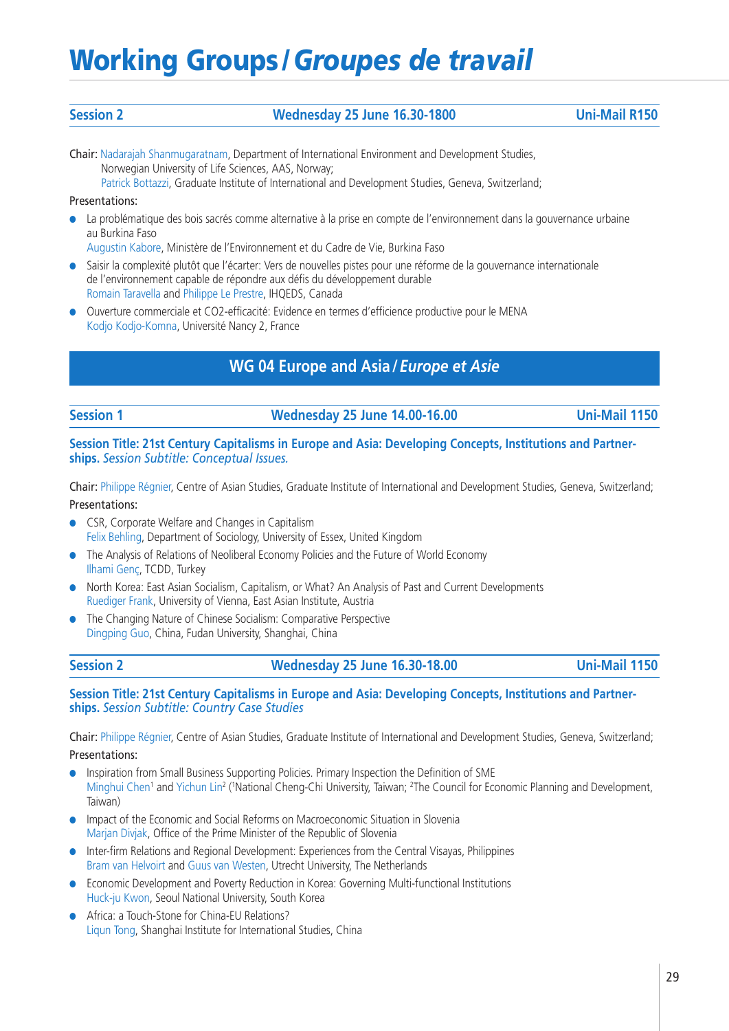# Working Groups / *Groupes de travail*

**Session 2** | **Wednesday 25 June 16.30-1800** | **Uni-Mail R150**

Chair: Nadarajah Shanmugaratnam, Department of International Environment and Development Studies, Norwegian University of Life Sciences, AAS, Norway;
Patrick Bottazzi, Graduate Institute of International and Development Studies, Geneva, Switzerland;

Presentations:

- La problématique des bois sacrés comme alternative à la prise en compte de l'environnement dans la gouvernance urbaine au Burkina Faso
  Augustin Kabore, Ministère de l'Environnement et du Cadre de Vie, Burkina Faso
- Saisir la complexité plutôt que l'écarter: Vers de nouvelles pistes pour une réforme de la gouvernance internationale de l'environnement capable de répondre aux défis du développement durable
  Romain Taravella and Philippe Le Prestre, IHQEDS, Canada
- Ouverture commerciale et CO2-efficacité: Evidence en termes d'efficience productive pour le MENA
  Kodjo Kodjo-Komna, Université Nancy 2, France

## WG 04 Europe and Asia / *Europe et Asie*

**Session 1** | **Wednesday 25 June 14.00-16.00** | **Uni-Mail 1150**

**Session Title: 21st Century Capitalisms in Europe and Asia: Developing Concepts, Institutions and Partnerships.** *Session Subtitle: Conceptual Issues.*

Chair: Philippe Régnier, Centre of Asian Studies, Graduate Institute of International and Development Studies, Geneva, Switzerland;

Presentations:

- CSR, Corporate Welfare and Changes in Capitalism
  Felix Behling, Department of Sociology, University of Essex, United Kingdom
- The Analysis of Relations of Neoliberal Economy Policies and the Future of World Economy
  Ilhami Genç, TCDD, Turkey
- North Korea: East Asian Socialism, Capitalism, or What? An Analysis of Past and Current Developments
  Ruediger Frank, University of Vienna, East Asian Institute, Austria
- The Changing Nature of Chinese Socialism: Comparative Perspective
  Dingping Guo, China, Fudan University, Shanghai, China

**Session 2** | **Wednesday 25 June 16.30-18.00** | **Uni-Mail 1150**

**Session Title: 21st Century Capitalisms in Europe and Asia: Developing Concepts, Institutions and Partnerships.** *Session Subtitle: Country Case Studies*

Chair: Philippe Régnier, Centre of Asian Studies, Graduate Institute of International and Development Studies, Geneva, Switzerland;

Presentations:

- Inspiration from Small Business Supporting Policies. Primary Inspection the Definition of SME
  Minghui Chen[1] and Yichun Lin[2] ([1]National Cheng-Chi University, Taiwan; [2]The Council for Economic Planning and Development, Taiwan)
- Impact of the Economic and Social Reforms on Macroeconomic Situation in Slovenia
  Marjan Divjak, Office of the Prime Minister of the Republic of Slovenia
- Inter-firm Relations and Regional Development: Experiences from the Central Visayas, Philippines
  Bram van Helvoirt and Guus van Westen, Utrecht University, The Netherlands
- Economic Development and Poverty Reduction in Korea: Governing Multi-functional Institutions
  Huck-ju Kwon, Seoul National University, South Korea
- Africa: a Touch-Stone for China-EU Relations?
  Liqun Tong, Shanghai Institute for International Studies, China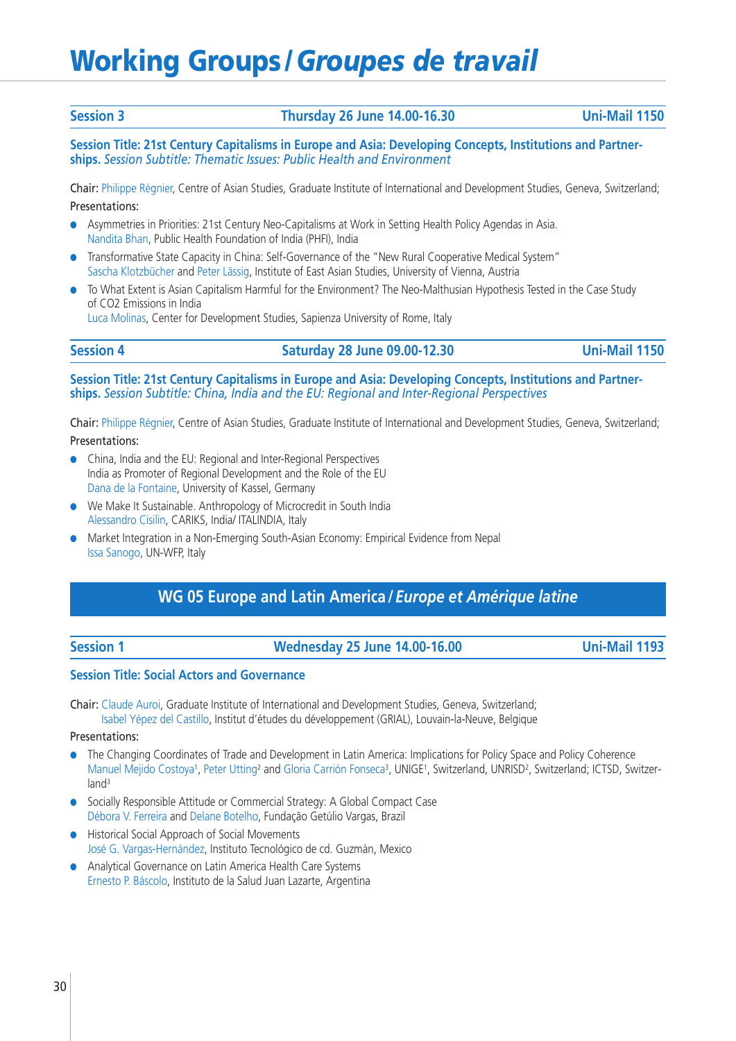# Working Groups / *Groupes de travail*

**Session 3** | **Thursday 26 June 14.00-16.30** | **Uni-Mail 1150**

**Session Title: 21st Century Capitalisms in Europe and Asia: Developing Concepts, Institutions and Partnerships.** *Session Subtitle: Thematic Issues: Public Health and Environment*

Chair: Philippe Régnier, Centre of Asian Studies, Graduate Institute of International and Development Studies, Geneva, Switzerland;

Presentations:

- Asymmetries in Priorities: 21st Century Neo-Capitalisms at Work in Setting Health Policy Agendas in Asia.
  Nandita Bhan, Public Health Foundation of India (PHFI), India
- Transformative State Capacity in China: Self-Governance of the "New Rural Cooperative Medical System"
  Sascha Klotzbücher and Peter Lässig, Institute of East Asian Studies, University of Vienna, Austria
- To What Extent is Asian Capitalism Harmful for the Environment? The Neo-Malthusian Hypothesis Tested in the Case Study of CO2 Emissions in India
  Luca Molinas, Center for Development Studies, Sapienza University of Rome, Italy

**Session 4** | **Saturday 28 June 09.00-12.30** | **Uni-Mail 1150**

**Session Title: 21st Century Capitalisms in Europe and Asia: Developing Concepts, Institutions and Partnerships.** *Session Subtitle: China, India and the EU: Regional and Inter-Regional Perspectives*

Chair: Philippe Régnier, Centre of Asian Studies, Graduate Institute of International and Development Studies, Geneva, Switzerland;

Presentations:

- China, India and the EU: Regional and Inter-Regional Perspectives
  India as Promoter of Regional Development and the Role of the EU
  Dana de la Fontaine, University of Kassel, Germany
- We Make It Sustainable. Anthropology of Microcredit in South India
  Alessandro Cisilin, CARIKS, India/ ITALINDIA, Italy
- Market Integration in a Non-Emerging South-Asian Economy: Empirical Evidence from Nepal
  Issa Sanogo, UN-WFP, Italy

## WG 05 Europe and Latin America / *Europe et Amérique latine*

**Session 1** | **Wednesday 25 June 14.00-16.00** | **Uni-Mail 1193**

**Session Title: Social Actors and Governance**

Chair: Claude Auroi, Graduate Institute of International and Development Studies, Geneva, Switzerland;
Isabel Yépez del Castillo, Institut d'études du développement (GRIAL), Louvain-la-Neuve, Belgique

Presentations:

- The Changing Coordinates of Trade and Development in Latin America: Implications for Policy Space and Policy Coherence
  Manuel Mejido Costoya[1], Peter Utting[2] and Gloria Carrión Fonseca[3], UNIGE[1], Switzerland, UNRISD[2], Switzerland; ICTSD, Switzerland[3]
- Socially Responsible Attitude or Commercial Strategy: A Global Compact Case
  Débora V. Ferreira and Delane Botelho, Fundação Getúlio Vargas, Brazil
- Historical Social Approach of Social Movements
  José G. Vargas-Hernández, Instituto Tecnológico de cd. Guzmàn, Mexico
- Analytical Governance on Latin America Health Care Systems
  Ernesto P. Báscolo, Instituto de la Salud Juan Lazarte, Argentina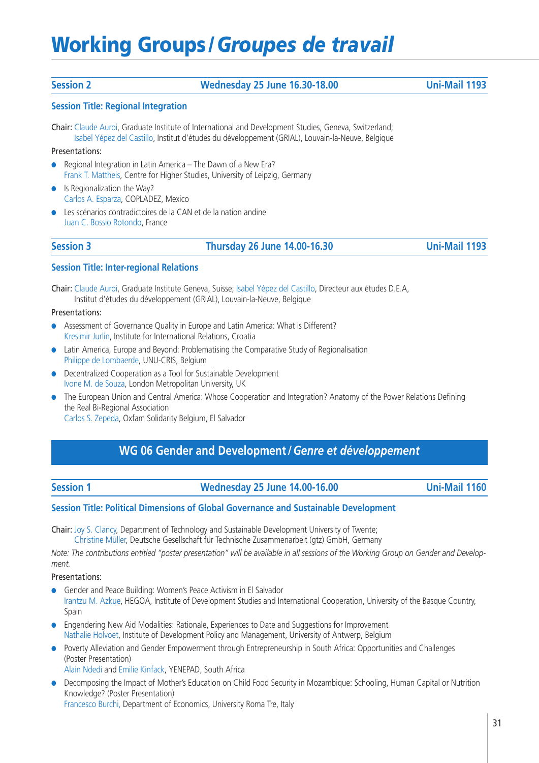# Working Groups / *Groupes de travail*

**Session 2** | **Wednesday 25 June 16.30-18.00** | **Uni-Mail 1193**

### Session Title: Regional Integration

Chair: Claude Auroi, Graduate Institute of International and Development Studies, Geneva, Switzerland; Isabel Yépez del Castillo, Institut d'études du développement (GRIAL), Louvain-la-Neuve, Belgique

Presentations:

- Regional Integration in Latin America – The Dawn of a New Era?
  Frank T. Mattheis, Centre for Higher Studies, University of Leipzig, Germany
- Is Regionalization the Way?
  Carlos A. Esparza, COPLADEZ, Mexico
- Les scénarios contradictoires de la CAN et de la nation andine
  Juan C. Bossio Rotondo, France

**Session 3** | **Thursday 26 June 14.00-16.30** | **Uni-Mail 1193**

### Session Title: Inter-regional Relations

Chair: Claude Auroi, Graduate Institute Geneva, Suisse; Isabel Yépez del Castillo, Directeur aux études D.E.A, Institut d'études du développement (GRIAL), Louvain-la-Neuve, Belgique

Presentations:

- Assessment of Governance Quality in Europe and Latin America: What is Different?
  Kresimir Jurlin, Institute for International Relations, Croatia
- Latin America, Europe and Beyond: Problematising the Comparative Study of Regionalisation
  Philippe de Lombaerde, UNU-CRIS, Belgium
- Decentralized Cooperation as a Tool for Sustainable Development
  Ivone M. de Souza, London Metropolitan University, UK
- The European Union and Central America: Whose Cooperation and Integration? Anatomy of the Power Relations Defining the Real Bi-Regional Association
  Carlos S. Zepeda, Oxfam Solidarity Belgium, El Salvador

## WG 06 Gender and Development / *Genre et développement*

**Session 1** | **Wednesday 25 June 14.00-16.00** | **Uni-Mail 1160**

### Session Title: Political Dimensions of Global Governance and Sustainable Development

Chair: Joy S. Clancy, Department of Technology and Sustainable Development University of Twente; Christine Müller, Deutsche Gesellschaft für Technische Zusammenarbeit (gtz) GmbH, Germany

*Note: The contributions entitled "poster presentation" will be available in all sessions of the Working Group on Gender and Development.*

Presentations:

- Gender and Peace Building: Women's Peace Activism in El Salvador
  Irantzu M. Azkue, HEGOA, Institute of Development Studies and International Cooperation, University of the Basque Country, Spain
- Engendering New Aid Modalities: Rationale, Experiences to Date and Suggestions for Improvement
  Nathalie Holvoet, Institute of Development Policy and Management, University of Antwerp, Belgium
- Poverty Alleviation and Gender Empowerment through Entrepreneurship in South Africa: Opportunities and Challenges (Poster Presentation)
  Alain Ndedi and Emilie Kinfack, YENEPAD, South Africa
- Decomposing the Impact of Mother's Education on Child Food Security in Mozambique: Schooling, Human Capital or Nutrition Knowledge? (Poster Presentation)
  Francesco Burchi, Department of Economics, University Roma Tre, Italy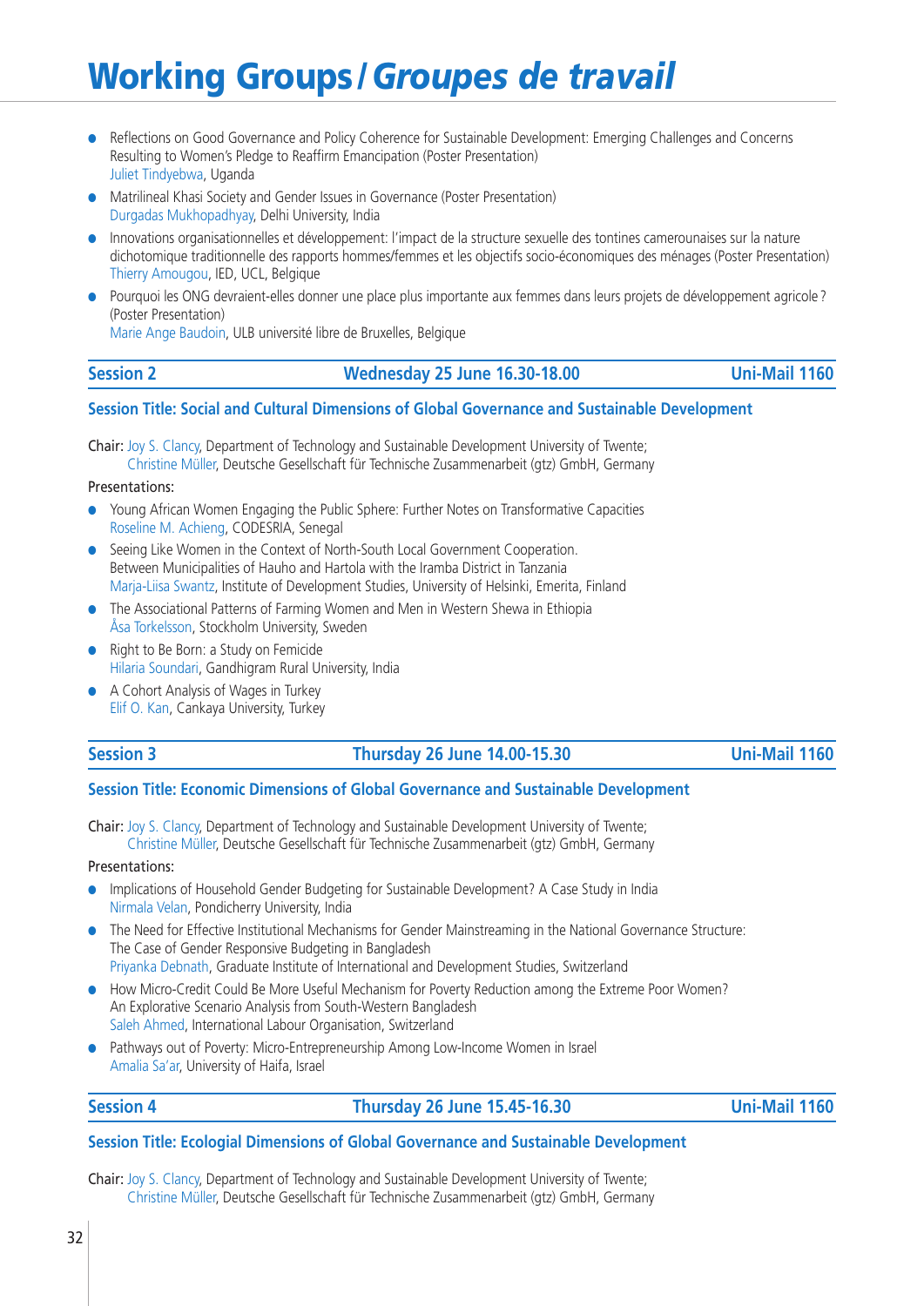# Working Groups / *Groupes de travail*

- Reflections on Good Governance and Policy Coherence for Sustainable Development: Emerging Challenges and Concerns Resulting to Women's Pledge to Reaffirm Emancipation (Poster Presentation)
  Juliet Tindyebwa, Uganda
- Matrilineal Khasi Society and Gender Issues in Governance (Poster Presentation)
  Durgadas Mukhopadhyay, Delhi University, India
- Innovations organisationnelles et développement: l'impact de la structure sexuelle des tontines camerounaises sur la nature dichotomique traditionnelle des rapports hommes/femmes et les objectifs socio-économiques des ménages (Poster Presentation)
  Thierry Amougou, IED, UCL, Belgique
- Pourquoi les ONG devraient-elles donner une place plus importante aux femmes dans leurs projets de développement agricole ? (Poster Presentation)
  Marie Ange Baudoin, ULB université libre de Bruxelles, Belgique

| **Session 2** | **Wednesday 25 June 16.30-18.00** | **Uni-Mail 1160** |
|---|---|---|

**Session Title: Social and Cultural Dimensions of Global Governance and Sustainable Development**

Chair: Joy S. Clancy, Department of Technology and Sustainable Development University of Twente;
Christine Müller, Deutsche Gesellschaft für Technische Zusammenarbeit (gtz) GmbH, Germany

Presentations:

- Young African Women Engaging the Public Sphere: Further Notes on Transformative Capacities
  Roseline M. Achieng, CODESRIA, Senegal
- Seeing Like Women in the Context of North-South Local Government Cooperation. Between Municipalities of Hauho and Hartola with the Iramba District in Tanzania
  Marja-Liisa Swantz, Institute of Development Studies, University of Helsinki, Emerita, Finland
- The Associational Patterns of Farming Women and Men in Western Shewa in Ethiopia
  Åsa Torkelsson, Stockholm University, Sweden
- Right to Be Born: a Study on Femicide
  Hilaria Soundari, Gandhigram Rural University, India
- A Cohort Analysis of Wages in Turkey
  Elif O. Kan, Cankaya University, Turkey

| **Session 3** | **Thursday 26 June 14.00-15.30** | **Uni-Mail 1160** |
|---|---|---|

**Session Title: Economic Dimensions of Global Governance and Sustainable Development**

Chair: Joy S. Clancy, Department of Technology and Sustainable Development University of Twente;
Christine Müller, Deutsche Gesellschaft für Technische Zusammenarbeit (gtz) GmbH, Germany

Presentations:

- Implications of Household Gender Budgeting for Sustainable Development? A Case Study in India
  Nirmala Velan, Pondicherry University, India
- The Need for Effective Institutional Mechanisms for Gender Mainstreaming in the National Governance Structure: The Case of Gender Responsive Budgeting in Bangladesh
  Priyanka Debnath, Graduate Institute of International and Development Studies, Switzerland
- How Micro-Credit Could Be More Useful Mechanism for Poverty Reduction among the Extreme Poor Women? An Explorative Scenario Analysis from South-Western Bangladesh
  Saleh Ahmed, International Labour Organisation, Switzerland
- Pathways out of Poverty: Micro-Entrepreneurship Among Low-Income Women in Israel
  Amalia Sa'ar, University of Haifa, Israel

| **Session 4** | **Thursday 26 June 15.45-16.30** | **Uni-Mail 1160** |
|---|---|---|

**Session Title: Ecologial Dimensions of Global Governance and Sustainable Development**

Chair: Joy S. Clancy, Department of Technology and Sustainable Development University of Twente;
Christine Müller, Deutsche Gesellschaft für Technische Zusammenarbeit (gtz) GmbH, Germany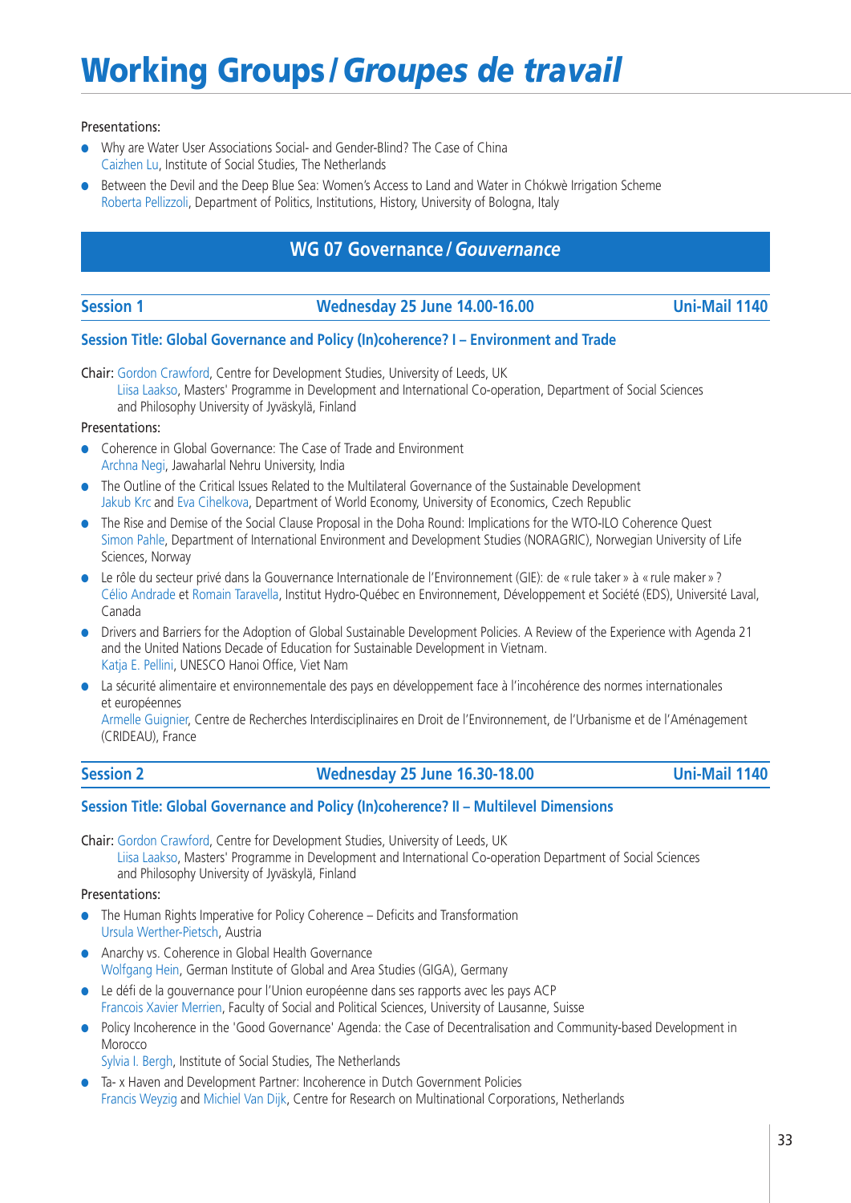# Working Groups / *Groupes de travail*

Presentations:

- Why are Water User Associations Social- and Gender-Blind? The Case of China
  Caizhen Lu, Institute of Social Studies, The Netherlands
- Between the Devil and the Deep Blue Sea: Women's Access to Land and Water in Chókwè Irrigation Scheme
  Roberta Pellizzoli, Department of Politics, Institutions, History, University of Bologna, Italy

## WG 07 Governance / *Gouvernance*

**Session 1** | **Wednesday 25 June 14.00-16.00** | **Uni-Mail 1140**

### Session Title: Global Governance and Policy (In)coherence? I – Environment and Trade

Chair: Gordon Crawford, Centre for Development Studies, University of Leeds, UK
Liisa Laakso, Masters' Programme in Development and International Co-operation, Department of Social Sciences and Philosophy University of Jyväskylä, Finland

Presentations:

- Coherence in Global Governance: The Case of Trade and Environment
  Archna Negi, Jawaharlal Nehru University, India
- The Outline of the Critical Issues Related to the Multilateral Governance of the Sustainable Development
  Jakub Krc and Eva Cihelkova, Department of World Economy, University of Economics, Czech Republic
- The Rise and Demise of the Social Clause Proposal in the Doha Round: Implications for the WTO-ILO Coherence Quest
  Simon Pahle, Department of International Environment and Development Studies (NORAGRIC), Norwegian University of Life Sciences, Norway
- Le rôle du secteur privé dans la Gouvernance Internationale de l'Environnement (GIE): de « rule taker » à « rule maker » ?
  Célio Andrade et Romain Taravella, Institut Hydro-Québec en Environnement, Développement et Société (EDS), Université Laval, Canada
- Drivers and Barriers for the Adoption of Global Sustainable Development Policies. A Review of the Experience with Agenda 21 and the United Nations Decade of Education for Sustainable Development in Vietnam.
  Katja E. Pellini, UNESCO Hanoi Office, Viet Nam
- La sécurité alimentaire et environnementale des pays en développement face à l'incohérence des normes internationales et européennes
  Armelle Guignier, Centre de Recherches Interdisciplinaires en Droit de l'Environnement, de l'Urbanisme et de l'Aménagement (CRIDEAU), France

**Session 2** | **Wednesday 25 June 16.30-18.00** | **Uni-Mail 1140**

### Session Title: Global Governance and Policy (In)coherence? II – Multilevel Dimensions

Chair: Gordon Crawford, Centre for Development Studies, University of Leeds, UK
Liisa Laakso, Masters' Programme in Development and International Co-operation Department of Social Sciences and Philosophy University of Jyväskylä, Finland

Presentations:

- The Human Rights Imperative for Policy Coherence – Deficits and Transformation
  Ursula Werther-Pietsch, Austria
- Anarchy vs. Coherence in Global Health Governance
  Wolfgang Hein, German Institute of Global and Area Studies (GIGA), Germany
- Le défi de la gouvernance pour l'Union européenne dans ses rapports avec les pays ACP
  Francois Xavier Merrien, Faculty of Social and Political Sciences, University of Lausanne, Suisse
- Policy Incoherence in the 'Good Governance' Agenda: the Case of Decentralisation and Community-based Development in Morocco
  Sylvia I. Bergh, Institute of Social Studies, The Netherlands
- Ta- x Haven and Development Partner: Incoherence in Dutch Government Policies
  Francis Weyzig and Michiel Van Dijk, Centre for Research on Multinational Corporations, Netherlands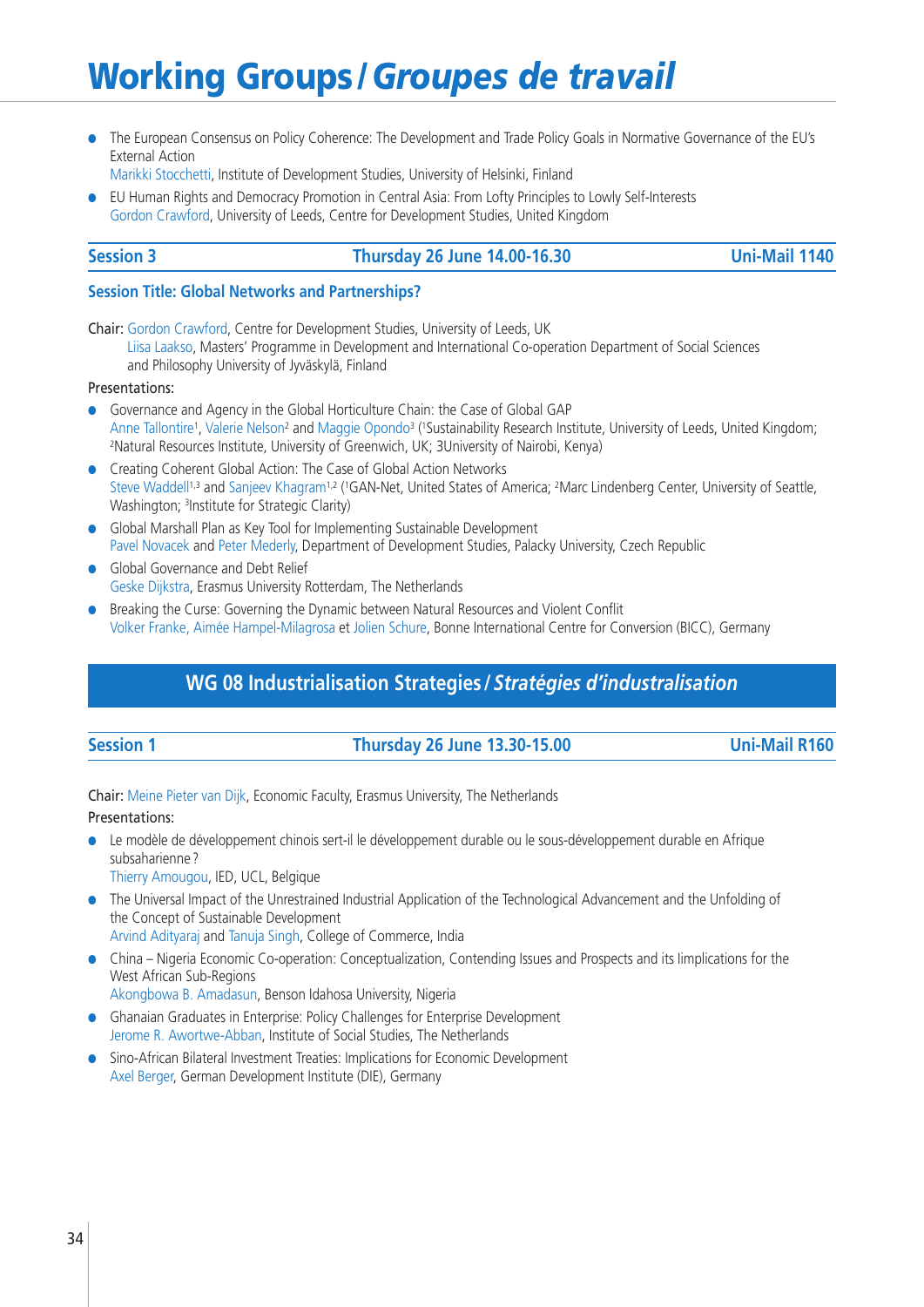# Working Groups / *Groupes de travail*

- The European Consensus on Policy Coherence: The Development and Trade Policy Goals in Normative Governance of the EU's External Action
  Marikki Stocchetti, Institute of Development Studies, University of Helsinki, Finland
- EU Human Rights and Democracy Promotion in Central Asia: From Lofty Principles to Lowly Self-Interests
  Gordon Crawford, University of Leeds, Centre for Development Studies, United Kingdom

| Session 3 | Thursday 26 June 14.00-16.30 | Uni-Mail 1140 |
|---|---|---|

**Session Title: Global Networks and Partnerships?**

Chair: Gordon Crawford, Centre for Development Studies, University of Leeds, UK
Liisa Laakso, Masters' Programme in Development and International Co-operation Department of Social Sciences and Philosophy University of Jyväskylä, Finland

Presentations:

- Governance and Agency in the Global Horticulture Chain: the Case of Global GAP
  Anne Tallontire[1], Valerie Nelson[2] and Maggie Opondo[3] ([1]Sustainability Research Institute, University of Leeds, United Kingdom; [2]Natural Resources Institute, University of Greenwich, UK; 3University of Nairobi, Kenya)
- Creating Coherent Global Action: The Case of Global Action Networks
  Steve Waddell[1,3] and Sanjeev Khagram[1,2] ([1]GAN-Net, United States of America; [2]Marc Lindenberg Center, University of Seattle, Washington; [3]Institute for Strategic Clarity)
- Global Marshall Plan as Key Tool for Implementing Sustainable Development
  Pavel Novacek and Peter Mederly, Department of Development Studies, Palacky University, Czech Republic
- Global Governance and Debt Relief
  Geske Dijkstra, Erasmus University Rotterdam, The Netherlands
- Breaking the Curse: Governing the Dynamic between Natural Resources and Violent Conflit
  Volker Franke, Aimée Hampel-Milagrosa et Jolien Schure, Bonne International Centre for Conversion (BICC), Germany

## WG 08 Industrialisation Strategies / *Stratégies d'industralisation*

| Session 1 | Thursday 26 June 13.30-15.00 | Uni-Mail R160 |
|---|---|---|

Chair: Meine Pieter van Dijk, Economic Faculty, Erasmus University, The Netherlands

Presentations:

- Le modèle de développement chinois sert-il le développement durable ou le sous-développement durable en Afrique subsaharienne ?
  Thierry Amougou, IED, UCL, Belgique
- The Universal Impact of the Unrestrained Industrial Application of the Technological Advancement and the Unfolding of the Concept of Sustainable Development
  Arvind Adityaraj and Tanuja Singh, College of Commerce, India
- China – Nigeria Economic Co-operation: Conceptualization, Contending Issues and Prospects and its Iimplications for the West African Sub-Regions
  Akongbowa B. Amadasun, Benson Idahosa University, Nigeria
- Ghanaian Graduates in Enterprise: Policy Challenges for Enterprise Development
  Jerome R. Awortwe-Abban, Institute of Social Studies, The Netherlands
- Sino-African Bilateral Investment Treaties: Implications for Economic Development
  Axel Berger, German Development Institute (DIE), Germany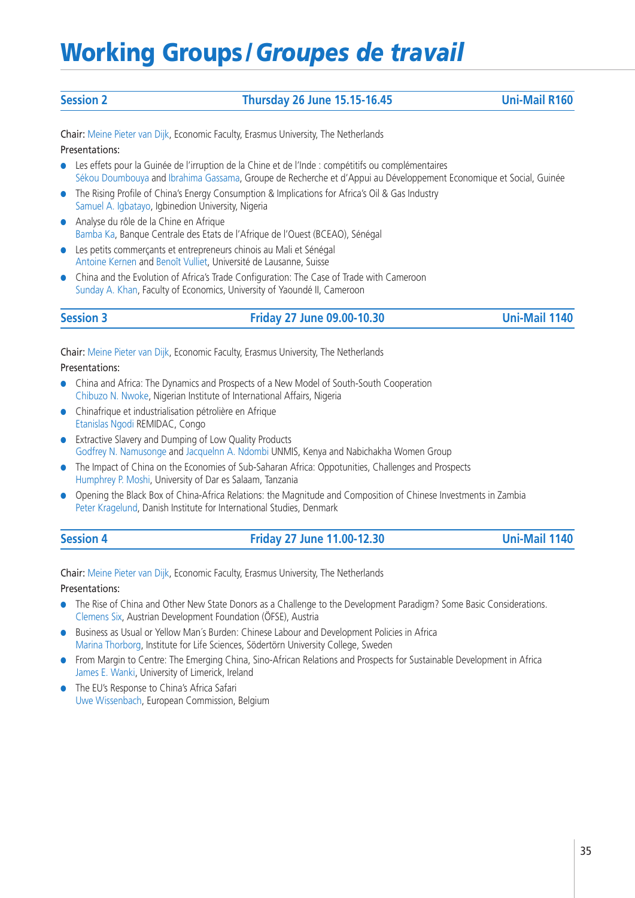# Working Groups / *Groupes de travail*

## Session 2 — Thursday 26 June 15.15-16.45 — Uni-Mail R160

Chair: Meine Pieter van Dijk, Economic Faculty, Erasmus University, The Netherlands

Presentations:

- Les effets pour la Guinée de l'irruption de la Chine et de l'Inde : compétitifs ou complémentaires
  Sékou Doumbouya and Ibrahima Gassama, Groupe de Recherche et d'Appui au Développement Economique et Social, Guinée
- The Rising Profile of China's Energy Consumption & Implications for Africa's Oil & Gas Industry
  Samuel A. Igbatayo, Igbinedion University, Nigeria
- Analyse du rôle de la Chine en Afrique
  Bamba Ka, Banque Centrale des Etats de l'Afrique de l'Ouest (BCEAO), Sénégal
- Les petits commerçants et entrepreneurs chinois au Mali et Sénégal
  Antoine Kernen and Benoît Vulliet, Université de Lausanne, Suisse
- China and the Evolution of Africa's Trade Configuration: The Case of Trade with Cameroon
  Sunday A. Khan, Faculty of Economics, University of Yaoundé II, Cameroon

## Session 3 — Friday 27 June 09.00-10.30 — Uni-Mail 1140

Chair: Meine Pieter van Dijk, Economic Faculty, Erasmus University, The Netherlands

Presentations:

- China and Africa: The Dynamics and Prospects of a New Model of South-South Cooperation
  Chibuzo N. Nwoke, Nigerian Institute of International Affairs, Nigeria
- Chinafrique et industrialisation pétrolière en Afrique
  Etanislas Ngodi REMIDAC, Congo
- Extractive Slavery and Dumping of Low Quality Products
  Godfrey N. Namusonge and Jacquelnn A. Ndombi UNMIS, Kenya and Nabichakha Women Group
- The Impact of China on the Economies of Sub-Saharan Africa: Oppotunities, Challenges and Prospects
  Humphrey P. Moshi, University of Dar es Salaam, Tanzania
- Opening the Black Box of China-Africa Relations: the Magnitude and Composition of Chinese Investments in Zambia
  Peter Kragelund, Danish Institute for International Studies, Denmark

## Session 4 — Friday 27 June 11.00-12.30 — Uni-Mail 1140

Chair: Meine Pieter van Dijk, Economic Faculty, Erasmus University, The Netherlands

Presentations:

- The Rise of China and Other New State Donors as a Challenge to the Development Paradigm? Some Basic Considerations.
  Clemens Six, Austrian Development Foundation (ÖFSE), Austria
- Business as Usual or Yellow Man´s Burden: Chinese Labour and Development Policies in Africa
  Marina Thorborg, Institute for Life Sciences, Södertörn University College, Sweden
- From Margin to Centre: The Emerging China, Sino-African Relations and Prospects for Sustainable Development in Africa
  James E. Wanki, University of Limerick, Ireland
- The EU's Response to China's Africa Safari
  Uwe Wissenbach, European Commission, Belgium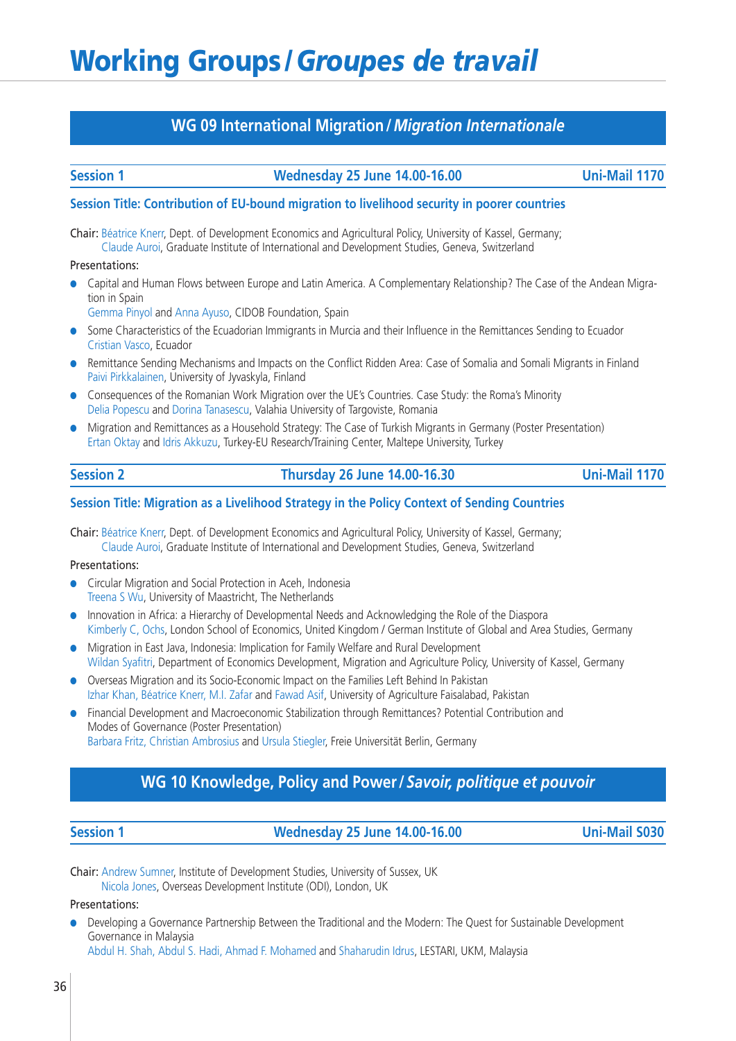# Working Groups / *Groupes de travail*

## WG 09 International Migration / *Migration Internationale*

**Session 1** | **Wednesday 25 June 14.00-16.00** | **Uni-Mail 1170**

### Session Title: Contribution of EU-bound migration to livelihood security in poorer countries

Chair: Béatrice Knerr, Dept. of Development Economics and Agricultural Policy, University of Kassel, Germany;
Claude Auroi, Graduate Institute of International and Development Studies, Geneva, Switzerland

Presentations:

- Capital and Human Flows between Europe and Latin America. A Complementary Relationship? The Case of the Andean Migration in Spain
  Gemma Pinyol and Anna Ayuso, CIDOB Foundation, Spain
- Some Characteristics of the Ecuadorian Immigrants in Murcia and their Influence in the Remittances Sending to Ecuador
  Cristian Vasco, Ecuador
- Remittance Sending Mechanisms and Impacts on the Conflict Ridden Area: Case of Somalia and Somali Migrants in Finland
  Paivi Pirkkalainen, University of Jyvaskyla, Finland
- Consequences of the Romanian Work Migration over the UE's Countries. Case Study: the Roma's Minority
  Delia Popescu and Dorina Tanasescu, Valahia University of Targoviste, Romania
- Migration and Remittances as a Household Strategy: The Case of Turkish Migrants in Germany (Poster Presentation)
  Ertan Oktay and Idris Akkuzu, Turkey-EU Research/Training Center, Maltepe University, Turkey

**Session 2** | **Thursday 26 June 14.00-16.30** | **Uni-Mail 1170**

### Session Title: Migration as a Livelihood Strategy in the Policy Context of Sending Countries

Chair: Béatrice Knerr, Dept. of Development Economics and Agricultural Policy, University of Kassel, Germany;
Claude Auroi, Graduate Institute of International and Development Studies, Geneva, Switzerland

Presentations:

- Circular Migration and Social Protection in Aceh, Indonesia
  Treena S Wu, University of Maastricht, The Netherlands
- Innovation in Africa: a Hierarchy of Developmental Needs and Acknowledging the Role of the Diaspora
  Kimberly C, Ochs, London School of Economics, United Kingdom / German Institute of Global and Area Studies, Germany
- Migration in East Java, Indonesia: Implication for Family Welfare and Rural Development
  Wildan Syafitri, Department of Economics Development, Migration and Agriculture Policy, University of Kassel, Germany
- Overseas Migration and its Socio-Economic Impact on the Families Left Behind In Pakistan
  Izhar Khan, Béatrice Knerr, M.I. Zafar and Fawad Asif, University of Agriculture Faisalabad, Pakistan
- Financial Development and Macroeconomic Stabilization through Remittances? Potential Contribution and Modes of Governance (Poster Presentation)
  Barbara Fritz, Christian Ambrosius and Ursula Stiegler, Freie Universität Berlin, Germany

## WG 10 Knowledge, Policy and Power / *Savoir, politique et pouvoir*

**Session 1** | **Wednesday 25 June 14.00-16.00** | **Uni-Mail S030**

Chair: Andrew Sumner, Institute of Development Studies, University of Sussex, UK
Nicola Jones, Overseas Development Institute (ODI), London, UK

Presentations:

- Developing a Governance Partnership Between the Traditional and the Modern: The Quest for Sustainable Development Governance in Malaysia
  Abdul H. Shah, Abdul S. Hadi, Ahmad F. Mohamed and Shaharudin Idrus, LESTARI, UKM, Malaysia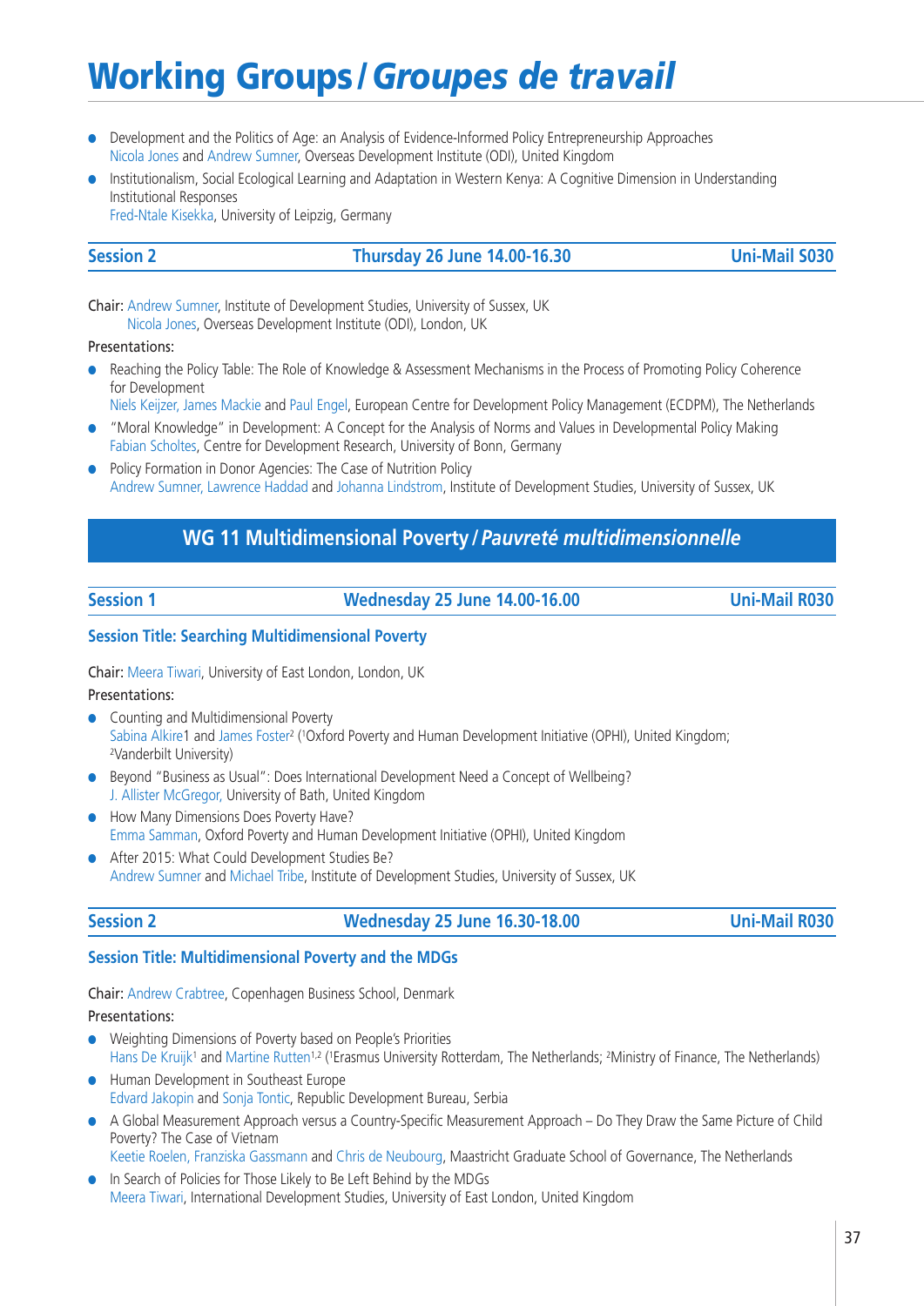# Working Groups / *Groupes de travail*

- Development and the Politics of Age: an Analysis of Evidence-Informed Policy Entrepreneurship Approaches
  Nicola Jones and Andrew Sumner, Overseas Development Institute (ODI), United Kingdom
- Institutionalism, Social Ecological Learning and Adaptation in Western Kenya: A Cognitive Dimension in Understanding Institutional Responses
  Fred-Ntale Kisekka, University of Leipzig, Germany

**Session 2** | **Thursday 26 June 14.00-16.30** | **Uni-Mail S030**

Chair: Andrew Sumner, Institute of Development Studies, University of Sussex, UK
Nicola Jones, Overseas Development Institute (ODI), London, UK

Presentations:

- Reaching the Policy Table: The Role of Knowledge & Assessment Mechanisms in the Process of Promoting Policy Coherence for Development
  Niels Keijzer, James Mackie and Paul Engel, European Centre for Development Policy Management (ECDPM), The Netherlands
- "Moral Knowledge" in Development: A Concept for the Analysis of Norms and Values in Developmental Policy Making
  Fabian Scholtes, Centre for Development Research, University of Bonn, Germany
- Policy Formation in Donor Agencies: The Case of Nutrition Policy
  Andrew Sumner, Lawrence Haddad and Johanna Lindstrom, Institute of Development Studies, University of Sussex, UK

## WG 11 Multidimensional Poverty / *Pauvreté multidimensionnelle*

**Session 1** | **Wednesday 25 June 14.00-16.00** | **Uni-Mail R030**

### Session Title: Searching Multidimensional Poverty

Chair: Meera Tiwari, University of East London, London, UK

Presentations:

- Counting and Multidimensional Poverty
  Sabina Alkire1 and James Foster[2] ([1]Oxford Poverty and Human Development Initiative (OPHI), United Kingdom; [2]Vanderbilt University)
- Beyond "Business as Usual": Does International Development Need a Concept of Wellbeing?
  J. Allister McGregor, University of Bath, United Kingdom
- How Many Dimensions Does Poverty Have?
  Emma Samman, Oxford Poverty and Human Development Initiative (OPHI), United Kingdom
- After 2015: What Could Development Studies Be?
  Andrew Sumner and Michael Tribe, Institute of Development Studies, University of Sussex, UK

**Session 2** | **Wednesday 25 June 16.30-18.00** | **Uni-Mail R030**

### Session Title: Multidimensional Poverty and the MDGs

Chair: Andrew Crabtree, Copenhagen Business School, Denmark

Presentations:

- Weighting Dimensions of Poverty based on People's Priorities
  Hans De Kruijk[1] and Martine Rutten[1,2] ([1]Erasmus University Rotterdam, The Netherlands; [2]Ministry of Finance, The Netherlands)
- Human Development in Southeast Europe
  Edvard Jakopin and Sonja Tontic, Republic Development Bureau, Serbia
- A Global Measurement Approach versus a Country-Specific Measurement Approach – Do They Draw the Same Picture of Child Poverty? The Case of Vietnam
  Keetie Roelen, Franziska Gassmann and Chris de Neubourg, Maastricht Graduate School of Governance, The Netherlands
- In Search of Policies for Those Likely to Be Left Behind by the MDGs
  Meera Tiwari, International Development Studies, University of East London, United Kingdom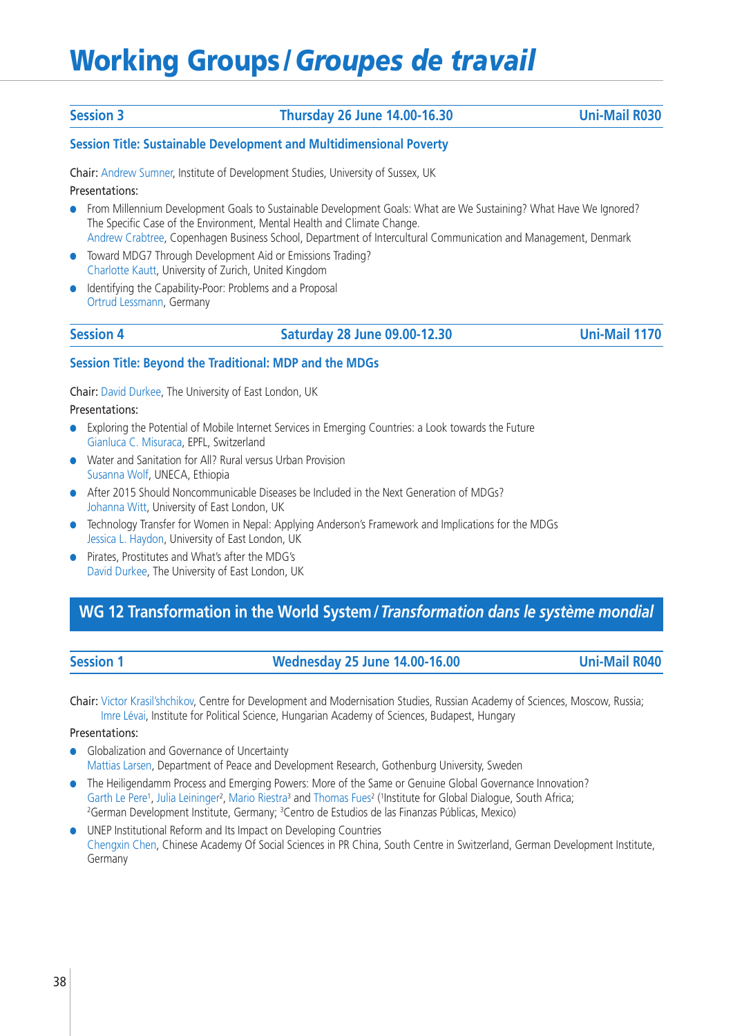# Working Groups / *Groupes de travail*

## Session 3 — Thursday 26 June 14.00-16.30 — Uni-Mail R030

**Session Title: Sustainable Development and Multidimensional Poverty**

Chair: Andrew Sumner, Institute of Development Studies, University of Sussex, UK

Presentations:

- From Millennium Development Goals to Sustainable Development Goals: What are We Sustaining? What Have We Ignored? The Specific Case of the Environment, Mental Health and Climate Change.
  Andrew Crabtree, Copenhagen Business School, Department of Intercultural Communication and Management, Denmark
- Toward MDG7 Through Development Aid or Emissions Trading?
  Charlotte Kautt, University of Zurich, United Kingdom
- Identifying the Capability-Poor: Problems and a Proposal
  Ortrud Lessmann, Germany

## Session 4 — Saturday 28 June 09.00-12.30 — Uni-Mail 1170

**Session Title: Beyond the Traditional: MDP and the MDGs**

Chair: David Durkee, The University of East London, UK

Presentations:

- Exploring the Potential of Mobile Internet Services in Emerging Countries: a Look towards the Future
  Gianluca C. Misuraca, EPFL, Switzerland
- Water and Sanitation for All? Rural versus Urban Provision
  Susanna Wolf, UNECA, Ethiopia
- After 2015 Should Noncommunicable Diseases be Included in the Next Generation of MDGs?
  Johanna Witt, University of East London, UK
- Technology Transfer for Women in Nepal: Applying Anderson's Framework and Implications for the MDGs
  Jessica L. Haydon, University of East London, UK
- Pirates, Prostitutes and What's after the MDG's
  David Durkee, The University of East London, UK

# WG 12 Transformation in the World System / *Transformation dans le système mondial*

## Session 1 — Wednesday 25 June 14.00-16.00 — Uni-Mail R040

Chair: Victor Krasil'shchikov, Centre for Development and Modernisation Studies, Russian Academy of Sciences, Moscow, Russia; Imre Lévai, Institute for Political Science, Hungarian Academy of Sciences, Budapest, Hungary

Presentations:

- Globalization and Governance of Uncertainty
  Mattias Larsen, Department of Peace and Development Research, Gothenburg University, Sweden
- The Heiligendamm Process and Emerging Powers: More of the Same or Genuine Global Governance Innovation?
  Garth Le Pere[1], Julia Leininger[2], Mario Riestra[3] and Thomas Fues[2] ([1]Institute for Global Dialogue, South Africa; [2]German Development Institute, Germany; [3]Centro de Estudios de las Finanzas Públicas, Mexico)
- UNEP Institutional Reform and Its Impact on Developing Countries
  Chengxin Chen, Chinese Academy Of Social Sciences in PR China, South Centre in Switzerland, German Development Institute, Germany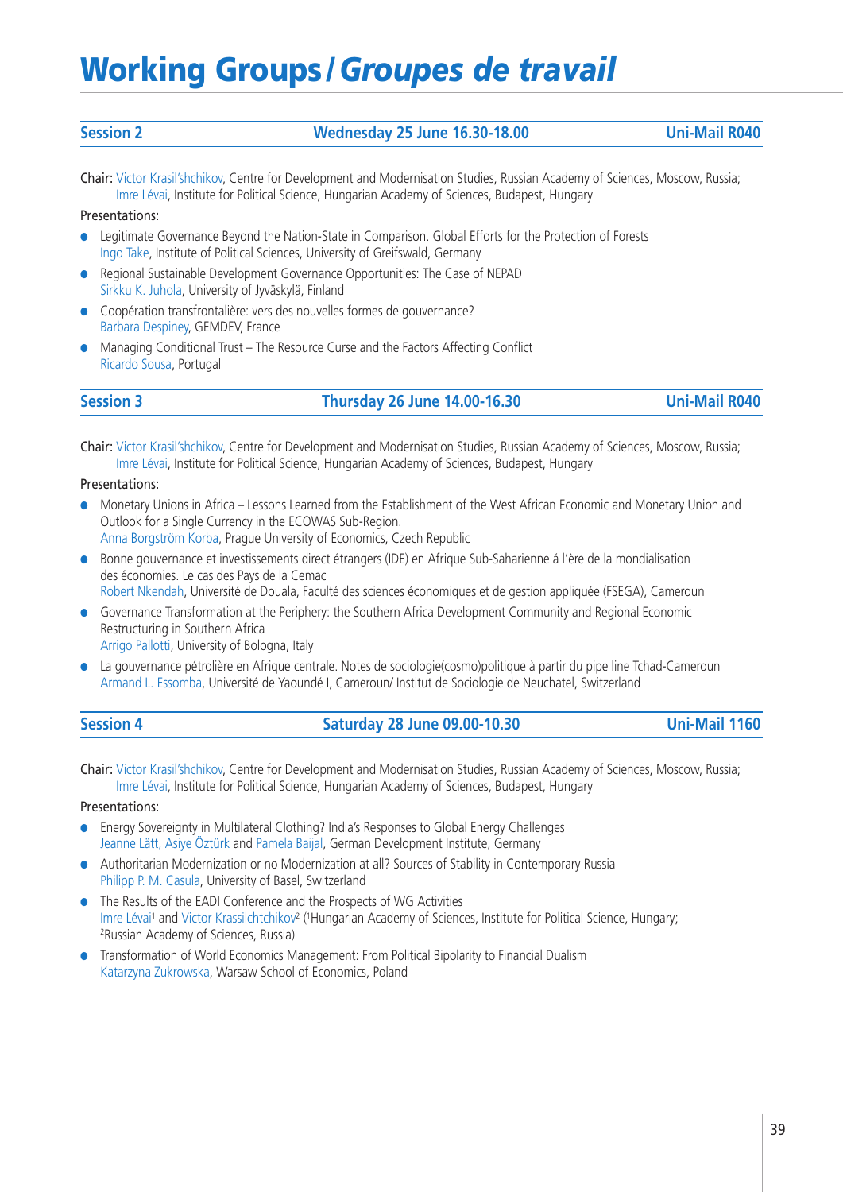# Working Groups / *Groupes de travail*

| Session 2 | Wednesday 25 June 16.30-18.00 | Uni-Mail R040 |
|---|---|---|

Chair: Victor Krasil'shchikov, Centre for Development and Modernisation Studies, Russian Academy of Sciences, Moscow, Russia; Imre Lévai, Institute for Political Science, Hungarian Academy of Sciences, Budapest, Hungary

Presentations:

- Legitimate Governance Beyond the Nation-State in Comparison. Global Efforts for the Protection of Forests
  Ingo Take, Institute of Political Sciences, University of Greifswald, Germany
- Regional Sustainable Development Governance Opportunities: The Case of NEPAD
  Sirkku K. Juhola, University of Jyväskylä, Finland
- Coopération transfrontalière: vers des nouvelles formes de gouvernance?
  Barbara Despiney, GEMDEV, France
- Managing Conditional Trust – The Resource Curse and the Factors Affecting Conflict
  Ricardo Sousa, Portugal

| Session 3 | Thursday 26 June 14.00-16.30 | Uni-Mail R040 |
|---|---|---|

Chair: Victor Krasil'shchikov, Centre for Development and Modernisation Studies, Russian Academy of Sciences, Moscow, Russia; Imre Lévai, Institute for Political Science, Hungarian Academy of Sciences, Budapest, Hungary

Presentations:

- Monetary Unions in Africa – Lessons Learned from the Establishment of the West African Economic and Monetary Union and Outlook for a Single Currency in the ECOWAS Sub-Region.
  Anna Borgström Korba, Prague University of Economics, Czech Republic
- Bonne gouvernance et investissements direct étrangers (IDE) en Afrique Sub-Saharienne á l'ère de la mondialisation des économies. Le cas des Pays de la Cemac
  Robert Nkendah, Université de Douala, Faculté des sciences économiques et de gestion appliquée (FSEGA), Cameroun
- Governance Transformation at the Periphery: the Southern Africa Development Community and Regional Economic Restructuring in Southern Africa
  Arrigo Pallotti, University of Bologna, Italy
- La gouvernance pétrolière en Afrique centrale. Notes de sociologie(cosmo)politique à partir du pipe line Tchad-Cameroun
  Armand L. Essomba, Université de Yaoundé I, Cameroun/ Institut de Sociologie de Neuchatel, Switzerland

| Session 4 | Saturday 28 June 09.00-10.30 | Uni-Mail 1160 |
|---|---|---|

Chair: Victor Krasil'shchikov, Centre for Development and Modernisation Studies, Russian Academy of Sciences, Moscow, Russia; Imre Lévai, Institute for Political Science, Hungarian Academy of Sciences, Budapest, Hungary

Presentations:

- Energy Sovereignty in Multilateral Clothing? India's Responses to Global Energy Challenges
  Jeanne Lätt, Asiye Öztürk and Pamela Baijal, German Development Institute, Germany
- Authoritarian Modernization or no Modernization at all? Sources of Stability in Contemporary Russia
  Philipp P. M. Casula, University of Basel, Switzerland
- The Results of the EADI Conference and the Prospects of WG Activities
  Imre Lévai[1] and Victor Krassilchtchikov[2] ([1]Hungarian Academy of Sciences, Institute for Political Science, Hungary; [2]Russian Academy of Sciences, Russia)
- Transformation of World Economics Management: From Political Bipolarity to Financial Dualism
  Katarzyna Zukrowska, Warsaw School of Economics, Poland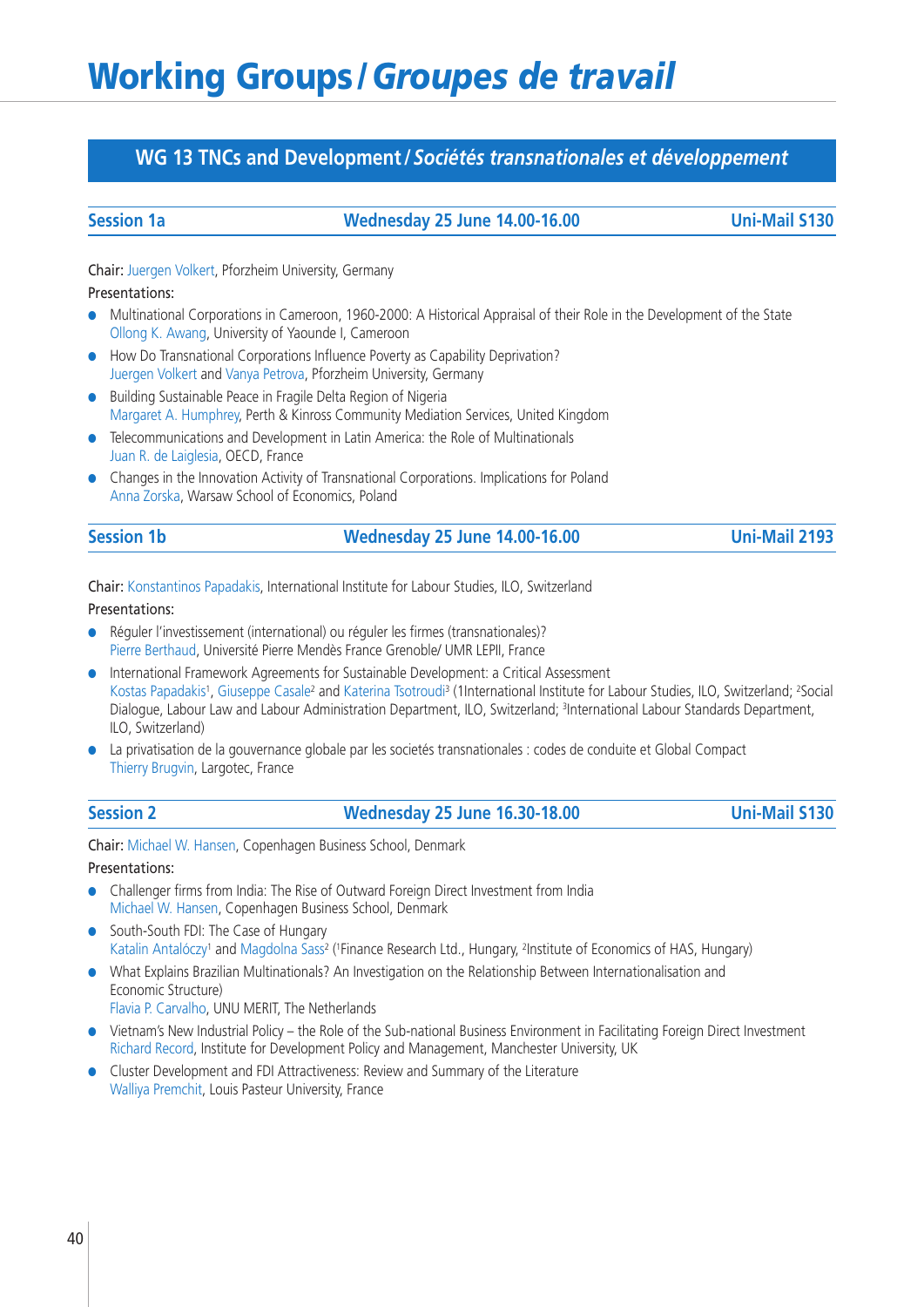# Working Groups / *Groupes de travail*

## WG 13 TNCs and Development / *Sociétés transnationales et développement*

### Session 1a — Wednesday 25 June 14.00-16.00 — Uni-Mail S130

Chair: Juergen Volkert, Pforzheim University, Germany

Presentations:

- Multinational Corporations in Cameroon, 1960-2000: A Historical Appraisal of their Role in the Development of the State
  Ollong K. Awang, University of Yaounde I, Cameroon
- How Do Transnational Corporations Influence Poverty as Capability Deprivation?
  Juergen Volkert and Vanya Petrova, Pforzheim University, Germany
- Building Sustainable Peace in Fragile Delta Region of Nigeria
  Margaret A. Humphrey, Perth & Kinross Community Mediation Services, United Kingdom
- Telecommunications and Development in Latin America: the Role of Multinationals
  Juan R. de Laiglesia, OECD, France
- Changes in the Innovation Activity of Transnational Corporations. Implications for Poland
  Anna Zorska, Warsaw School of Economics, Poland

### Session 1b — Wednesday 25 June 14.00-16.00 — Uni-Mail 2193

Chair: Konstantinos Papadakis, International Institute for Labour Studies, ILO, Switzerland

Presentations:

- Réguler l'investissement (international) ou réguler les firmes (transnationales)?
  Pierre Berthaud, Université Pierre Mendès France Grenoble/ UMR LEPII, France
- International Framework Agreements for Sustainable Development: a Critical Assessment
  Kostas Papadakis[1], Giuseppe Casale[2] and Katerina Tsotroudi[3] (1International Institute for Labour Studies, ILO, Switzerland; [2]Social Dialogue, Labour Law and Labour Administration Department, ILO, Switzerland; [3]International Labour Standards Department, ILO, Switzerland)
- La privatisation de la gouvernance globale par les societés transnationales : codes de conduite et Global Compact
  Thierry Brugvin, Largotec, France

### Session 2 — Wednesday 25 June 16.30-18.00 — Uni-Mail S130

Chair: Michael W. Hansen, Copenhagen Business School, Denmark

Presentations:

- Challenger firms from India: The Rise of Outward Foreign Direct Investment from India
  Michael W. Hansen, Copenhagen Business School, Denmark
- South-South FDI: The Case of Hungary
  Katalin Antalóczy[1] and Magdolna Sass[2] ([1]Finance Research Ltd., Hungary, [2]Institute of Economics of HAS, Hungary)
- What Explains Brazilian Multinationals? An Investigation on the Relationship Between Internationalisation and Economic Structure)
  Flavia P. Carvalho, UNU MERIT, The Netherlands
- Vietnam's New Industrial Policy – the Role of the Sub-national Business Environment in Facilitating Foreign Direct Investment
  Richard Record, Institute for Development Policy and Management, Manchester University, UK
- Cluster Development and FDI Attractiveness: Review and Summary of the Literature
  Walliya Premchit, Louis Pasteur University, France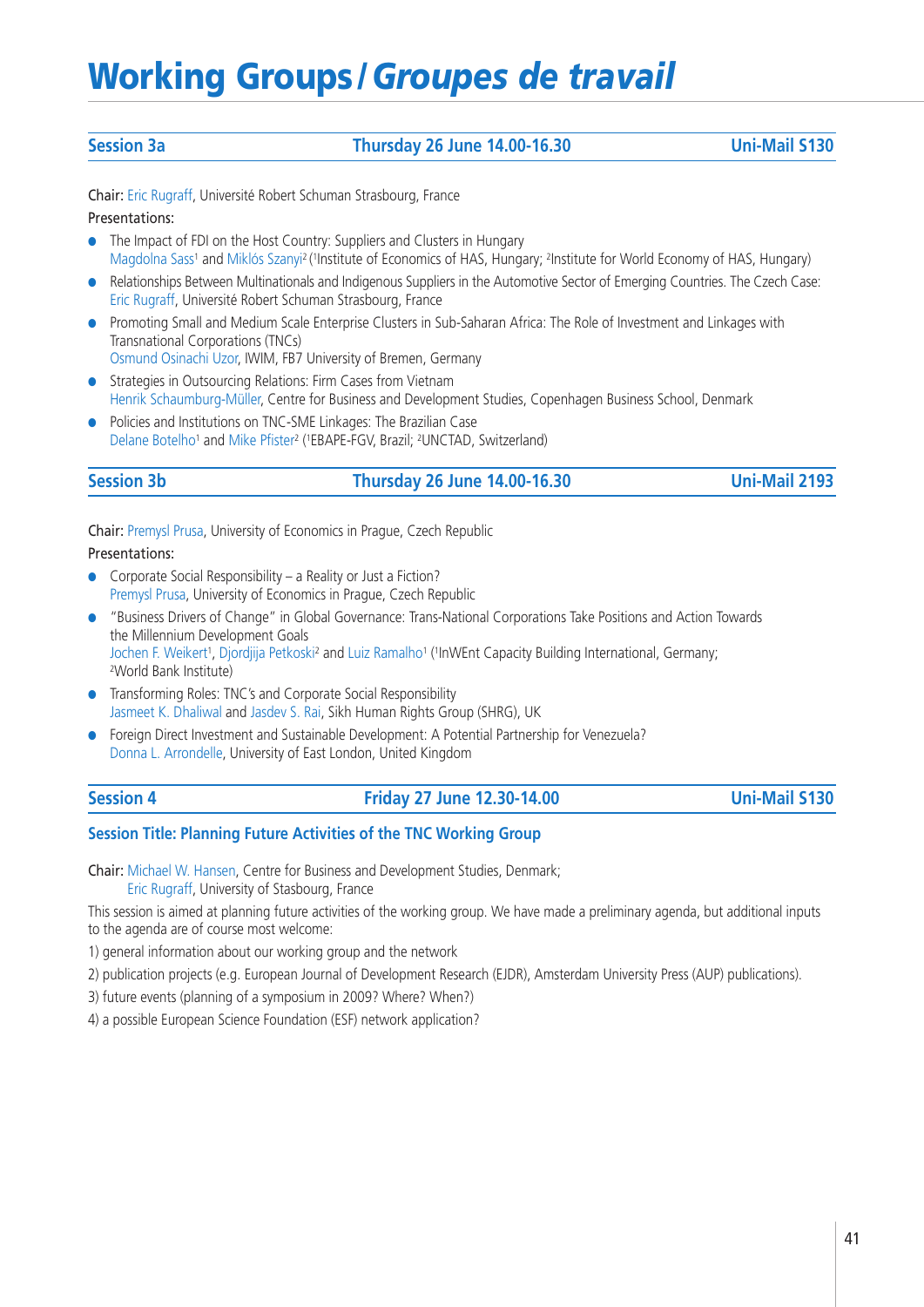# Working Groups / *Groupes de travail*

## Session 3a | Thursday 26 June 14.00-16.30 | Uni-Mail S130

Chair: Eric Rugraff, Université Robert Schuman Strasbourg, France

Presentations:

- The Impact of FDI on the Host Country: Suppliers and Clusters in Hungary
  Magdolna Sass[1] and Miklós Szanyi[2] ([1]Institute of Economics of HAS, Hungary; [2]Institute for World Economy of HAS, Hungary)
- Relationships Between Multinationals and Indigenous Suppliers in the Automotive Sector of Emerging Countries. The Czech Case:
  Eric Rugraff, Université Robert Schuman Strasbourg, France
- Promoting Small and Medium Scale Enterprise Clusters in Sub-Saharan Africa: The Role of Investment and Linkages with Transnational Corporations (TNCs)
  Osmund Osinachi Uzor, IWIM, FB7 University of Bremen, Germany
- Strategies in Outsourcing Relations: Firm Cases from Vietnam
  Henrik Schaumburg-Müller, Centre for Business and Development Studies, Copenhagen Business School, Denmark
- Policies and Institutions on TNC-SME Linkages: The Brazilian Case
  Delane Botelho[1] and Mike Pfister[2] ([1]EBAPE-FGV, Brazil; [2]UNCTAD, Switzerland)

## Session 3b | Thursday 26 June 14.00-16.30 | Uni-Mail 2193

Chair: Premysl Prusa, University of Economics in Prague, Czech Republic

Presentations:

- Corporate Social Responsibility – a Reality or Just a Fiction?
  Premysl Prusa, University of Economics in Prague, Czech Republic
- "Business Drivers of Change" in Global Governance: Trans-National Corporations Take Positions and Action Towards the Millennium Development Goals
  Jochen F. Weikert[1], Djordjija Petkoski[2] and Luiz Ramalho[1] ([1]InWEnt Capacity Building International, Germany; [2]World Bank Institute)
- Transforming Roles: TNC's and Corporate Social Responsibility
  Jasmeet K. Dhaliwal and Jasdev S. Rai, Sikh Human Rights Group (SHRG), UK
- Foreign Direct Investment and Sustainable Development: A Potential Partnership for Venezuela?
  Donna L. Arrondelle, University of East London, United Kingdom

## Session 4 | Friday 27 June 12.30-14.00 | Uni-Mail S130

### Session Title: Planning Future Activities of the TNC Working Group

Chair: Michael W. Hansen, Centre for Business and Development Studies, Denmark;
Eric Rugraff, University of Stasbourg, France

This session is aimed at planning future activities of the working group. We have made a preliminary agenda, but additional inputs to the agenda are of course most welcome:

1) general information about our working group and the network
2) publication projects (e.g. European Journal of Development Research (EJDR), Amsterdam University Press (AUP) publications).
3) future events (planning of a symposium in 2009? Where? When?)
4) a possible European Science Foundation (ESF) network application?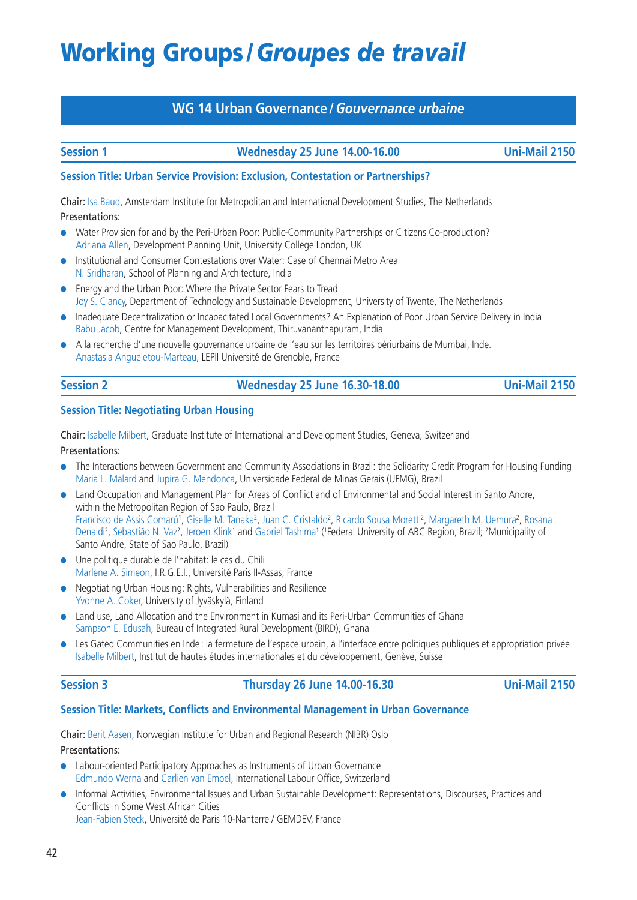# Working Groups / *Groupes de travail*

## WG 14 Urban Governance / *Gouvernance urbaine*

**Session 1** — **Wednesday 25 June 14.00-16.00** — **Uni-Mail 2150**

### Session Title: Urban Service Provision: Exclusion, Contestation or Partnerships?

Chair: Isa Baud, Amsterdam Institute for Metropolitan and International Development Studies, The Netherlands

Presentations:

- Water Provision for and by the Peri-Urban Poor: Public-Community Partnerships or Citizens Co-production?
  Adriana Allen, Development Planning Unit, University College London, UK
- Institutional and Consumer Contestations over Water: Case of Chennai Metro Area
  N. Sridharan, School of Planning and Architecture, India
- Energy and the Urban Poor: Where the Private Sector Fears to Tread
  Joy S. Clancy, Department of Technology and Sustainable Development, University of Twente, The Netherlands
- Inadequate Decentralization or Incapacitated Local Governments? An Explanation of Poor Urban Service Delivery in India
  Babu Jacob, Centre for Management Development, Thiruvananthapuram, India
- A la recherche d'une nouvelle gouvernance urbaine de l'eau sur les territoires périurbains de Mumbai, Inde.
  Anastasia Angueletou-Marteau, LEPII Université de Grenoble, France

**Session 2** — **Wednesday 25 June 16.30-18.00** — **Uni-Mail 2150**

### Session Title: Negotiating Urban Housing

Chair: Isabelle Milbert, Graduate Institute of International and Development Studies, Geneva, Switzerland

Presentations:

- The Interactions between Government and Community Associations in Brazil: the Solidarity Credit Program for Housing Funding
  Maria L. Malard and Jupira G. Mendonca, Universidade Federal de Minas Gerais (UFMG), Brazil
- Land Occupation and Management Plan for Areas of Conflict and of Environmental and Social Interest in Santo Andre, within the Metropolitan Region of Sao Paulo, Brazil
  Francisco de Assis Comarú[1], Giselle M. Tanaka[2], Juan C. Cristaldo[2], Ricardo Sousa Moretti[2], Margareth M. Uemura[2], Rosana Denaldi[2], Sebastião N. Vaz[2], Jeroen Klink[1] and Gabriel Tashima[1] ([1]Federal University of ABC Region, Brazil; [2]Municipality of Santo Andre, State of Sao Paulo, Brazil)
- Une politique durable de l'habitat: le cas du Chili
  Marlene A. Simeon, I.R.G.E.I., Université Paris II-Assas, France
- Negotiating Urban Housing: Rights, Vulnerabilities and Resilience
  Yvonne A. Coker, University of Jyväskylä, Finland
- Land use, Land Allocation and the Environment in Kumasi and its Peri-Urban Communities of Ghana
  Sampson E. Edusah, Bureau of Integrated Rural Development (BIRD), Ghana
- Les Gated Communities en Inde : la fermeture de l'espace urbain, à l'interface entre politiques publiques et appropriation privée
  Isabelle Milbert, Institut de hautes études internationales et du développement, Genève, Suisse

**Session 3** — **Thursday 26 June 14.00-16.30** — **Uni-Mail 2150**

### Session Title: Markets, Conflicts and Environmental Management in Urban Governance

Chair: Berit Aasen, Norwegian Institute for Urban and Regional Research (NIBR) Oslo

Presentations:

- Labour-oriented Participatory Approaches as Instruments of Urban Governance
  Edmundo Werna and Carlien van Empel, International Labour Office, Switzerland
- Informal Activities, Environmental Issues and Urban Sustainable Development: Representations, Discourses, Practices and Conflicts in Some West African Cities
  Jean-Fabien Steck, Université de Paris 10-Nanterre / GEMDEV, France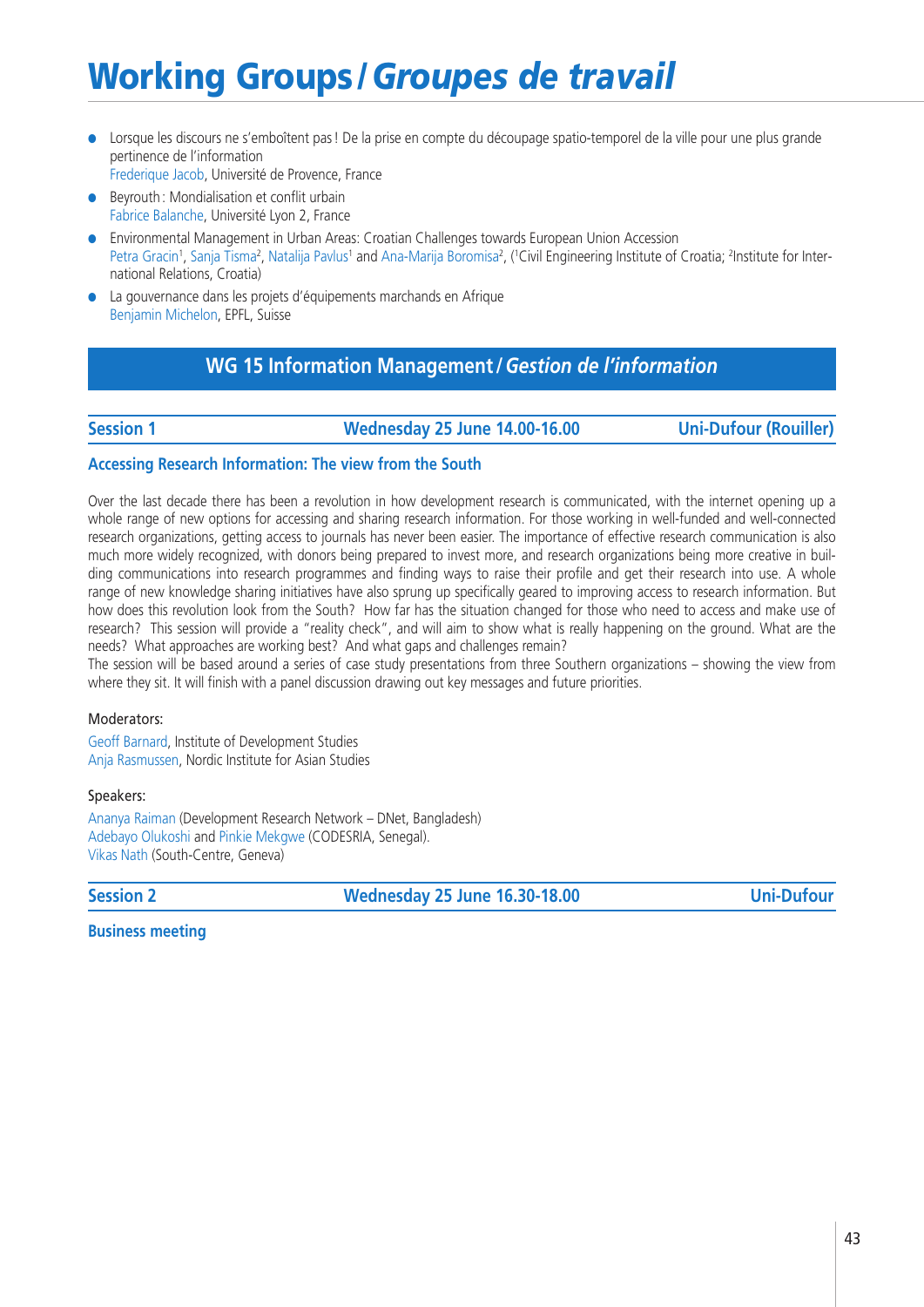# Working Groups / *Groupes de travail*

- Lorsque les discours ne s'emboîtent pas ! De la prise en compte du découpage spatio-temporel de la ville pour une plus grande pertinence de l'information
  Frederique Jacob, Université de Provence, France
- Beyrouth : Mondialisation et conflit urbain
  Fabrice Balanche, Université Lyon 2, France
- Environmental Management in Urban Areas: Croatian Challenges towards European Union Accession
  Petra Gracin[1], Sanja Tisma[2], Natalija Pavlus[1] and Ana-Marija Boromisa[2], ([1]Civil Engineering Institute of Croatia; [2]Institute for International Relations, Croatia)
- La gouvernance dans les projets d'équipements marchands en Afrique
  Benjamin Michelon, EPFL, Suisse

## WG 15 Information Management / *Gestion de l'information*

**Session 1** | **Wednesday 25 June 14.00-16.00** | **Uni-Dufour (Rouiller)**

### Accessing Research Information: The view from the South

Over the last decade there has been a revolution in how development research is communicated, with the internet opening up a whole range of new options for accessing and sharing research information. For those working in well-funded and well-connected research organizations, getting access to journals has never been easier. The importance of effective research communication is also much more widely recognized, with donors being prepared to invest more, and research organizations being more creative in building communications into research programmes and finding ways to raise their profile and get their research into use. A whole range of new knowledge sharing initiatives have also sprung up specifically geared to improving access to research information. But how does this revolution look from the South? How far has the situation changed for those who need to access and make use of research? This session will provide a "reality check", and will aim to show what is really happening on the ground. What are the needs? What approaches are working best? And what gaps and challenges remain?
The session will be based around a series of case study presentations from three Southern organizations – showing the view from where they sit. It will finish with a panel discussion drawing out key messages and future priorities.

Moderators:

Geoff Barnard, Institute of Development Studies
Anja Rasmussen, Nordic Institute for Asian Studies

Speakers:

Ananya Raiman (Development Research Network – DNet, Bangladesh)
Adebayo Olukoshi and Pinkie Mekgwe (CODESRIA, Senegal).
Vikas Nath (South-Centre, Geneva)

**Session 2** | **Wednesday 25 June 16.30-18.00** | **Uni-Dufour**

### Business meeting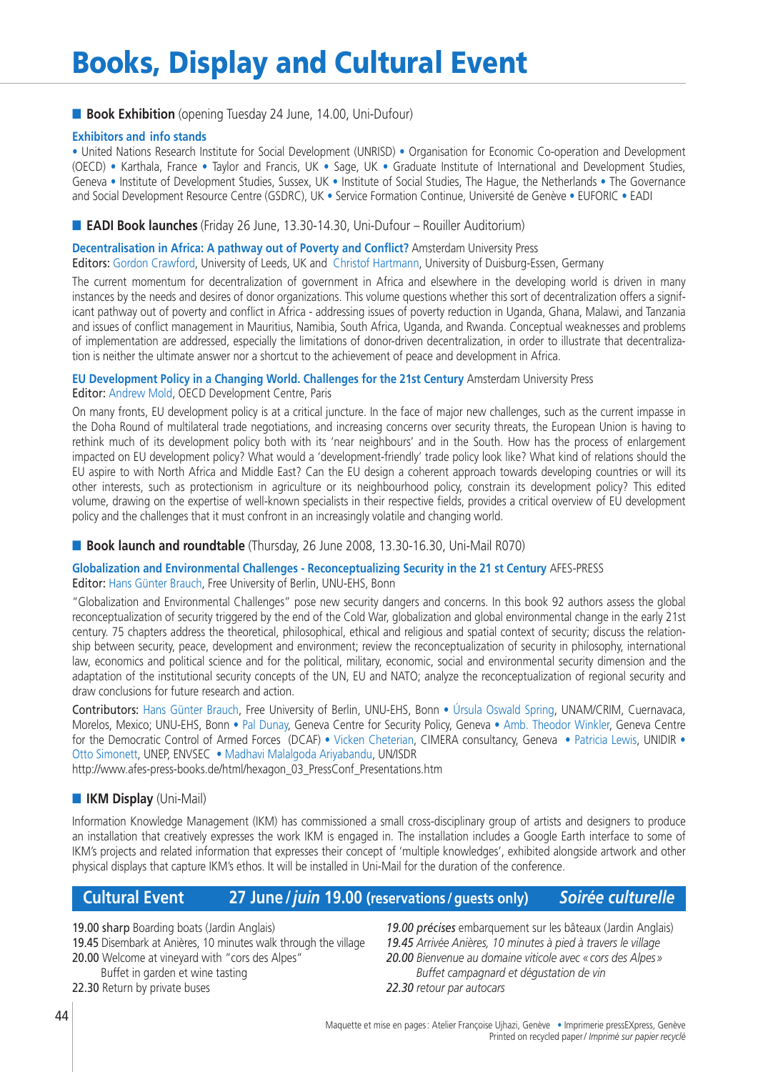# Books, Display and Cultural Event

## Book Exhibition (opening Tuesday 24 June, 14.00, Uni-Dufour)

**Exhibitors and info stands**

• United Nations Research Institute for Social Development (UNRISD) • Organisation for Economic Co-operation and Development (OECD) • Karthala, France • Taylor and Francis, UK • Sage, UK • Graduate Institute of International and Development Studies, Geneva • Institute of Development Studies, Sussex, UK • Institute of Social Studies, The Hague, the Netherlands • The Governance and Social Development Resource Centre (GSDRC), UK • Service Formation Continue, Université de Genève • EUFORIC • EADI

## EADI Book launches (Friday 26 June, 13.30-14.30, Uni-Dufour – Rouiller Auditorium)

**Decentralisation in Africa: A pathway out of Poverty and Conflict?** Amsterdam University Press
Editors: Gordon Crawford, University of Leeds, UK and Christof Hartmann, University of Duisburg-Essen, Germany

The current momentum for decentralization of government in Africa and elsewhere in the developing world is driven in many instances by the needs and desires of donor organizations. This volume questions whether this sort of decentralization offers a significant pathway out of poverty and conflict in Africa - addressing issues of poverty reduction in Uganda, Ghana, Malawi, and Tanzania and issues of conflict management in Mauritius, Namibia, South Africa, Uganda, and Rwanda. Conceptual weaknesses and problems of implementation are addressed, especially the limitations of donor-driven decentralization, in order to illustrate that decentralization is neither the ultimate answer nor a shortcut to the achievement of peace and development in Africa.

**EU Development Policy in a Changing World. Challenges for the 21st Century** Amsterdam University Press
Editor: Andrew Mold, OECD Development Centre, Paris

On many fronts, EU development policy is at a critical juncture. In the face of major new challenges, such as the current impasse in the Doha Round of multilateral trade negotiations, and increasing concerns over security threats, the European Union is having to rethink much of its development policy both with its 'near neighbours' and in the South. How has the process of enlargement impacted on EU development policy? What would a 'development-friendly' trade policy look like? What kind of relations should the EU aspire to with North Africa and Middle East? Can the EU design a coherent approach towards developing countries or will its other interests, such as protectionism in agriculture or its neighbourhood policy, constrain its development policy? This edited volume, drawing on the expertise of well-known specialists in their respective fields, provides a critical overview of EU development policy and the challenges that it must confront in an increasingly volatile and changing world.

## Book launch and roundtable (Thursday, 26 June 2008, 13.30-16.30, Uni-Mail R070)

**Globalization and Environmental Challenges - Reconceptualizing Security in the 21 st Century** AFES-PRESS
Editor: Hans Günter Brauch, Free University of Berlin, UNU-EHS, Bonn

"Globalization and Environmental Challenges" pose new security dangers and concerns. In this book 92 authors assess the global reconceptualization of security triggered by the end of the Cold War, globalization and global environmental change in the early 21st century. 75 chapters address the theoretical, philosophical, ethical and religious and spatial context of security; discuss the relationship between security, peace, development and environment; review the reconceptualization of security in philosophy, international law, economics and political science and for the political, military, economic, social and environmental security dimension and the adaptation of the institutional security concepts of the UN, EU and NATO; analyze the reconceptualization of regional security and draw conclusions for future research and action.

Contributors: Hans Günter Brauch, Free University of Berlin, UNU-EHS, Bonn • Úrsula Oswald Spring, UNAM/CRIM, Cuernavaca, Morelos, Mexico; UNU-EHS, Bonn • Pal Dunay, Geneva Centre for Security Policy, Geneva • Amb. Theodor Winkler, Geneva Centre for the Democratic Control of Armed Forces (DCAF) • Vicken Cheterian, CIMERA consultancy, Geneva • Patricia Lewis, UNIDIR • Otto Simonett, UNEP, ENVSEC • Madhavi Malalgoda Ariyabandu, UN/ISDR
http://www.afes-press-books.de/html/hexagon_03_PressConf_Presentations.htm

## IKM Display (Uni-Mail)

Information Knowledge Management (IKM) has commissioned a small cross-disciplinary group of artists and designers to produce an installation that creatively expresses the work IKM is engaged in. The installation includes a Google Earth interface to some of IKM's projects and related information that expresses their concept of 'multiple knowledges', exhibited alongside artwork and other physical displays that capture IKM's ethos. It will be installed in Uni-Mail for the duration of the conference.

## Cultural Event 27 June / *juin* 19.00 (reservations / guests only) *Soirée culturelle*

**19.00 sharp** Boarding boats (Jardin Anglais)
**19.45** Disembark at Anières, 10 minutes walk through the village
**20.00** Welcome at vineyard with "cors des Alpes"
Buffet in garden et wine tasting
**22.30** Return by private buses

***19.00 précises*** *embarquement sur les bâteaux (Jardin Anglais)*
***19.45*** *Arrivée Anières, 10 minutes à pied à travers le village*
***20.00*** *Bienvenue au domaine viticole avec « cors des Alpes »*
*Buffet campagnard et dégustation de vin*
***22.30*** *retour par autocars*

Maquette et mise en pages : Atelier Françoise Ujhazi, Genève • Imprimerie pressEXpress, Genève
Printed on recycled paper / *Imprimé sur papier recyclé*